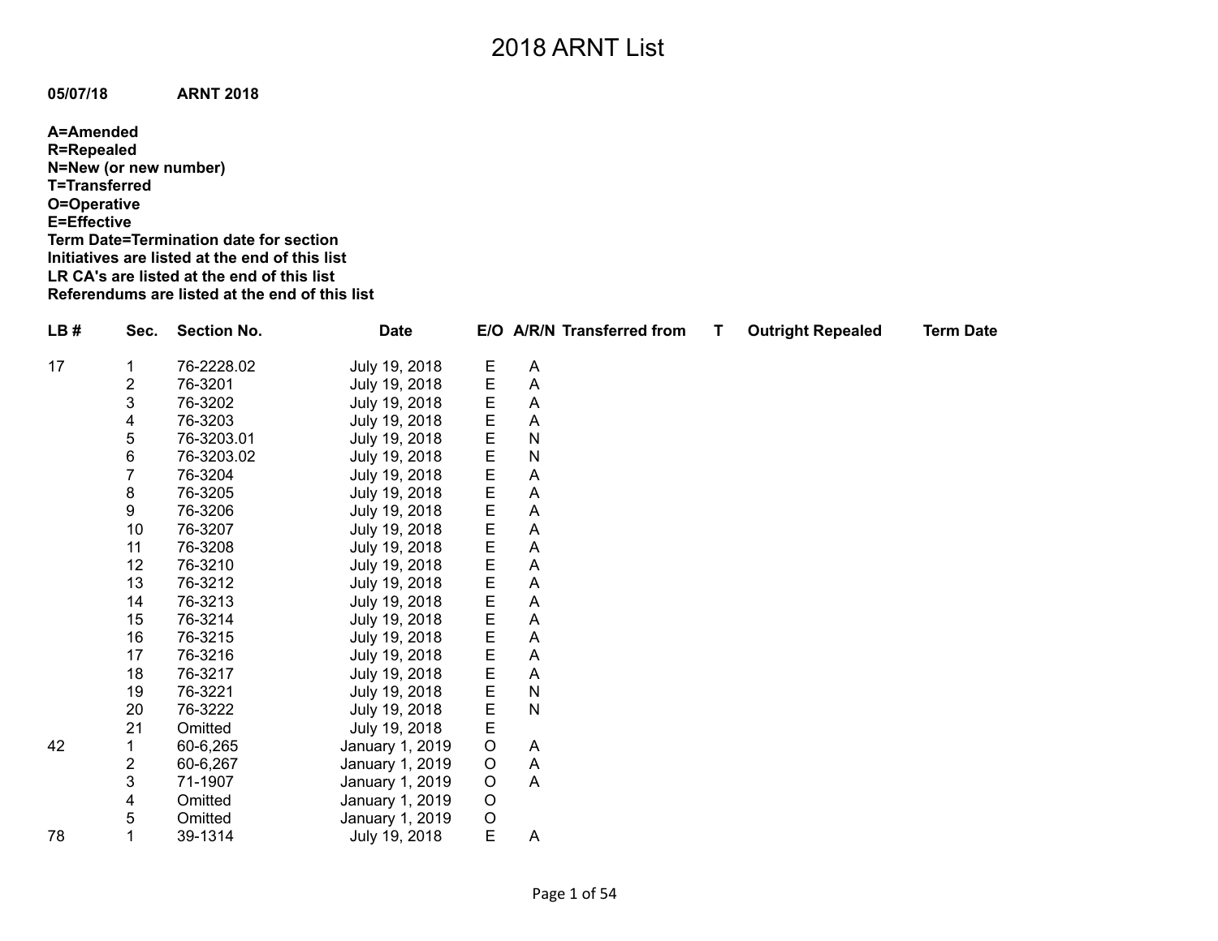# 2018 ARNT List

**05/07/18 ARNT 2018**

**A=Amended**
**R=Repealed**
**N=New (or new number)**
**T=Transferred**
**O=Operative**
**E=Effective**
**Term Date=Termination date for section**
**Initiatives are listed at the end of this list**
**LR CA's are listed at the end of this list**
**Referendums are listed at the end of this list**

| LB # | Sec. | Section No. | Date | E/O | A/R/N | Transferred from | T | Outright Repealed | Term Date |
|---|---|---|---|---|---|---|---|---|---|
| 17 | 1 | 76-2228.02 | July 19, 2018 | E | A | | | | |
| | 2 | 76-3201 | July 19, 2018 | E | A | | | | |
| | 3 | 76-3202 | July 19, 2018 | E | A | | | | |
| | 4 | 76-3203 | July 19, 2018 | E | A | | | | |
| | 5 | 76-3203.01 | July 19, 2018 | E | N | | | | |
| | 6 | 76-3203.02 | July 19, 2018 | E | N | | | | |
| | 7 | 76-3204 | July 19, 2018 | E | A | | | | |
| | 8 | 76-3205 | July 19, 2018 | E | A | | | | |
| | 9 | 76-3206 | July 19, 2018 | E | A | | | | |
| | 10 | 76-3207 | July 19, 2018 | E | A | | | | |
| | 11 | 76-3208 | July 19, 2018 | E | A | | | | |
| | 12 | 76-3210 | July 19, 2018 | E | A | | | | |
| | 13 | 76-3212 | July 19, 2018 | E | A | | | | |
| | 14 | 76-3213 | July 19, 2018 | E | A | | | | |
| | 15 | 76-3214 | July 19, 2018 | E | A | | | | |
| | 16 | 76-3215 | July 19, 2018 | E | A | | | | |
| | 17 | 76-3216 | July 19, 2018 | E | A | | | | |
| | 18 | 76-3217 | July 19, 2018 | E | A | | | | |
| | 19 | 76-3221 | July 19, 2018 | E | N | | | | |
| | 20 | 76-3222 | July 19, 2018 | E | N | | | | |
| | 21 | Omitted | July 19, 2018 | E | | | | | |
| 42 | 1 | 60-6,265 | January 1, 2019 | O | A | | | | |
| | 2 | 60-6,267 | January 1, 2019 | O | A | | | | |
| | 3 | 71-1907 | January 1, 2019 | O | A | | | | |
| | 4 | Omitted | January 1, 2019 | O | | | | | |
| | 5 | Omitted | January 1, 2019 | O | | | | | |
| 78 | 1 | 39-1314 | July 19, 2018 | E | A | | | | |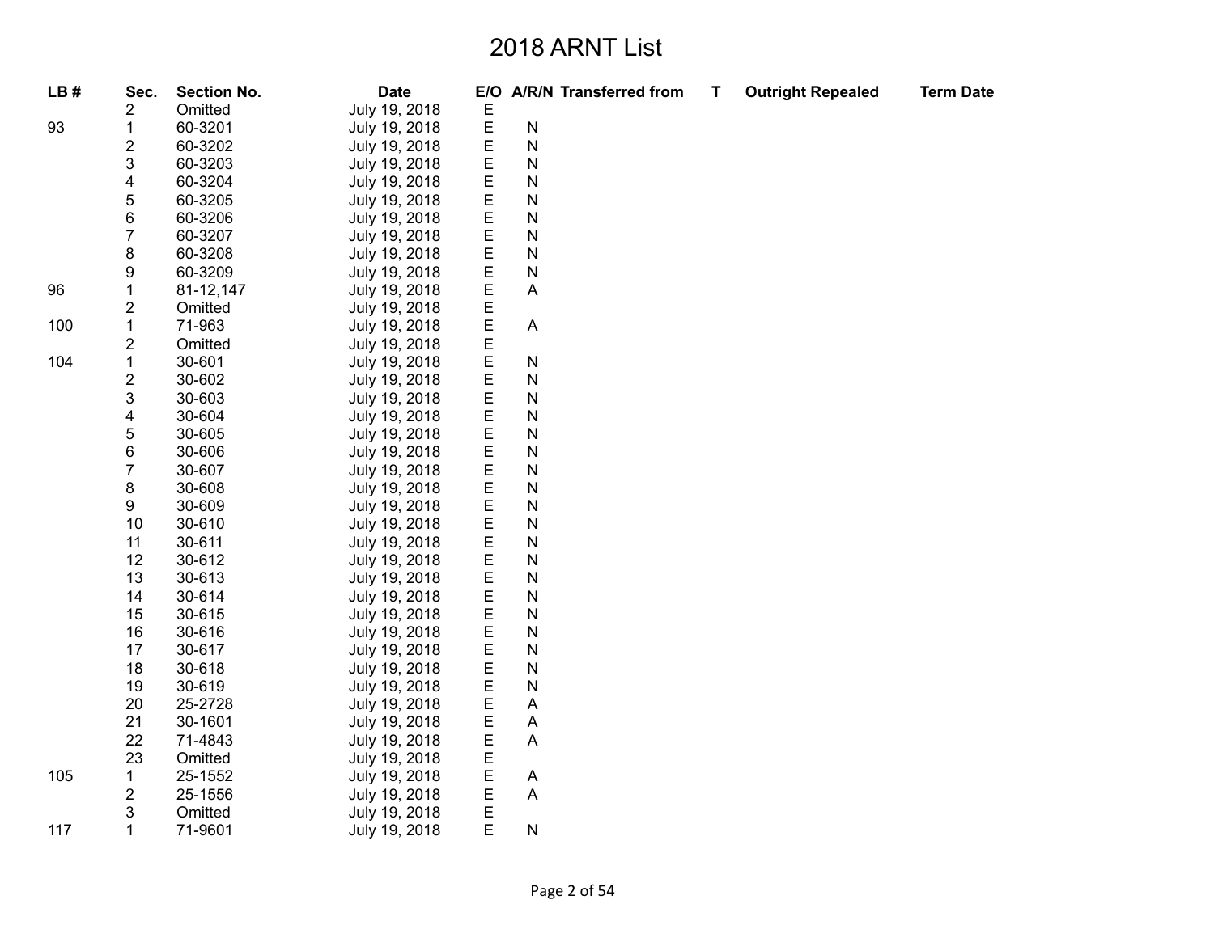# 2018 ARNT List

| LB # | Sec. | Section No. | Date | E/O | A/R/N | Transferred from | T | Outright Repealed | Term Date |
|---|---|---|---|---|---|---|---|---|---|
| | 2 | Omitted | July 19, 2018 | E | | | | | |
| 93 | 1 | 60-3201 | July 19, 2018 | E | N | | | | |
| | 2 | 60-3202 | July 19, 2018 | E | N | | | | |
| | 3 | 60-3203 | July 19, 2018 | E | N | | | | |
| | 4 | 60-3204 | July 19, 2018 | E | N | | | | |
| | 5 | 60-3205 | July 19, 2018 | E | N | | | | |
| | 6 | 60-3206 | July 19, 2018 | E | N | | | | |
| | 7 | 60-3207 | July 19, 2018 | E | N | | | | |
| | 8 | 60-3208 | July 19, 2018 | E | N | | | | |
| | 9 | 60-3209 | July 19, 2018 | E | N | | | | |
| 96 | 1 | 81-12,147 | July 19, 2018 | E | A | | | | |
| | 2 | Omitted | July 19, 2018 | E | | | | | |
| 100 | 1 | 71-963 | July 19, 2018 | E | A | | | | |
| | 2 | Omitted | July 19, 2018 | E | | | | | |
| 104 | 1 | 30-601 | July 19, 2018 | E | N | | | | |
| | 2 | 30-602 | July 19, 2018 | E | N | | | | |
| | 3 | 30-603 | July 19, 2018 | E | N | | | | |
| | 4 | 30-604 | July 19, 2018 | E | N | | | | |
| | 5 | 30-605 | July 19, 2018 | E | N | | | | |
| | 6 | 30-606 | July 19, 2018 | E | N | | | | |
| | 7 | 30-607 | July 19, 2018 | E | N | | | | |
| | 8 | 30-608 | July 19, 2018 | E | N | | | | |
| | 9 | 30-609 | July 19, 2018 | E | N | | | | |
| | 10 | 30-610 | July 19, 2018 | E | N | | | | |
| | 11 | 30-611 | July 19, 2018 | E | N | | | | |
| | 12 | 30-612 | July 19, 2018 | E | N | | | | |
| | 13 | 30-613 | July 19, 2018 | E | N | | | | |
| | 14 | 30-614 | July 19, 2018 | E | N | | | | |
| | 15 | 30-615 | July 19, 2018 | E | N | | | | |
| | 16 | 30-616 | July 19, 2018 | E | N | | | | |
| | 17 | 30-617 | July 19, 2018 | E | N | | | | |
| | 18 | 30-618 | July 19, 2018 | E | N | | | | |
| | 19 | 30-619 | July 19, 2018 | E | N | | | | |
| | 20 | 25-2728 | July 19, 2018 | E | A | | | | |
| | 21 | 30-1601 | July 19, 2018 | E | A | | | | |
| | 22 | 71-4843 | July 19, 2018 | E | A | | | | |
| | 23 | Omitted | July 19, 2018 | E | | | | | |
| 105 | 1 | 25-1552 | July 19, 2018 | E | A | | | | |
| | 2 | 25-1556 | July 19, 2018 | E | A | | | | |
| | 3 | Omitted | July 19, 2018 | E | | | | | |
| 117 | 1 | 71-9601 | July 19, 2018 | E | N | | | | |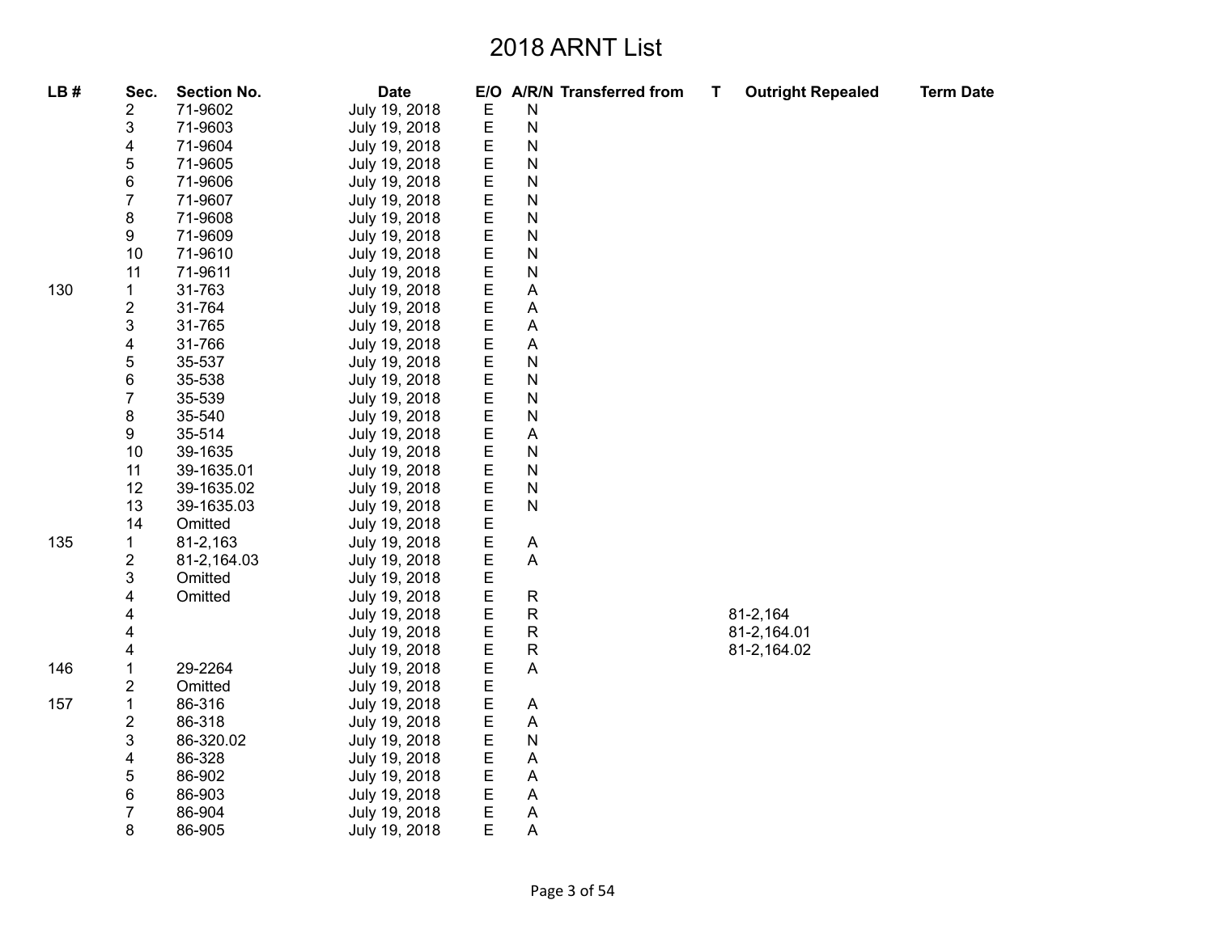# 2018 ARNT List

| LB # | Sec. | Section No. | Date | E/O | A/R/N | Transferred from | T | Outright Repealed | Term Date |
|---|---|---|---|---|---|---|---|---|---|
| | 2 | 71-9602 | July 19, 2018 | E | N | | | | |
| | 3 | 71-9603 | July 19, 2018 | E | N | | | | |
| | 4 | 71-9604 | July 19, 2018 | E | N | | | | |
| | 5 | 71-9605 | July 19, 2018 | E | N | | | | |
| | 6 | 71-9606 | July 19, 2018 | E | N | | | | |
| | 7 | 71-9607 | July 19, 2018 | E | N | | | | |
| | 8 | 71-9608 | July 19, 2018 | E | N | | | | |
| | 9 | 71-9609 | July 19, 2018 | E | N | | | | |
| | 10 | 71-9610 | July 19, 2018 | E | N | | | | |
| | 11 | 71-9611 | July 19, 2018 | E | N | | | | |
| 130 | 1 | 31-763 | July 19, 2018 | E | A | | | | |
| | 2 | 31-764 | July 19, 2018 | E | A | | | | |
| | 3 | 31-765 | July 19, 2018 | E | A | | | | |
| | 4 | 31-766 | July 19, 2018 | E | A | | | | |
| | 5 | 35-537 | July 19, 2018 | E | N | | | | |
| | 6 | 35-538 | July 19, 2018 | E | N | | | | |
| | 7 | 35-539 | July 19, 2018 | E | N | | | | |
| | 8 | 35-540 | July 19, 2018 | E | N | | | | |
| | 9 | 35-514 | July 19, 2018 | E | A | | | | |
| | 10 | 39-1635 | July 19, 2018 | E | N | | | | |
| | 11 | 39-1635.01 | July 19, 2018 | E | N | | | | |
| | 12 | 39-1635.02 | July 19, 2018 | E | N | | | | |
| | 13 | 39-1635.03 | July 19, 2018 | E | N | | | | |
| | 14 | Omitted | July 19, 2018 | E | | | | | |
| 135 | 1 | 81-2,163 | July 19, 2018 | E | A | | | | |
| | 2 | 81-2,164.03 | July 19, 2018 | E | A | | | | |
| | 3 | Omitted | July 19, 2018 | E | | | | | |
| | 4 | Omitted | July 19, 2018 | E | R | | | | |
| | 4 | | July 19, 2018 | E | R | | | 81-2,164 | |
| | 4 | | July 19, 2018 | E | R | | | 81-2,164.01 | |
| | 4 | | July 19, 2018 | E | R | | | 81-2,164.02 | |
| 146 | 1 | 29-2264 | July 19, 2018 | E | A | | | | |
| | 2 | Omitted | July 19, 2018 | E | | | | | |
| 157 | 1 | 86-316 | July 19, 2018 | E | A | | | | |
| | 2 | 86-318 | July 19, 2018 | E | A | | | | |
| | 3 | 86-320.02 | July 19, 2018 | E | N | | | | |
| | 4 | 86-328 | July 19, 2018 | E | A | | | | |
| | 5 | 86-902 | July 19, 2018 | E | A | | | | |
| | 6 | 86-903 | July 19, 2018 | E | A | | | | |
| | 7 | 86-904 | July 19, 2018 | E | A | | | | |
| | 8 | 86-905 | July 19, 2018 | E | A | | | | |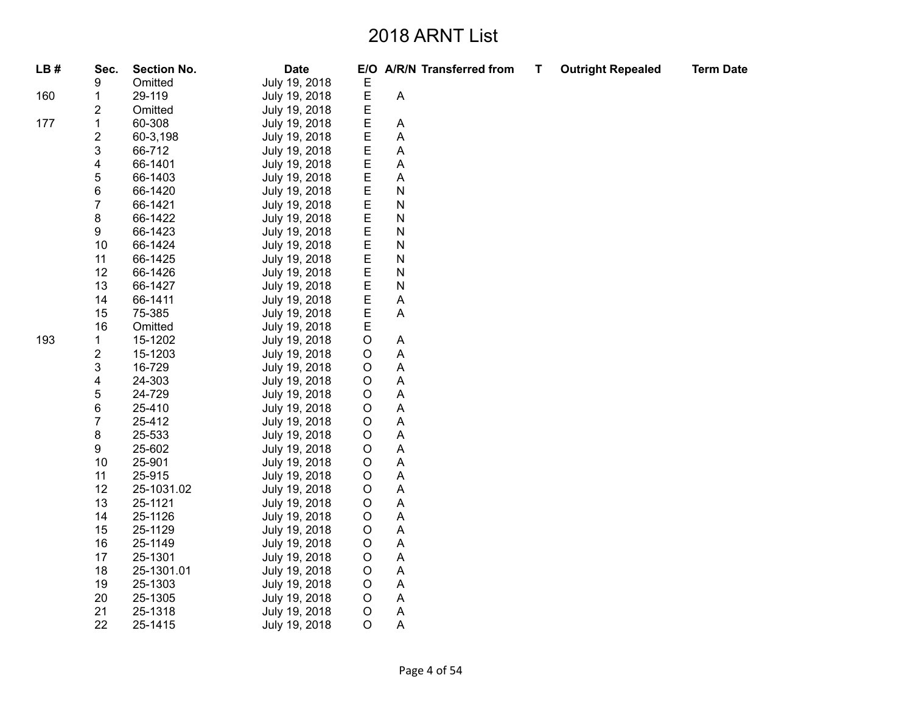# 2018 ARNT List

| LB # | Sec. | Section No. | Date | E/O | A/R/N | Transferred from | T | Outright Repealed | Term Date |
|---|---|---|---|---|---|---|---|---|---|
| | 9 | Omitted | July 19, 2018 | E | | | | | |
| 160 | 1 | 29-119 | July 19, 2018 | E | A | | | | |
| | 2 | Omitted | July 19, 2018 | E | | | | | |
| 177 | 1 | 60-308 | July 19, 2018 | E | A | | | | |
| | 2 | 60-3,198 | July 19, 2018 | E | A | | | | |
| | 3 | 66-712 | July 19, 2018 | E | A | | | | |
| | 4 | 66-1401 | July 19, 2018 | E | A | | | | |
| | 5 | 66-1403 | July 19, 2018 | E | A | | | | |
| | 6 | 66-1420 | July 19, 2018 | E | N | | | | |
| | 7 | 66-1421 | July 19, 2018 | E | N | | | | |
| | 8 | 66-1422 | July 19, 2018 | E | N | | | | |
| | 9 | 66-1423 | July 19, 2018 | E | N | | | | |
| | 10 | 66-1424 | July 19, 2018 | E | N | | | | |
| | 11 | 66-1425 | July 19, 2018 | E | N | | | | |
| | 12 | 66-1426 | July 19, 2018 | E | N | | | | |
| | 13 | 66-1427 | July 19, 2018 | E | N | | | | |
| | 14 | 66-1411 | July 19, 2018 | E | A | | | | |
| | 15 | 75-385 | July 19, 2018 | E | A | | | | |
| | 16 | Omitted | July 19, 2018 | E | | | | | |
| 193 | 1 | 15-1202 | July 19, 2018 | O | A | | | | |
| | 2 | 15-1203 | July 19, 2018 | O | A | | | | |
| | 3 | 16-729 | July 19, 2018 | O | A | | | | |
| | 4 | 24-303 | July 19, 2018 | O | A | | | | |
| | 5 | 24-729 | July 19, 2018 | O | A | | | | |
| | 6 | 25-410 | July 19, 2018 | O | A | | | | |
| | 7 | 25-412 | July 19, 2018 | O | A | | | | |
| | 8 | 25-533 | July 19, 2018 | O | A | | | | |
| | 9 | 25-602 | July 19, 2018 | O | A | | | | |
| | 10 | 25-901 | July 19, 2018 | O | A | | | | |
| | 11 | 25-915 | July 19, 2018 | O | A | | | | |
| | 12 | 25-1031.02 | July 19, 2018 | O | A | | | | |
| | 13 | 25-1121 | July 19, 2018 | O | A | | | | |
| | 14 | 25-1126 | July 19, 2018 | O | A | | | | |
| | 15 | 25-1129 | July 19, 2018 | O | A | | | | |
| | 16 | 25-1149 | July 19, 2018 | O | A | | | | |
| | 17 | 25-1301 | July 19, 2018 | O | A | | | | |
| | 18 | 25-1301.01 | July 19, 2018 | O | A | | | | |
| | 19 | 25-1303 | July 19, 2018 | O | A | | | | |
| | 20 | 25-1305 | July 19, 2018 | O | A | | | | |
| | 21 | 25-1318 | July 19, 2018 | O | A | | | | |
| | 22 | 25-1415 | July 19, 2018 | O | A | | | | |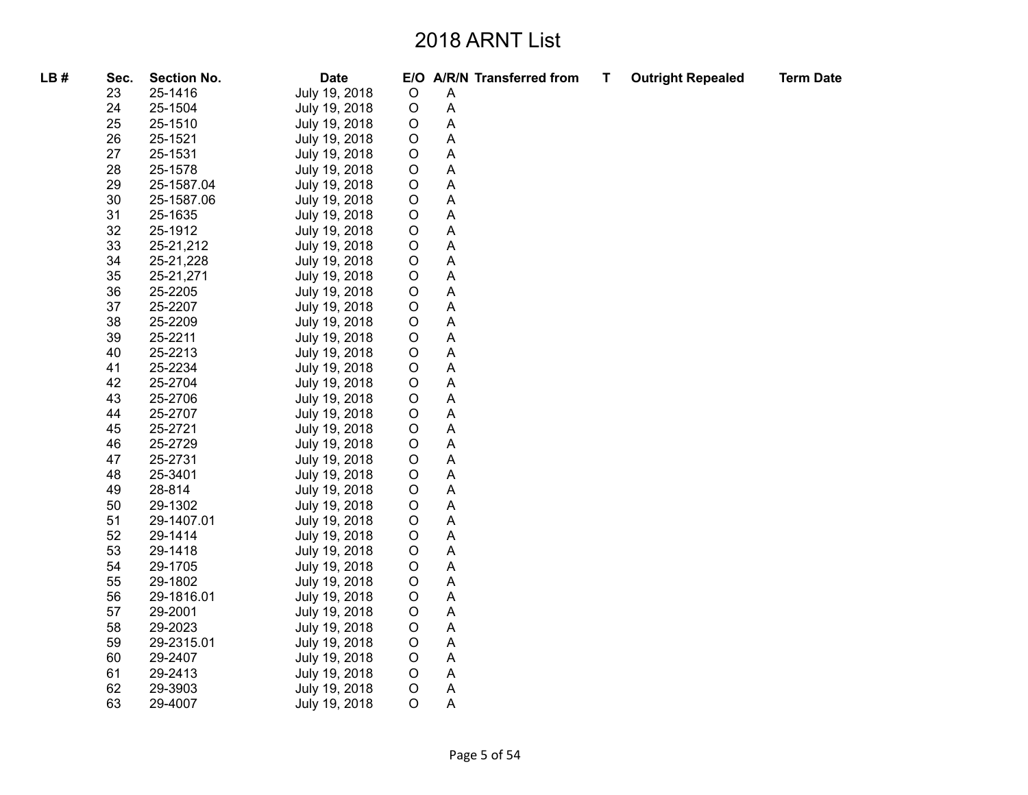# 2018 ARNT List

| LB # | Sec. | Section No. | Date | E/O | A/R/N | Transferred from | T | Outright Repealed | Term Date |
|---|---|---|---|---|---|---|---|---|---|
| | 23 | 25-1416 | July 19, 2018 | O | A | | | | |
| | 24 | 25-1504 | July 19, 2018 | O | A | | | | |
| | 25 | 25-1510 | July 19, 2018 | O | A | | | | |
| | 26 | 25-1521 | July 19, 2018 | O | A | | | | |
| | 27 | 25-1531 | July 19, 2018 | O | A | | | | |
| | 28 | 25-1578 | July 19, 2018 | O | A | | | | |
| | 29 | 25-1587.04 | July 19, 2018 | O | A | | | | |
| | 30 | 25-1587.06 | July 19, 2018 | O | A | | | | |
| | 31 | 25-1635 | July 19, 2018 | O | A | | | | |
| | 32 | 25-1912 | July 19, 2018 | O | A | | | | |
| | 33 | 25-21,212 | July 19, 2018 | O | A | | | | |
| | 34 | 25-21,228 | July 19, 2018 | O | A | | | | |
| | 35 | 25-21,271 | July 19, 2018 | O | A | | | | |
| | 36 | 25-2205 | July 19, 2018 | O | A | | | | |
| | 37 | 25-2207 | July 19, 2018 | O | A | | | | |
| | 38 | 25-2209 | July 19, 2018 | O | A | | | | |
| | 39 | 25-2211 | July 19, 2018 | O | A | | | | |
| | 40 | 25-2213 | July 19, 2018 | O | A | | | | |
| | 41 | 25-2234 | July 19, 2018 | O | A | | | | |
| | 42 | 25-2704 | July 19, 2018 | O | A | | | | |
| | 43 | 25-2706 | July 19, 2018 | O | A | | | | |
| | 44 | 25-2707 | July 19, 2018 | O | A | | | | |
| | 45 | 25-2721 | July 19, 2018 | O | A | | | | |
| | 46 | 25-2729 | July 19, 2018 | O | A | | | | |
| | 47 | 25-2731 | July 19, 2018 | O | A | | | | |
| | 48 | 25-3401 | July 19, 2018 | O | A | | | | |
| | 49 | 28-814 | July 19, 2018 | O | A | | | | |
| | 50 | 29-1302 | July 19, 2018 | O | A | | | | |
| | 51 | 29-1407.01 | July 19, 2018 | O | A | | | | |
| | 52 | 29-1414 | July 19, 2018 | O | A | | | | |
| | 53 | 29-1418 | July 19, 2018 | O | A | | | | |
| | 54 | 29-1705 | July 19, 2018 | O | A | | | | |
| | 55 | 29-1802 | July 19, 2018 | O | A | | | | |
| | 56 | 29-1816.01 | July 19, 2018 | O | A | | | | |
| | 57 | 29-2001 | July 19, 2018 | O | A | | | | |
| | 58 | 29-2023 | July 19, 2018 | O | A | | | | |
| | 59 | 29-2315.01 | July 19, 2018 | O | A | | | | |
| | 60 | 29-2407 | July 19, 2018 | O | A | | | | |
| | 61 | 29-2413 | July 19, 2018 | O | A | | | | |
| | 62 | 29-3903 | July 19, 2018 | O | A | | | | |
| | 63 | 29-4007 | July 19, 2018 | O | A | | | | |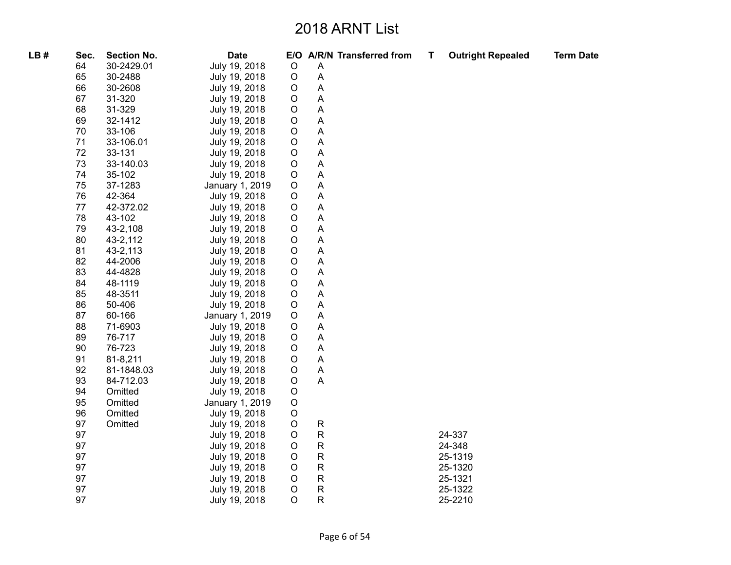# 2018 ARNT List

| LB # | Sec. | Section No. | Date | E/O | A/R/N | Transferred from | T | Outright Repealed | Term Date |
|---|---|---|---|---|---|---|---|---|---|
| | 64 | 30-2429.01 | July 19, 2018 | O | A | | | | |
| | 65 | 30-2488 | July 19, 2018 | O | A | | | | |
| | 66 | 30-2608 | July 19, 2018 | O | A | | | | |
| | 67 | 31-320 | July 19, 2018 | O | A | | | | |
| | 68 | 31-329 | July 19, 2018 | O | A | | | | |
| | 69 | 32-1412 | July 19, 2018 | O | A | | | | |
| | 70 | 33-106 | July 19, 2018 | O | A | | | | |
| | 71 | 33-106.01 | July 19, 2018 | O | A | | | | |
| | 72 | 33-131 | July 19, 2018 | O | A | | | | |
| | 73 | 33-140.03 | July 19, 2018 | O | A | | | | |
| | 74 | 35-102 | July 19, 2018 | O | A | | | | |
| | 75 | 37-1283 | January 1, 2019 | O | A | | | | |
| | 76 | 42-364 | July 19, 2018 | O | A | | | | |
| | 77 | 42-372.02 | July 19, 2018 | O | A | | | | |
| | 78 | 43-102 | July 19, 2018 | O | A | | | | |
| | 79 | 43-2,108 | July 19, 2018 | O | A | | | | |
| | 80 | 43-2,112 | July 19, 2018 | O | A | | | | |
| | 81 | 43-2,113 | July 19, 2018 | O | A | | | | |
| | 82 | 44-2006 | July 19, 2018 | O | A | | | | |
| | 83 | 44-4828 | July 19, 2018 | O | A | | | | |
| | 84 | 48-1119 | July 19, 2018 | O | A | | | | |
| | 85 | 48-3511 | July 19, 2018 | O | A | | | | |
| | 86 | 50-406 | July 19, 2018 | O | A | | | | |
| | 87 | 60-166 | January 1, 2019 | O | A | | | | |
| | 88 | 71-6903 | July 19, 2018 | O | A | | | | |
| | 89 | 76-717 | July 19, 2018 | O | A | | | | |
| | 90 | 76-723 | July 19, 2018 | O | A | | | | |
| | 91 | 81-8,211 | July 19, 2018 | O | A | | | | |
| | 92 | 81-1848.03 | July 19, 2018 | O | A | | | | |
| | 93 | 84-712.03 | July 19, 2018 | O | A | | | | |
| | 94 | Omitted | July 19, 2018 | O | | | | | |
| | 95 | Omitted | January 1, 2019 | O | | | | | |
| | 96 | Omitted | July 19, 2018 | O | | | | | |
| | 97 | Omitted | July 19, 2018 | O | R | | | | |
| | 97 | | July 19, 2018 | O | R | | | 24-337 | |
| | 97 | | July 19, 2018 | O | R | | | 24-348 | |
| | 97 | | July 19, 2018 | O | R | | | 25-1319 | |
| | 97 | | July 19, 2018 | O | R | | | 25-1320 | |
| | 97 | | July 19, 2018 | O | R | | | 25-1321 | |
| | 97 | | July 19, 2018 | O | R | | | 25-1322 | |
| | 97 | | July 19, 2018 | O | R | | | 25-2210 | |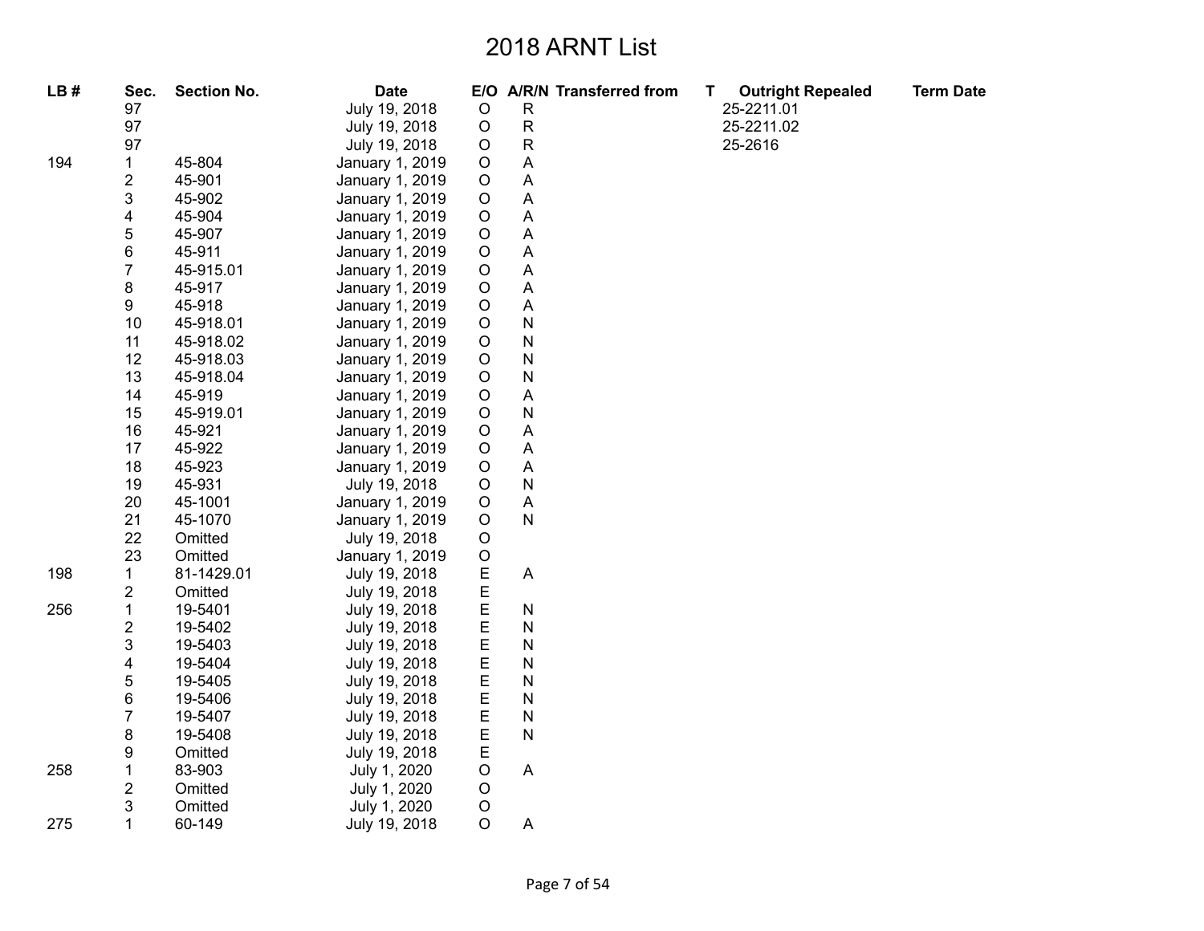# 2018 ARNT List

| LB # | Sec. | Section No. | Date | E/O | A/R/N | Transferred from | T | Outright Repealed | Term Date |
|---|---|---|---|---|---|---|---|---|---|
| | 97 | | July 19, 2018 | O | R | | | 25-2211.01 | |
| | 97 | | July 19, 2018 | O | R | | | 25-2211.02 | |
| | 97 | | July 19, 2018 | O | R | | | 25-2616 | |
| 194 | 1 | 45-804 | January 1, 2019 | O | A | | | | |
| | 2 | 45-901 | January 1, 2019 | O | A | | | | |
| | 3 | 45-902 | January 1, 2019 | O | A | | | | |
| | 4 | 45-904 | January 1, 2019 | O | A | | | | |
| | 5 | 45-907 | January 1, 2019 | O | A | | | | |
| | 6 | 45-911 | January 1, 2019 | O | A | | | | |
| | 7 | 45-915.01 | January 1, 2019 | O | A | | | | |
| | 8 | 45-917 | January 1, 2019 | O | A | | | | |
| | 9 | 45-918 | January 1, 2019 | O | A | | | | |
| | 10 | 45-918.01 | January 1, 2019 | O | N | | | | |
| | 11 | 45-918.02 | January 1, 2019 | O | N | | | | |
| | 12 | 45-918.03 | January 1, 2019 | O | N | | | | |
| | 13 | 45-918.04 | January 1, 2019 | O | N | | | | |
| | 14 | 45-919 | January 1, 2019 | O | A | | | | |
| | 15 | 45-919.01 | January 1, 2019 | O | N | | | | |
| | 16 | 45-921 | January 1, 2019 | O | A | | | | |
| | 17 | 45-922 | January 1, 2019 | O | A | | | | |
| | 18 | 45-923 | January 1, 2019 | O | A | | | | |
| | 19 | 45-931 | July 19, 2018 | O | N | | | | |
| | 20 | 45-1001 | January 1, 2019 | O | A | | | | |
| | 21 | 45-1070 | January 1, 2019 | O | N | | | | |
| | 22 | Omitted | July 19, 2018 | O | | | | | |
| | 23 | Omitted | January 1, 2019 | O | | | | | |
| 198 | 1 | 81-1429.01 | July 19, 2018 | E | A | | | | |
| | 2 | Omitted | July 19, 2018 | E | | | | | |
| 256 | 1 | 19-5401 | July 19, 2018 | E | N | | | | |
| | 2 | 19-5402 | July 19, 2018 | E | N | | | | |
| | 3 | 19-5403 | July 19, 2018 | E | N | | | | |
| | 4 | 19-5404 | July 19, 2018 | E | N | | | | |
| | 5 | 19-5405 | July 19, 2018 | E | N | | | | |
| | 6 | 19-5406 | July 19, 2018 | E | N | | | | |
| | 7 | 19-5407 | July 19, 2018 | E | N | | | | |
| | 8 | 19-5408 | July 19, 2018 | E | N | | | | |
| | 9 | Omitted | July 19, 2018 | E | | | | | |
| 258 | 1 | 83-903 | July 1, 2020 | O | A | | | | |
| | 2 | Omitted | July 1, 2020 | O | | | | | |
| | 3 | Omitted | July 1, 2020 | O | | | | | |
| 275 | 1 | 60-149 | July 19, 2018 | O | A | | | | |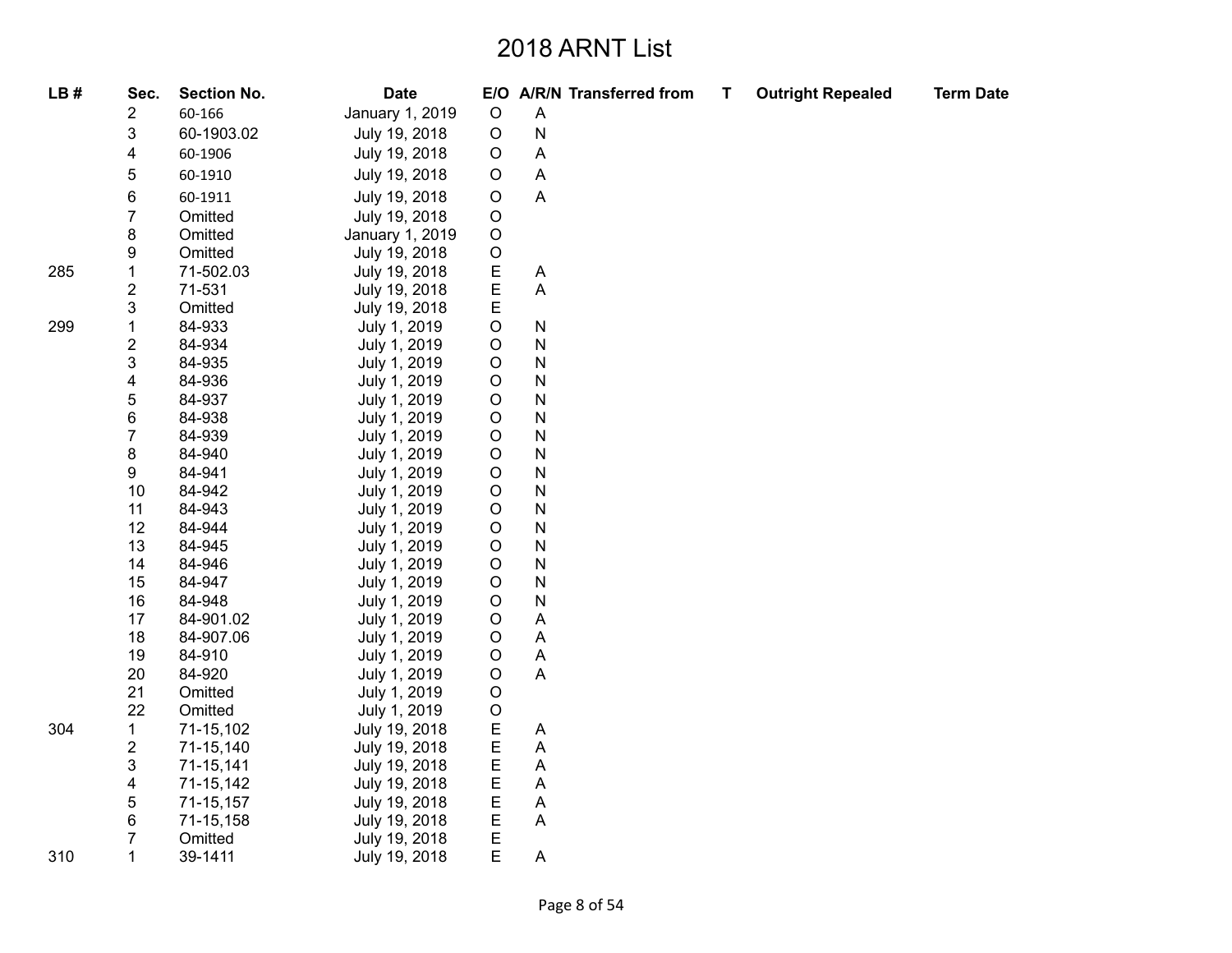# 2018 ARNT List

| LB # | Sec. | Section No. | Date | E/O | A/R/N | Transferred from | T | Outright Repealed | Term Date |
|---|---|---|---|---|---|---|---|---|---|
| | 2 | 60-166 | January 1, 2019 | O | A | | | | |
| | 3 | 60-1903.02 | July 19, 2018 | O | N | | | | |
| | 4 | 60-1906 | July 19, 2018 | O | A | | | | |
| | 5 | 60-1910 | July 19, 2018 | O | A | | | | |
| | 6 | 60-1911 | July 19, 2018 | O | A | | | | |
| | 7 | Omitted | July 19, 2018 | O | | | | | |
| | 8 | Omitted | January 1, 2019 | O | | | | | |
| | 9 | Omitted | July 19, 2018 | O | | | | | |
| 285 | 1 | 71-502.03 | July 19, 2018 | E | A | | | | |
| | 2 | 71-531 | July 19, 2018 | E | A | | | | |
| | 3 | Omitted | July 19, 2018 | E | | | | | |
| 299 | 1 | 84-933 | July 1, 2019 | O | N | | | | |
| | 2 | 84-934 | July 1, 2019 | O | N | | | | |
| | 3 | 84-935 | July 1, 2019 | O | N | | | | |
| | 4 | 84-936 | July 1, 2019 | O | N | | | | |
| | 5 | 84-937 | July 1, 2019 | O | N | | | | |
| | 6 | 84-938 | July 1, 2019 | O | N | | | | |
| | 7 | 84-939 | July 1, 2019 | O | N | | | | |
| | 8 | 84-940 | July 1, 2019 | O | N | | | | |
| | 9 | 84-941 | July 1, 2019 | O | N | | | | |
| | 10 | 84-942 | July 1, 2019 | O | N | | | | |
| | 11 | 84-943 | July 1, 2019 | O | N | | | | |
| | 12 | 84-944 | July 1, 2019 | O | N | | | | |
| | 13 | 84-945 | July 1, 2019 | O | N | | | | |
| | 14 | 84-946 | July 1, 2019 | O | N | | | | |
| | 15 | 84-947 | July 1, 2019 | O | N | | | | |
| | 16 | 84-948 | July 1, 2019 | O | N | | | | |
| | 17 | 84-901.02 | July 1, 2019 | O | A | | | | |
| | 18 | 84-907.06 | July 1, 2019 | O | A | | | | |
| | 19 | 84-910 | July 1, 2019 | O | A | | | | |
| | 20 | 84-920 | July 1, 2019 | O | A | | | | |
| | 21 | Omitted | July 1, 2019 | O | | | | | |
| | 22 | Omitted | July 1, 2019 | O | | | | | |
| 304 | 1 | 71-15,102 | July 19, 2018 | E | A | | | | |
| | 2 | 71-15,140 | July 19, 2018 | E | A | | | | |
| | 3 | 71-15,141 | July 19, 2018 | E | A | | | | |
| | 4 | 71-15,142 | July 19, 2018 | E | A | | | | |
| | 5 | 71-15,157 | July 19, 2018 | E | A | | | | |
| | 6 | 71-15,158 | July 19, 2018 | E | A | | | | |
| | 7 | Omitted | July 19, 2018 | E | | | | | |
| 310 | 1 | 39-1411 | July 19, 2018 | E | A | | | | |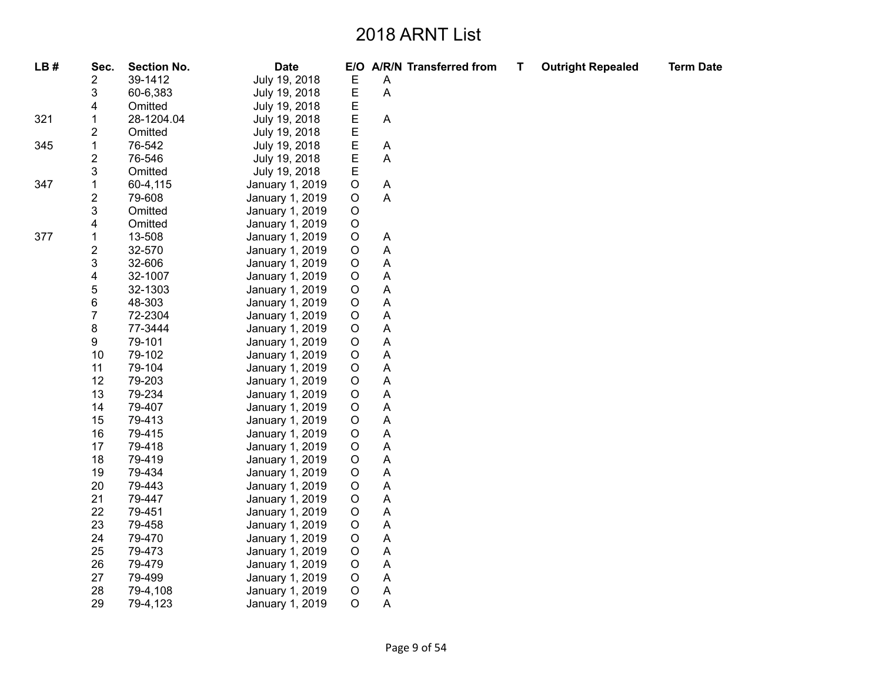# 2018 ARNT List

| LB # | Sec. | Section No. | Date | E/O | A/R/N | Transferred from | T | Outright Repealed | Term Date |
|---|---|---|---|---|---|---|---|---|---|
| | 2 | 39-1412 | July 19, 2018 | E | A | | | | |
| | 3 | 60-6,383 | July 19, 2018 | E | A | | | | |
| | 4 | Omitted | July 19, 2018 | E | | | | | |
| 321 | 1 | 28-1204.04 | July 19, 2018 | E | A | | | | |
| | 2 | Omitted | July 19, 2018 | E | | | | | |
| 345 | 1 | 76-542 | July 19, 2018 | E | A | | | | |
| | 2 | 76-546 | July 19, 2018 | E | A | | | | |
| | 3 | Omitted | July 19, 2018 | E | | | | | |
| 347 | 1 | 60-4,115 | January 1, 2019 | O | A | | | | |
| | 2 | 79-608 | January 1, 2019 | O | A | | | | |
| | 3 | Omitted | January 1, 2019 | O | | | | | |
| | 4 | Omitted | January 1, 2019 | O | | | | | |
| 377 | 1 | 13-508 | January 1, 2019 | O | A | | | | |
| | 2 | 32-570 | January 1, 2019 | O | A | | | | |
| | 3 | 32-606 | January 1, 2019 | O | A | | | | |
| | 4 | 32-1007 | January 1, 2019 | O | A | | | | |
| | 5 | 32-1303 | January 1, 2019 | O | A | | | | |
| | 6 | 48-303 | January 1, 2019 | O | A | | | | |
| | 7 | 72-2304 | January 1, 2019 | O | A | | | | |
| | 8 | 77-3444 | January 1, 2019 | O | A | | | | |
| | 9 | 79-101 | January 1, 2019 | O | A | | | | |
| | 10 | 79-102 | January 1, 2019 | O | A | | | | |
| | 11 | 79-104 | January 1, 2019 | O | A | | | | |
| | 12 | 79-203 | January 1, 2019 | O | A | | | | |
| | 13 | 79-234 | January 1, 2019 | O | A | | | | |
| | 14 | 79-407 | January 1, 2019 | O | A | | | | |
| | 15 | 79-413 | January 1, 2019 | O | A | | | | |
| | 16 | 79-415 | January 1, 2019 | O | A | | | | |
| | 17 | 79-418 | January 1, 2019 | O | A | | | | |
| | 18 | 79-419 | January 1, 2019 | O | A | | | | |
| | 19 | 79-434 | January 1, 2019 | O | A | | | | |
| | 20 | 79-443 | January 1, 2019 | O | A | | | | |
| | 21 | 79-447 | January 1, 2019 | O | A | | | | |
| | 22 | 79-451 | January 1, 2019 | O | A | | | | |
| | 23 | 79-458 | January 1, 2019 | O | A | | | | |
| | 24 | 79-470 | January 1, 2019 | O | A | | | | |
| | 25 | 79-473 | January 1, 2019 | O | A | | | | |
| | 26 | 79-479 | January 1, 2019 | O | A | | | | |
| | 27 | 79-499 | January 1, 2019 | O | A | | | | |
| | 28 | 79-4,108 | January 1, 2019 | O | A | | | | |
| | 29 | 79-4,123 | January 1, 2019 | O | A | | | | |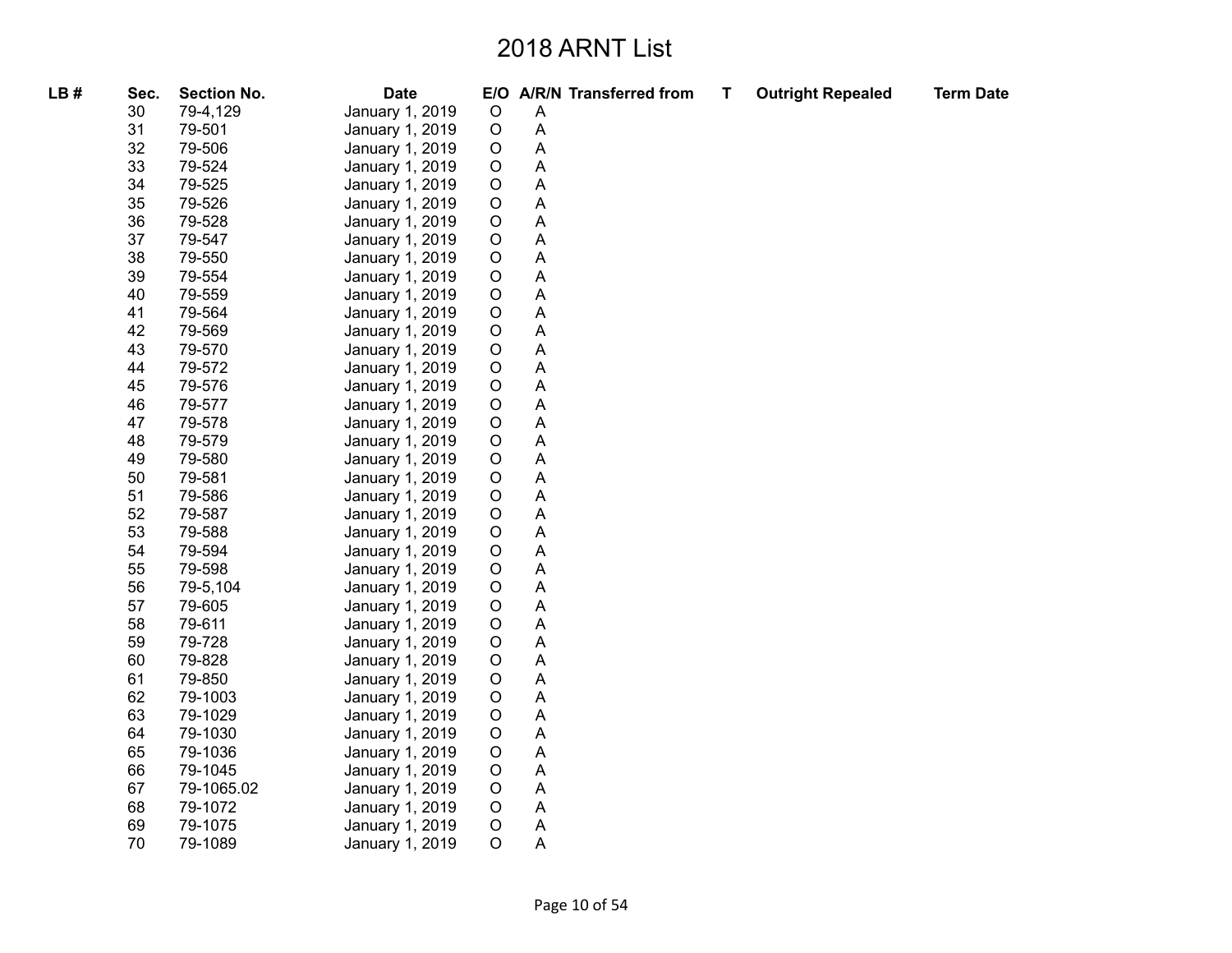# 2018 ARNT List

| LB # | Sec. | Section No. | Date | E/O | A/R/N | Transferred from | T | Outright Repealed | Term Date |
|---|---|---|---|---|---|---|---|---|---|
| | 30 | 79-4,129 | January 1, 2019 | O | A | | | | |
| | 31 | 79-501 | January 1, 2019 | O | A | | | | |
| | 32 | 79-506 | January 1, 2019 | O | A | | | | |
| | 33 | 79-524 | January 1, 2019 | O | A | | | | |
| | 34 | 79-525 | January 1, 2019 | O | A | | | | |
| | 35 | 79-526 | January 1, 2019 | O | A | | | | |
| | 36 | 79-528 | January 1, 2019 | O | A | | | | |
| | 37 | 79-547 | January 1, 2019 | O | A | | | | |
| | 38 | 79-550 | January 1, 2019 | O | A | | | | |
| | 39 | 79-554 | January 1, 2019 | O | A | | | | |
| | 40 | 79-559 | January 1, 2019 | O | A | | | | |
| | 41 | 79-564 | January 1, 2019 | O | A | | | | |
| | 42 | 79-569 | January 1, 2019 | O | A | | | | |
| | 43 | 79-570 | January 1, 2019 | O | A | | | | |
| | 44 | 79-572 | January 1, 2019 | O | A | | | | |
| | 45 | 79-576 | January 1, 2019 | O | A | | | | |
| | 46 | 79-577 | January 1, 2019 | O | A | | | | |
| | 47 | 79-578 | January 1, 2019 | O | A | | | | |
| | 48 | 79-579 | January 1, 2019 | O | A | | | | |
| | 49 | 79-580 | January 1, 2019 | O | A | | | | |
| | 50 | 79-581 | January 1, 2019 | O | A | | | | |
| | 51 | 79-586 | January 1, 2019 | O | A | | | | |
| | 52 | 79-587 | January 1, 2019 | O | A | | | | |
| | 53 | 79-588 | January 1, 2019 | O | A | | | | |
| | 54 | 79-594 | January 1, 2019 | O | A | | | | |
| | 55 | 79-598 | January 1, 2019 | O | A | | | | |
| | 56 | 79-5,104 | January 1, 2019 | O | A | | | | |
| | 57 | 79-605 | January 1, 2019 | O | A | | | | |
| | 58 | 79-611 | January 1, 2019 | O | A | | | | |
| | 59 | 79-728 | January 1, 2019 | O | A | | | | |
| | 60 | 79-828 | January 1, 2019 | O | A | | | | |
| | 61 | 79-850 | January 1, 2019 | O | A | | | | |
| | 62 | 79-1003 | January 1, 2019 | O | A | | | | |
| | 63 | 79-1029 | January 1, 2019 | O | A | | | | |
| | 64 | 79-1030 | January 1, 2019 | O | A | | | | |
| | 65 | 79-1036 | January 1, 2019 | O | A | | | | |
| | 66 | 79-1045 | January 1, 2019 | O | A | | | | |
| | 67 | 79-1065.02 | January 1, 2019 | O | A | | | | |
| | 68 | 79-1072 | January 1, 2019 | O | A | | | | |
| | 69 | 79-1075 | January 1, 2019 | O | A | | | | |
| | 70 | 79-1089 | January 1, 2019 | O | A | | | | |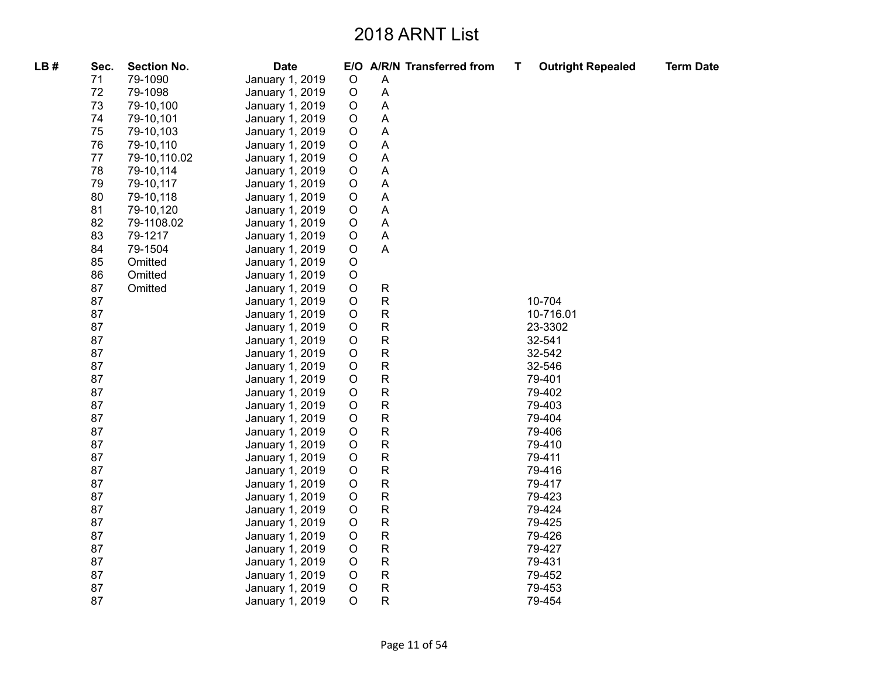# 2018 ARNT List

| LB # | Sec. | Section No. | Date | E/O | A/R/N | Transferred from | T | Outright Repealed | Term Date |
|---|---|---|---|---|---|---|---|---|---|
| | 71 | 79-1090 | January 1, 2019 | O | A | | | | |
| | 72 | 79-1098 | January 1, 2019 | O | A | | | | |
| | 73 | 79-10,100 | January 1, 2019 | O | A | | | | |
| | 74 | 79-10,101 | January 1, 2019 | O | A | | | | |
| | 75 | 79-10,103 | January 1, 2019 | O | A | | | | |
| | 76 | 79-10,110 | January 1, 2019 | O | A | | | | |
| | 77 | 79-10,110.02 | January 1, 2019 | O | A | | | | |
| | 78 | 79-10,114 | January 1, 2019 | O | A | | | | |
| | 79 | 79-10,117 | January 1, 2019 | O | A | | | | |
| | 80 | 79-10,118 | January 1, 2019 | O | A | | | | |
| | 81 | 79-10,120 | January 1, 2019 | O | A | | | | |
| | 82 | 79-1108.02 | January 1, 2019 | O | A | | | | |
| | 83 | 79-1217 | January 1, 2019 | O | A | | | | |
| | 84 | 79-1504 | January 1, 2019 | O | A | | | | |
| | 85 | Omitted | January 1, 2019 | O | | | | | |
| | 86 | Omitted | January 1, 2019 | O | | | | | |
| | 87 | Omitted | January 1, 2019 | O | R | | | | |
| | 87 | | January 1, 2019 | O | R | | | 10-704 | |
| | 87 | | January 1, 2019 | O | R | | | 10-716.01 | |
| | 87 | | January 1, 2019 | O | R | | | 23-3302 | |
| | 87 | | January 1, 2019 | O | R | | | 32-541 | |
| | 87 | | January 1, 2019 | O | R | | | 32-542 | |
| | 87 | | January 1, 2019 | O | R | | | 32-546 | |
| | 87 | | January 1, 2019 | O | R | | | 79-401 | |
| | 87 | | January 1, 2019 | O | R | | | 79-402 | |
| | 87 | | January 1, 2019 | O | R | | | 79-403 | |
| | 87 | | January 1, 2019 | O | R | | | 79-404 | |
| | 87 | | January 1, 2019 | O | R | | | 79-406 | |
| | 87 | | January 1, 2019 | O | R | | | 79-410 | |
| | 87 | | January 1, 2019 | O | R | | | 79-411 | |
| | 87 | | January 1, 2019 | O | R | | | 79-416 | |
| | 87 | | January 1, 2019 | O | R | | | 79-417 | |
| | 87 | | January 1, 2019 | O | R | | | 79-423 | |
| | 87 | | January 1, 2019 | O | R | | | 79-424 | |
| | 87 | | January 1, 2019 | O | R | | | 79-425 | |
| | 87 | | January 1, 2019 | O | R | | | 79-426 | |
| | 87 | | January 1, 2019 | O | R | | | 79-427 | |
| | 87 | | January 1, 2019 | O | R | | | 79-431 | |
| | 87 | | January 1, 2019 | O | R | | | 79-452 | |
| | 87 | | January 1, 2019 | O | R | | | 79-453 | |
| | 87 | | January 1, 2019 | O | R | | | 79-454 | |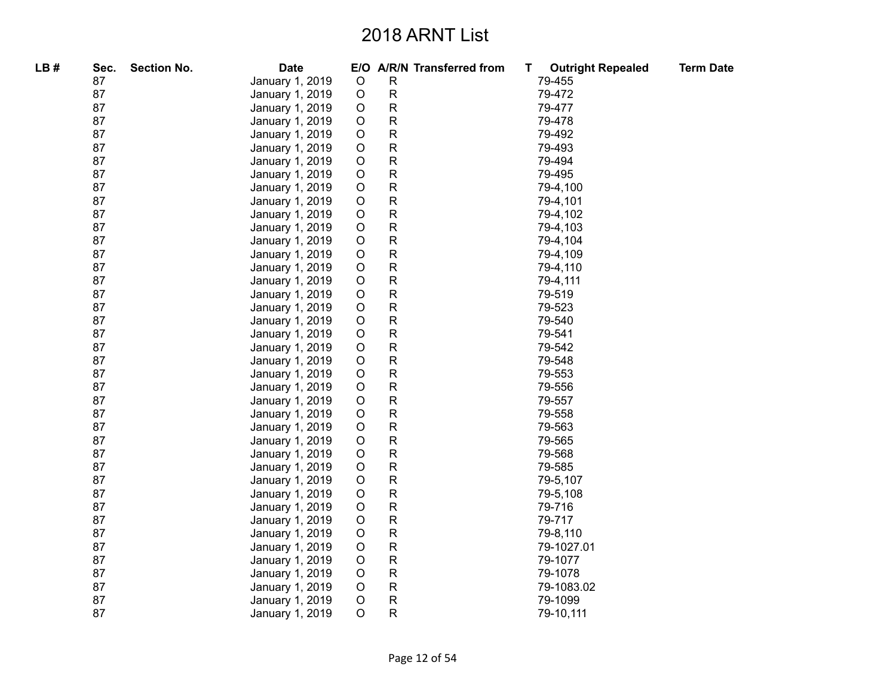# 2018 ARNT List

| LB # | Sec. | Section No. | Date | E/O | A/R/N | Transferred from | T | Outright Repealed | Term Date |
|---|---|---|---|---|---|---|---|---|---|
| | 87 | | January 1, 2019 | O | R | | | 79-455 | |
| | 87 | | January 1, 2019 | O | R | | | 79-472 | |
| | 87 | | January 1, 2019 | O | R | | | 79-477 | |
| | 87 | | January 1, 2019 | O | R | | | 79-478 | |
| | 87 | | January 1, 2019 | O | R | | | 79-492 | |
| | 87 | | January 1, 2019 | O | R | | | 79-493 | |
| | 87 | | January 1, 2019 | O | R | | | 79-494 | |
| | 87 | | January 1, 2019 | O | R | | | 79-495 | |
| | 87 | | January 1, 2019 | O | R | | | 79-4,100 | |
| | 87 | | January 1, 2019 | O | R | | | 79-4,101 | |
| | 87 | | January 1, 2019 | O | R | | | 79-4,102 | |
| | 87 | | January 1, 2019 | O | R | | | 79-4,103 | |
| | 87 | | January 1, 2019 | O | R | | | 79-4,104 | |
| | 87 | | January 1, 2019 | O | R | | | 79-4,109 | |
| | 87 | | January 1, 2019 | O | R | | | 79-4,110 | |
| | 87 | | January 1, 2019 | O | R | | | 79-4,111 | |
| | 87 | | January 1, 2019 | O | R | | | 79-519 | |
| | 87 | | January 1, 2019 | O | R | | | 79-523 | |
| | 87 | | January 1, 2019 | O | R | | | 79-540 | |
| | 87 | | January 1, 2019 | O | R | | | 79-541 | |
| | 87 | | January 1, 2019 | O | R | | | 79-542 | |
| | 87 | | January 1, 2019 | O | R | | | 79-548 | |
| | 87 | | January 1, 2019 | O | R | | | 79-553 | |
| | 87 | | January 1, 2019 | O | R | | | 79-556 | |
| | 87 | | January 1, 2019 | O | R | | | 79-557 | |
| | 87 | | January 1, 2019 | O | R | | | 79-558 | |
| | 87 | | January 1, 2019 | O | R | | | 79-563 | |
| | 87 | | January 1, 2019 | O | R | | | 79-565 | |
| | 87 | | January 1, 2019 | O | R | | | 79-568 | |
| | 87 | | January 1, 2019 | O | R | | | 79-585 | |
| | 87 | | January 1, 2019 | O | R | | | 79-5,107 | |
| | 87 | | January 1, 2019 | O | R | | | 79-5,108 | |
| | 87 | | January 1, 2019 | O | R | | | 79-716 | |
| | 87 | | January 1, 2019 | O | R | | | 79-717 | |
| | 87 | | January 1, 2019 | O | R | | | 79-8,110 | |
| | 87 | | January 1, 2019 | O | R | | | 79-1027.01 | |
| | 87 | | January 1, 2019 | O | R | | | 79-1077 | |
| | 87 | | January 1, 2019 | O | R | | | 79-1078 | |
| | 87 | | January 1, 2019 | O | R | | | 79-1083.02 | |
| | 87 | | January 1, 2019 | O | R | | | 79-1099 | |
| | 87 | | January 1, 2019 | O | R | | | 79-10,111 | |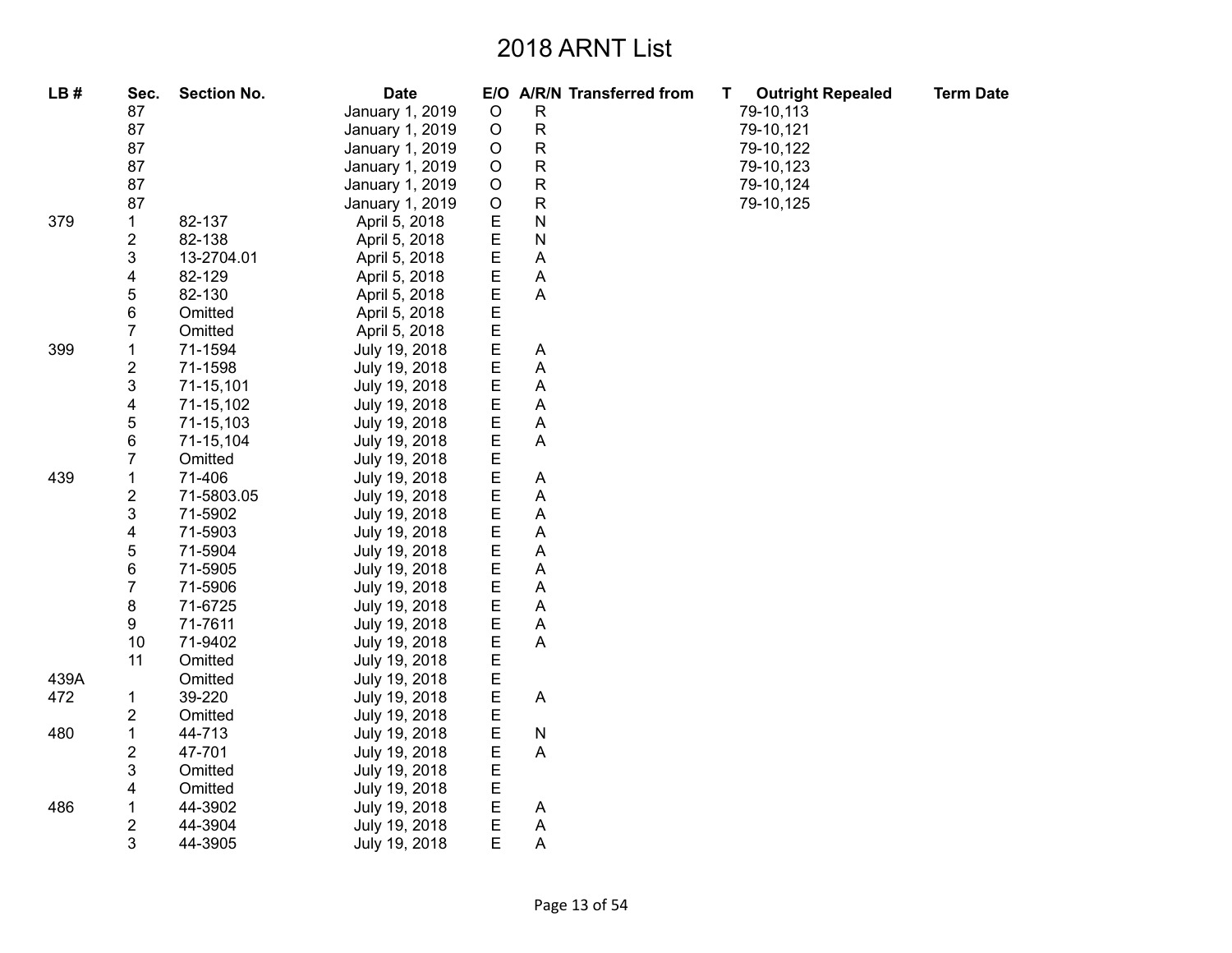# 2018 ARNT List

| LB # | Sec. | Section No. | Date | E/O | A/R/N | Transferred from | T | Outright Repealed | Term Date |
|---|---|---|---|---|---|---|---|---|---|
| | 87 | | January 1, 2019 | O | R | | | 79-10,113 | |
| | 87 | | January 1, 2019 | O | R | | | 79-10,121 | |
| | 87 | | January 1, 2019 | O | R | | | 79-10,122 | |
| | 87 | | January 1, 2019 | O | R | | | 79-10,123 | |
| | 87 | | January 1, 2019 | O | R | | | 79-10,124 | |
| | 87 | | January 1, 2019 | O | R | | | 79-10,125 | |
| 379 | 1 | 82-137 | April 5, 2018 | E | N | | | | |
| | 2 | 82-138 | April 5, 2018 | E | N | | | | |
| | 3 | 13-2704.01 | April 5, 2018 | E | A | | | | |
| | 4 | 82-129 | April 5, 2018 | E | A | | | | |
| | 5 | 82-130 | April 5, 2018 | E | A | | | | |
| | 6 | Omitted | April 5, 2018 | E | | | | | |
| | 7 | Omitted | April 5, 2018 | E | | | | | |
| 399 | 1 | 71-1594 | July 19, 2018 | E | A | | | | |
| | 2 | 71-1598 | July 19, 2018 | E | A | | | | |
| | 3 | 71-15,101 | July 19, 2018 | E | A | | | | |
| | 4 | 71-15,102 | July 19, 2018 | E | A | | | | |
| | 5 | 71-15,103 | July 19, 2018 | E | A | | | | |
| | 6 | 71-15,104 | July 19, 2018 | E | A | | | | |
| | 7 | Omitted | July 19, 2018 | E | | | | | |
| 439 | 1 | 71-406 | July 19, 2018 | E | A | | | | |
| | 2 | 71-5803.05 | July 19, 2018 | E | A | | | | |
| | 3 | 71-5902 | July 19, 2018 | E | A | | | | |
| | 4 | 71-5903 | July 19, 2018 | E | A | | | | |
| | 5 | 71-5904 | July 19, 2018 | E | A | | | | |
| | 6 | 71-5905 | July 19, 2018 | E | A | | | | |
| | 7 | 71-5906 | July 19, 2018 | E | A | | | | |
| | 8 | 71-6725 | July 19, 2018 | E | A | | | | |
| | 9 | 71-7611 | July 19, 2018 | E | A | | | | |
| | 10 | 71-9402 | July 19, 2018 | E | A | | | | |
| | 11 | Omitted | July 19, 2018 | E | | | | | |
| 439A | | Omitted | July 19, 2018 | E | | | | | |
| 472 | 1 | 39-220 | July 19, 2018 | E | A | | | | |
| | 2 | Omitted | July 19, 2018 | E | | | | | |
| 480 | 1 | 44-713 | July 19, 2018 | E | N | | | | |
| | 2 | 47-701 | July 19, 2018 | E | A | | | | |
| | 3 | Omitted | July 19, 2018 | E | | | | | |
| | 4 | Omitted | July 19, 2018 | E | | | | | |
| 486 | 1 | 44-3902 | July 19, 2018 | E | A | | | | |
| | 2 | 44-3904 | July 19, 2018 | E | A | | | | |
| | 3 | 44-3905 | July 19, 2018 | E | A | | | | |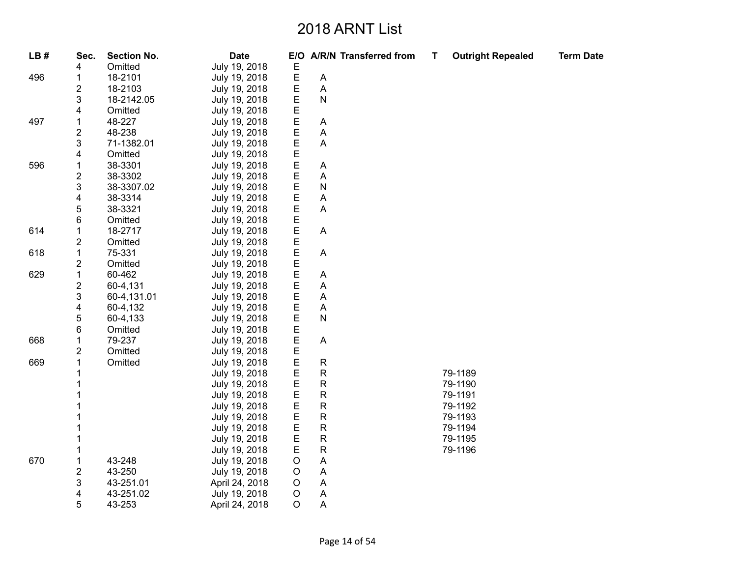# 2018 ARNT List

| LB # | Sec. | Section No. | Date | E/O | A/R/N | Transferred from | T | Outright Repealed | Term Date |
|---|---|---|---|---|---|---|---|---|---|
| | 4 | Omitted | July 19, 2018 | E | | | | | |
| 496 | 1 | 18-2101 | July 19, 2018 | E | A | | | | |
| | 2 | 18-2103 | July 19, 2018 | E | A | | | | |
| | 3 | 18-2142.05 | July 19, 2018 | E | N | | | | |
| | 4 | Omitted | July 19, 2018 | E | | | | | |
| 497 | 1 | 48-227 | July 19, 2018 | E | A | | | | |
| | 2 | 48-238 | July 19, 2018 | E | A | | | | |
| | 3 | 71-1382.01 | July 19, 2018 | E | A | | | | |
| | 4 | Omitted | July 19, 2018 | E | | | | | |
| 596 | 1 | 38-3301 | July 19, 2018 | E | A | | | | |
| | 2 | 38-3302 | July 19, 2018 | E | A | | | | |
| | 3 | 38-3307.02 | July 19, 2018 | E | N | | | | |
| | 4 | 38-3314 | July 19, 2018 | E | A | | | | |
| | 5 | 38-3321 | July 19, 2018 | E | A | | | | |
| | 6 | Omitted | July 19, 2018 | E | | | | | |
| 614 | 1 | 18-2717 | July 19, 2018 | E | A | | | | |
| | 2 | Omitted | July 19, 2018 | E | | | | | |
| 618 | 1 | 75-331 | July 19, 2018 | E | A | | | | |
| | 2 | Omitted | July 19, 2018 | E | | | | | |
| 629 | 1 | 60-462 | July 19, 2018 | E | A | | | | |
| | 2 | 60-4,131 | July 19, 2018 | E | A | | | | |
| | 3 | 60-4,131.01 | July 19, 2018 | E | A | | | | |
| | 4 | 60-4,132 | July 19, 2018 | E | A | | | | |
| | 5 | 60-4,133 | July 19, 2018 | E | N | | | | |
| | 6 | Omitted | July 19, 2018 | E | | | | | |
| 668 | 1 | 79-237 | July 19, 2018 | E | A | | | | |
| | 2 | Omitted | July 19, 2018 | E | | | | | |
| 669 | 1 | Omitted | July 19, 2018 | E | R | | | | |
| | 1 | | July 19, 2018 | E | R | | | 79-1189 | |
| | 1 | | July 19, 2018 | E | R | | | 79-1190 | |
| | 1 | | July 19, 2018 | E | R | | | 79-1191 | |
| | 1 | | July 19, 2018 | E | R | | | 79-1192 | |
| | 1 | | July 19, 2018 | E | R | | | 79-1193 | |
| | 1 | | July 19, 2018 | E | R | | | 79-1194 | |
| | 1 | | July 19, 2018 | E | R | | | 79-1195 | |
| | 1 | | July 19, 2018 | E | R | | | 79-1196 | |
| 670 | 1 | 43-248 | July 19, 2018 | O | A | | | | |
| | 2 | 43-250 | July 19, 2018 | O | A | | | | |
| | 3 | 43-251.01 | April 24, 2018 | O | A | | | | |
| | 4 | 43-251.02 | July 19, 2018 | O | A | | | | |
| | 5 | 43-253 | April 24, 2018 | O | A | | | | |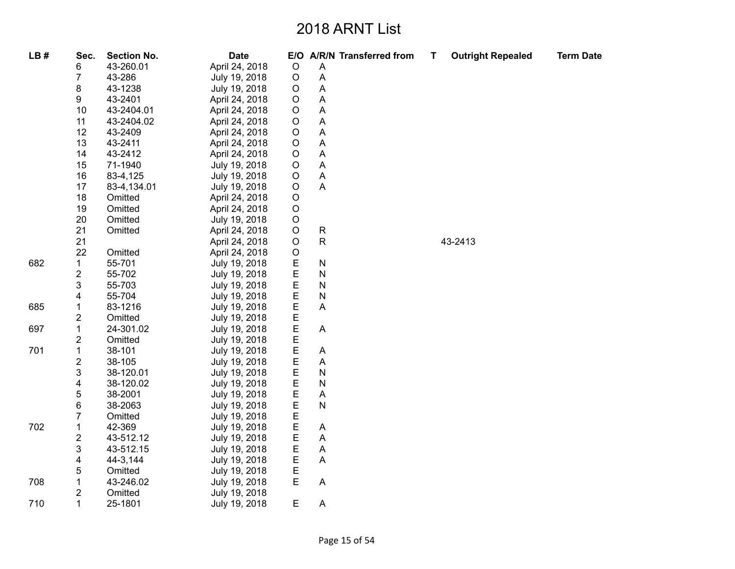# 2018 ARNT List

| LB # | Sec. | Section No. | Date | E/O | A/R/N | Transferred from | T | Outright Repealed | Term Date |
|---|---|---|---|---|---|---|---|---|---|
| | 6 | 43-260.01 | April 24, 2018 | O | A | | | | |
| | 7 | 43-286 | July 19, 2018 | O | A | | | | |
| | 8 | 43-1238 | July 19, 2018 | O | A | | | | |
| | 9 | 43-2401 | April 24, 2018 | O | A | | | | |
| | 10 | 43-2404.01 | April 24, 2018 | O | A | | | | |
| | 11 | 43-2404.02 | April 24, 2018 | O | A | | | | |
| | 12 | 43-2409 | April 24, 2018 | O | A | | | | |
| | 13 | 43-2411 | April 24, 2018 | O | A | | | | |
| | 14 | 43-2412 | April 24, 2018 | O | A | | | | |
| | 15 | 71-1940 | July 19, 2018 | O | A | | | | |
| | 16 | 83-4,125 | July 19, 2018 | O | A | | | | |
| | 17 | 83-4,134.01 | July 19, 2018 | O | A | | | | |
| | 18 | Omitted | April 24, 2018 | O | | | | | |
| | 19 | Omitted | April 24, 2018 | O | | | | | |
| | 20 | Omitted | July 19, 2018 | O | | | | | |
| | 21 | Omitted | April 24, 2018 | O | R | | | | |
| | 21 | | April 24, 2018 | O | R | | | 43-2413 | |
| | 22 | Omitted | April 24, 2018 | O | | | | | |
| 682 | 1 | 55-701 | July 19, 2018 | E | N | | | | |
| | 2 | 55-702 | July 19, 2018 | E | N | | | | |
| | 3 | 55-703 | July 19, 2018 | E | N | | | | |
| | 4 | 55-704 | July 19, 2018 | E | N | | | | |
| 685 | 1 | 83-1216 | July 19, 2018 | E | A | | | | |
| | 2 | Omitted | July 19, 2018 | E | | | | | |
| 697 | 1 | 24-301.02 | July 19, 2018 | E | A | | | | |
| | 2 | Omitted | July 19, 2018 | E | | | | | |
| 701 | 1 | 38-101 | July 19, 2018 | E | A | | | | |
| | 2 | 38-105 | July 19, 2018 | E | A | | | | |
| | 3 | 38-120.01 | July 19, 2018 | E | N | | | | |
| | 4 | 38-120.02 | July 19, 2018 | E | N | | | | |
| | 5 | 38-2001 | July 19, 2018 | E | A | | | | |
| | 6 | 38-2063 | July 19, 2018 | E | N | | | | |
| | 7 | Omitted | July 19, 2018 | E | | | | | |
| 702 | 1 | 42-369 | July 19, 2018 | E | A | | | | |
| | 2 | 43-512.12 | July 19, 2018 | E | A | | | | |
| | 3 | 43-512.15 | July 19, 2018 | E | A | | | | |
| | 4 | 44-3,144 | July 19, 2018 | E | A | | | | |
| | 5 | Omitted | July 19, 2018 | E | | | | | |
| 708 | 1 | 43-246.02 | July 19, 2018 | E | A | | | | |
| | 2 | Omitted | July 19, 2018 | | | | | | |
| 710 | 1 | 25-1801 | July 19, 2018 | E | A | | | | |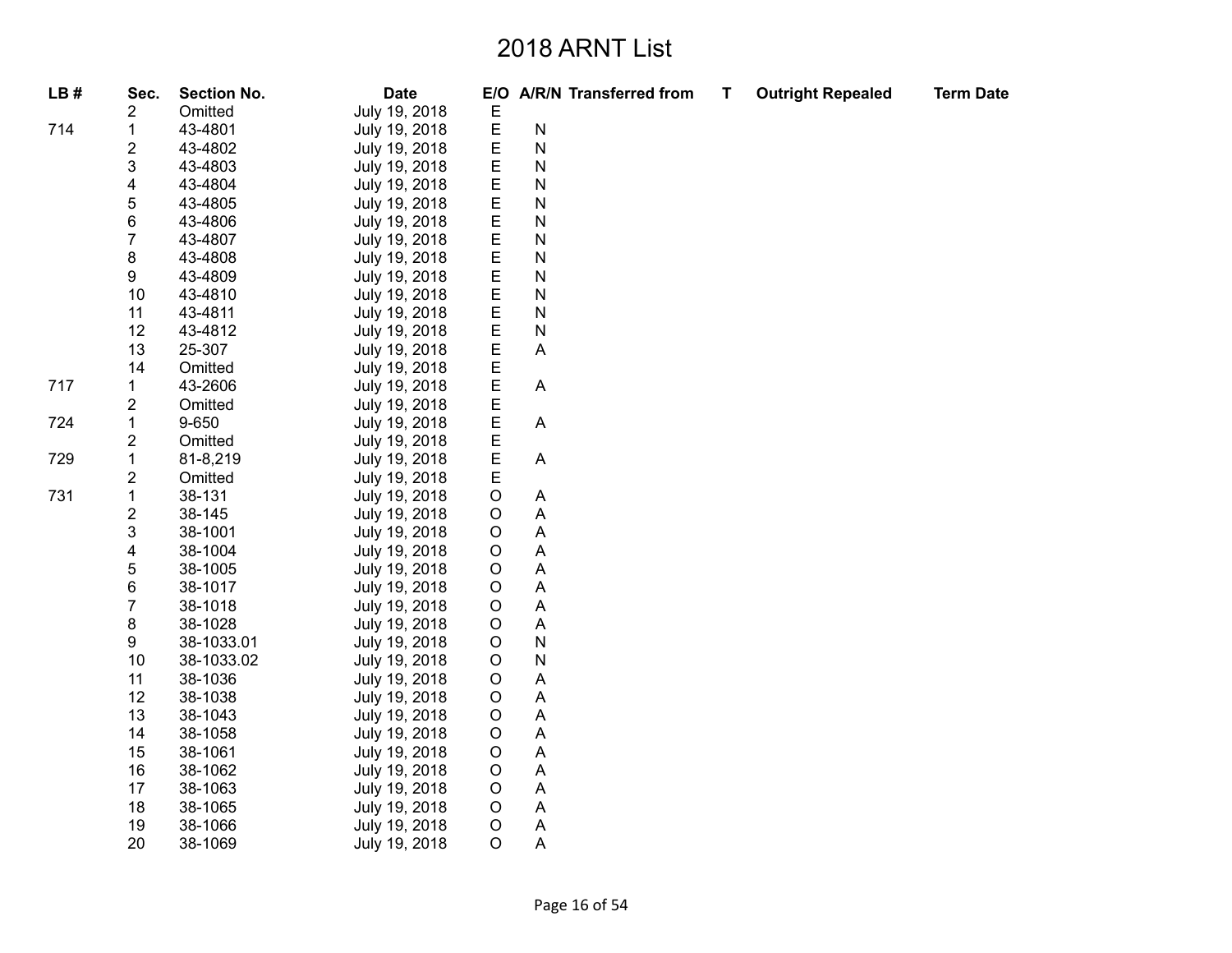# 2018 ARNT List

| LB # | Sec. | Section No. | Date | E/O | A/R/N | Transferred from | T | Outright Repealed | Term Date |
|---|---|---|---|---|---|---|---|---|---|
| | 2 | Omitted | July 19, 2018 | E | | | | | |
| 714 | 1 | 43-4801 | July 19, 2018 | E | N | | | | |
| | 2 | 43-4802 | July 19, 2018 | E | N | | | | |
| | 3 | 43-4803 | July 19, 2018 | E | N | | | | |
| | 4 | 43-4804 | July 19, 2018 | E | N | | | | |
| | 5 | 43-4805 | July 19, 2018 | E | N | | | | |
| | 6 | 43-4806 | July 19, 2018 | E | N | | | | |
| | 7 | 43-4807 | July 19, 2018 | E | N | | | | |
| | 8 | 43-4808 | July 19, 2018 | E | N | | | | |
| | 9 | 43-4809 | July 19, 2018 | E | N | | | | |
| | 10 | 43-4810 | July 19, 2018 | E | N | | | | |
| | 11 | 43-4811 | July 19, 2018 | E | N | | | | |
| | 12 | 43-4812 | July 19, 2018 | E | N | | | | |
| | 13 | 25-307 | July 19, 2018 | E | A | | | | |
| | 14 | Omitted | July 19, 2018 | E | | | | | |
| 717 | 1 | 43-2606 | July 19, 2018 | E | A | | | | |
| | 2 | Omitted | July 19, 2018 | E | | | | | |
| 724 | 1 | 9-650 | July 19, 2018 | E | A | | | | |
| | 2 | Omitted | July 19, 2018 | E | | | | | |
| 729 | 1 | 81-8,219 | July 19, 2018 | E | A | | | | |
| | 2 | Omitted | July 19, 2018 | E | | | | | |
| 731 | 1 | 38-131 | July 19, 2018 | O | A | | | | |
| | 2 | 38-145 | July 19, 2018 | O | A | | | | |
| | 3 | 38-1001 | July 19, 2018 | O | A | | | | |
| | 4 | 38-1004 | July 19, 2018 | O | A | | | | |
| | 5 | 38-1005 | July 19, 2018 | O | A | | | | |
| | 6 | 38-1017 | July 19, 2018 | O | A | | | | |
| | 7 | 38-1018 | July 19, 2018 | O | A | | | | |
| | 8 | 38-1028 | July 19, 2018 | O | A | | | | |
| | 9 | 38-1033.01 | July 19, 2018 | O | N | | | | |
| | 10 | 38-1033.02 | July 19, 2018 | O | N | | | | |
| | 11 | 38-1036 | July 19, 2018 | O | A | | | | |
| | 12 | 38-1038 | July 19, 2018 | O | A | | | | |
| | 13 | 38-1043 | July 19, 2018 | O | A | | | | |
| | 14 | 38-1058 | July 19, 2018 | O | A | | | | |
| | 15 | 38-1061 | July 19, 2018 | O | A | | | | |
| | 16 | 38-1062 | July 19, 2018 | O | A | | | | |
| | 17 | 38-1063 | July 19, 2018 | O | A | | | | |
| | 18 | 38-1065 | July 19, 2018 | O | A | | | | |
| | 19 | 38-1066 | July 19, 2018 | O | A | | | | |
| | 20 | 38-1069 | July 19, 2018 | O | A | | | | |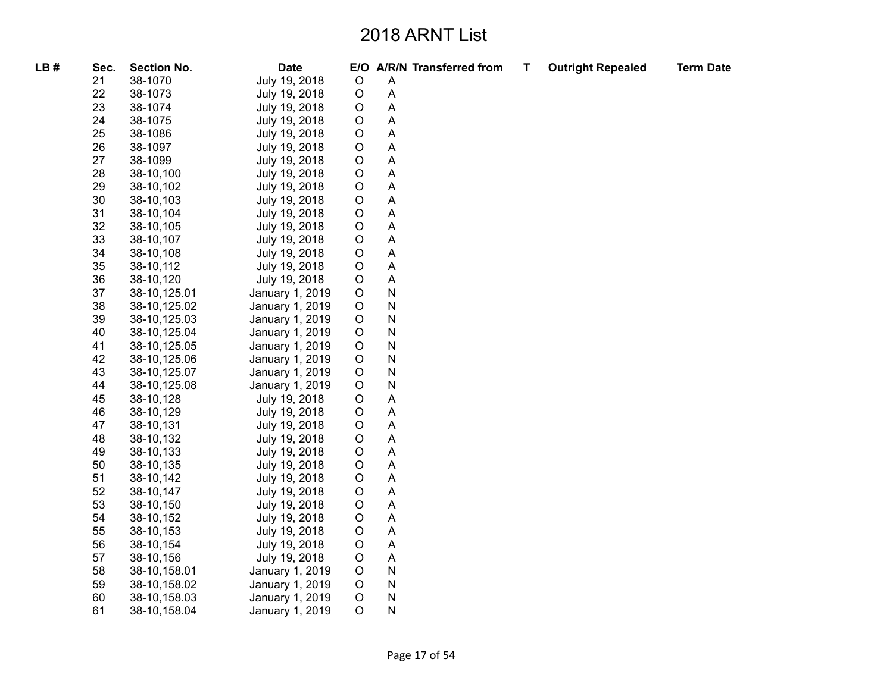# 2018 ARNT List

| LB # | Sec. | Section No. | Date | E/O | A/R/N | Transferred from | T | Outright Repealed | Term Date |
|---|---|---|---|---|---|---|---|---|---|
| | 21 | 38-1070 | July 19, 2018 | O | A | | | | |
| | 22 | 38-1073 | July 19, 2018 | O | A | | | | |
| | 23 | 38-1074 | July 19, 2018 | O | A | | | | |
| | 24 | 38-1075 | July 19, 2018 | O | A | | | | |
| | 25 | 38-1086 | July 19, 2018 | O | A | | | | |
| | 26 | 38-1097 | July 19, 2018 | O | A | | | | |
| | 27 | 38-1099 | July 19, 2018 | O | A | | | | |
| | 28 | 38-10,100 | July 19, 2018 | O | A | | | | |
| | 29 | 38-10,102 | July 19, 2018 | O | A | | | | |
| | 30 | 38-10,103 | July 19, 2018 | O | A | | | | |
| | 31 | 38-10,104 | July 19, 2018 | O | A | | | | |
| | 32 | 38-10,105 | July 19, 2018 | O | A | | | | |
| | 33 | 38-10,107 | July 19, 2018 | O | A | | | | |
| | 34 | 38-10,108 | July 19, 2018 | O | A | | | | |
| | 35 | 38-10,112 | July 19, 2018 | O | A | | | | |
| | 36 | 38-10,120 | July 19, 2018 | O | A | | | | |
| | 37 | 38-10,125.01 | January 1, 2019 | O | N | | | | |
| | 38 | 38-10,125.02 | January 1, 2019 | O | N | | | | |
| | 39 | 38-10,125.03 | January 1, 2019 | O | N | | | | |
| | 40 | 38-10,125.04 | January 1, 2019 | O | N | | | | |
| | 41 | 38-10,125.05 | January 1, 2019 | O | N | | | | |
| | 42 | 38-10,125.06 | January 1, 2019 | O | N | | | | |
| | 43 | 38-10,125.07 | January 1, 2019 | O | N | | | | |
| | 44 | 38-10,125.08 | January 1, 2019 | O | N | | | | |
| | 45 | 38-10,128 | July 19, 2018 | O | A | | | | |
| | 46 | 38-10,129 | July 19, 2018 | O | A | | | | |
| | 47 | 38-10,131 | July 19, 2018 | O | A | | | | |
| | 48 | 38-10,132 | July 19, 2018 | O | A | | | | |
| | 49 | 38-10,133 | July 19, 2018 | O | A | | | | |
| | 50 | 38-10,135 | July 19, 2018 | O | A | | | | |
| | 51 | 38-10,142 | July 19, 2018 | O | A | | | | |
| | 52 | 38-10,147 | July 19, 2018 | O | A | | | | |
| | 53 | 38-10,150 | July 19, 2018 | O | A | | | | |
| | 54 | 38-10,152 | July 19, 2018 | O | A | | | | |
| | 55 | 38-10,153 | July 19, 2018 | O | A | | | | |
| | 56 | 38-10,154 | July 19, 2018 | O | A | | | | |
| | 57 | 38-10,156 | July 19, 2018 | O | A | | | | |
| | 58 | 38-10,158.01 | January 1, 2019 | O | N | | | | |
| | 59 | 38-10,158.02 | January 1, 2019 | O | N | | | | |
| | 60 | 38-10,158.03 | January 1, 2019 | O | N | | | | |
| | 61 | 38-10,158.04 | January 1, 2019 | O | N | | | | |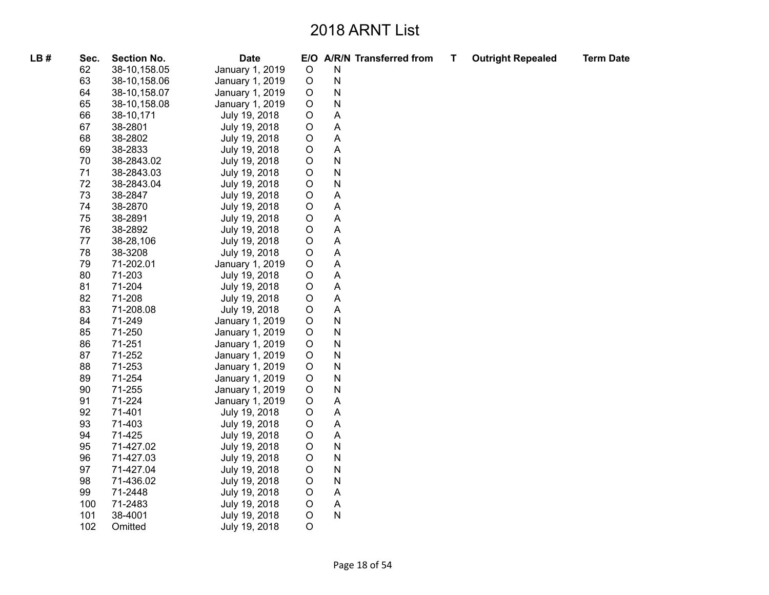# 2018 ARNT List

| LB # | Sec. | Section No. | Date | E/O | A/R/N | Transferred from | T | Outright Repealed | Term Date |
|---|---|---|---|---|---|---|---|---|---|
| | 62 | 38-10,158.05 | January 1, 2019 | O | N | | | | |
| | 63 | 38-10,158.06 | January 1, 2019 | O | N | | | | |
| | 64 | 38-10,158.07 | January 1, 2019 | O | N | | | | |
| | 65 | 38-10,158.08 | January 1, 2019 | O | N | | | | |
| | 66 | 38-10,171 | July 19, 2018 | O | A | | | | |
| | 67 | 38-2801 | July 19, 2018 | O | A | | | | |
| | 68 | 38-2802 | July 19, 2018 | O | A | | | | |
| | 69 | 38-2833 | July 19, 2018 | O | A | | | | |
| | 70 | 38-2843.02 | July 19, 2018 | O | N | | | | |
| | 71 | 38-2843.03 | July 19, 2018 | O | N | | | | |
| | 72 | 38-2843.04 | July 19, 2018 | O | N | | | | |
| | 73 | 38-2847 | July 19, 2018 | O | A | | | | |
| | 74 | 38-2870 | July 19, 2018 | O | A | | | | |
| | 75 | 38-2891 | July 19, 2018 | O | A | | | | |
| | 76 | 38-2892 | July 19, 2018 | O | A | | | | |
| | 77 | 38-28,106 | July 19, 2018 | O | A | | | | |
| | 78 | 38-3208 | July 19, 2018 | O | A | | | | |
| | 79 | 71-202.01 | January 1, 2019 | O | A | | | | |
| | 80 | 71-203 | July 19, 2018 | O | A | | | | |
| | 81 | 71-204 | July 19, 2018 | O | A | | | | |
| | 82 | 71-208 | July 19, 2018 | O | A | | | | |
| | 83 | 71-208.08 | July 19, 2018 | O | A | | | | |
| | 84 | 71-249 | January 1, 2019 | O | N | | | | |
| | 85 | 71-250 | January 1, 2019 | O | N | | | | |
| | 86 | 71-251 | January 1, 2019 | O | N | | | | |
| | 87 | 71-252 | January 1, 2019 | O | N | | | | |
| | 88 | 71-253 | January 1, 2019 | O | N | | | | |
| | 89 | 71-254 | January 1, 2019 | O | N | | | | |
| | 90 | 71-255 | January 1, 2019 | O | N | | | | |
| | 91 | 71-224 | January 1, 2019 | O | A | | | | |
| | 92 | 71-401 | July 19, 2018 | O | A | | | | |
| | 93 | 71-403 | July 19, 2018 | O | A | | | | |
| | 94 | 71-425 | July 19, 2018 | O | A | | | | |
| | 95 | 71-427.02 | July 19, 2018 | O | N | | | | |
| | 96 | 71-427.03 | July 19, 2018 | O | N | | | | |
| | 97 | 71-427.04 | July 19, 2018 | O | N | | | | |
| | 98 | 71-436.02 | July 19, 2018 | O | N | | | | |
| | 99 | 71-2448 | July 19, 2018 | O | A | | | | |
| | 100 | 71-2483 | July 19, 2018 | O | A | | | | |
| | 101 | 38-4001 | July 19, 2018 | O | N | | | | |
| | 102 | Omitted | July 19, 2018 | O | | | | | |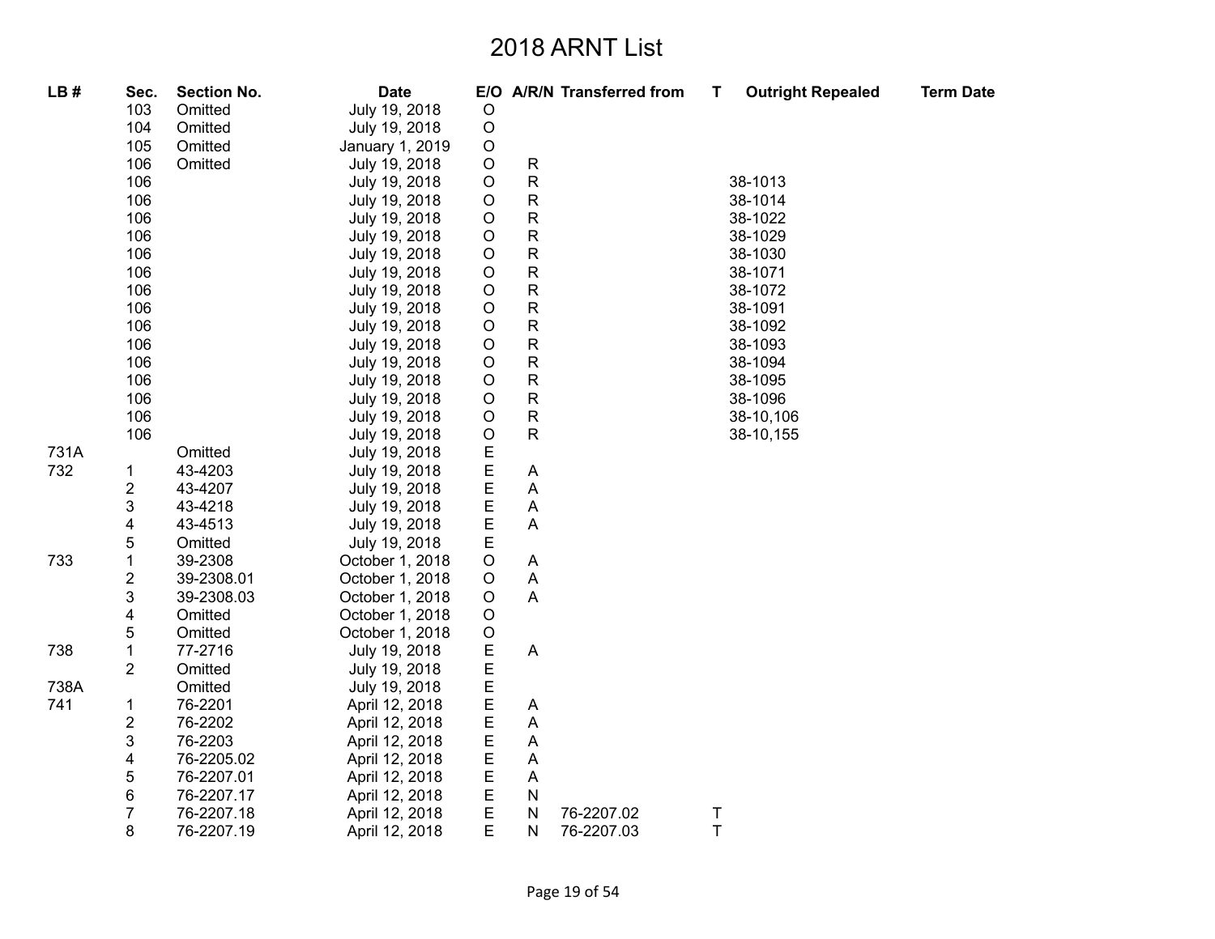# 2018 ARNT List

| LB # | Sec. | Section No. | Date | E/O | A/R/N | Transferred from | T | Outright Repealed | Term Date |
|---|---|---|---|---|---|---|---|---|---|
| | 103 | Omitted | July 19, 2018 | O | | | | | |
| | 104 | Omitted | July 19, 2018 | O | | | | | |
| | 105 | Omitted | January 1, 2019 | O | | | | | |
| | 106 | Omitted | July 19, 2018 | O | R | | | | |
| | 106 | | July 19, 2018 | O | R | | | 38-1013 | |
| | 106 | | July 19, 2018 | O | R | | | 38-1014 | |
| | 106 | | July 19, 2018 | O | R | | | 38-1022 | |
| | 106 | | July 19, 2018 | O | R | | | 38-1029 | |
| | 106 | | July 19, 2018 | O | R | | | 38-1030 | |
| | 106 | | July 19, 2018 | O | R | | | 38-1071 | |
| | 106 | | July 19, 2018 | O | R | | | 38-1072 | |
| | 106 | | July 19, 2018 | O | R | | | 38-1091 | |
| | 106 | | July 19, 2018 | O | R | | | 38-1092 | |
| | 106 | | July 19, 2018 | O | R | | | 38-1093 | |
| | 106 | | July 19, 2018 | O | R | | | 38-1094 | |
| | 106 | | July 19, 2018 | O | R | | | 38-1095 | |
| | 106 | | July 19, 2018 | O | R | | | 38-1096 | |
| | 106 | | July 19, 2018 | O | R | | | 38-10,106 | |
| | 106 | | July 19, 2018 | O | R | | | 38-10,155 | |
| 731A | | Omitted | July 19, 2018 | E | | | | | |
| 732 | 1 | 43-4203 | July 19, 2018 | E | A | | | | |
| | 2 | 43-4207 | July 19, 2018 | E | A | | | | |
| | 3 | 43-4218 | July 19, 2018 | E | A | | | | |
| | 4 | 43-4513 | July 19, 2018 | E | A | | | | |
| | 5 | Omitted | July 19, 2018 | E | | | | | |
| 733 | 1 | 39-2308 | October 1, 2018 | O | A | | | | |
| | 2 | 39-2308.01 | October 1, 2018 | O | A | | | | |
| | 3 | 39-2308.03 | October 1, 2018 | O | A | | | | |
| | 4 | Omitted | October 1, 2018 | O | | | | | |
| | 5 | Omitted | October 1, 2018 | O | | | | | |
| 738 | 1 | 77-2716 | July 19, 2018 | E | A | | | | |
| | 2 | Omitted | July 19, 2018 | E | | | | | |
| 738A | | Omitted | July 19, 2018 | E | | | | | |
| 741 | 1 | 76-2201 | April 12, 2018 | E | A | | | | |
| | 2 | 76-2202 | April 12, 2018 | E | A | | | | |
| | 3 | 76-2203 | April 12, 2018 | E | A | | | | |
| | 4 | 76-2205.02 | April 12, 2018 | E | A | | | | |
| | 5 | 76-2207.01 | April 12, 2018 | E | A | | | | |
| | 6 | 76-2207.17 | April 12, 2018 | E | N | | | | |
| | 7 | 76-2207.18 | April 12, 2018 | E | N | 76-2207.02 | T | | |
| | 8 | 76-2207.19 | April 12, 2018 | E | N | 76-2207.03 | T | | |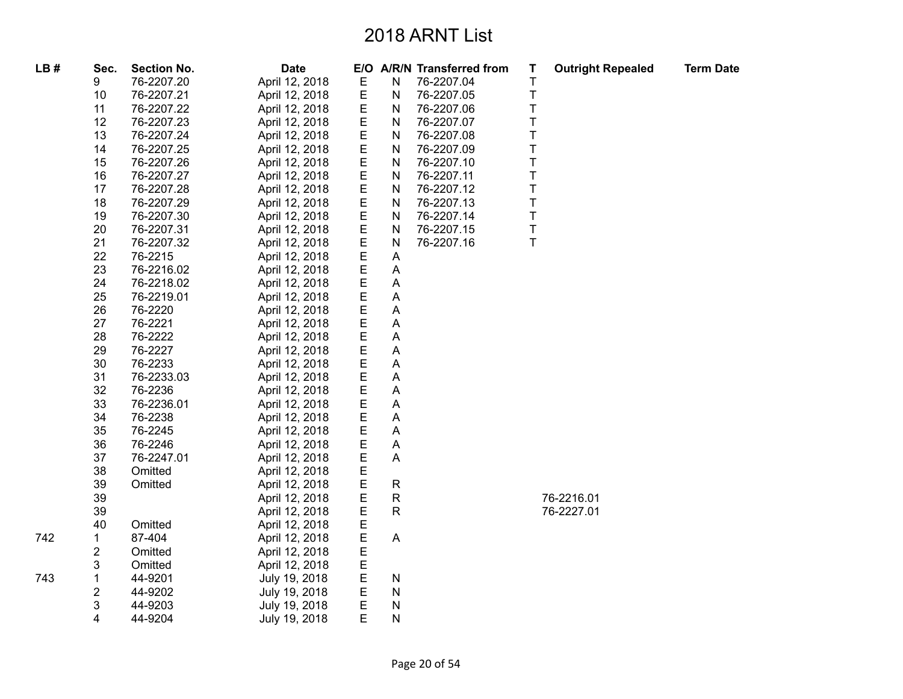# 2018 ARNT List

| LB # | Sec. | Section No. | Date | E/O | A/R/N | Transferred from | T | Outright Repealed | Term Date |
|---|---|---|---|---|---|---|---|---|---|
| | 9 | 76-2207.20 | April 12, 2018 | E | N | 76-2207.04 | T | | |
| | 10 | 76-2207.21 | April 12, 2018 | E | N | 76-2207.05 | T | | |
| | 11 | 76-2207.22 | April 12, 2018 | E | N | 76-2207.06 | T | | |
| | 12 | 76-2207.23 | April 12, 2018 | E | N | 76-2207.07 | T | | |
| | 13 | 76-2207.24 | April 12, 2018 | E | N | 76-2207.08 | T | | |
| | 14 | 76-2207.25 | April 12, 2018 | E | N | 76-2207.09 | T | | |
| | 15 | 76-2207.26 | April 12, 2018 | E | N | 76-2207.10 | T | | |
| | 16 | 76-2207.27 | April 12, 2018 | E | N | 76-2207.11 | T | | |
| | 17 | 76-2207.28 | April 12, 2018 | E | N | 76-2207.12 | T | | |
| | 18 | 76-2207.29 | April 12, 2018 | E | N | 76-2207.13 | T | | |
| | 19 | 76-2207.30 | April 12, 2018 | E | N | 76-2207.14 | T | | |
| | 20 | 76-2207.31 | April 12, 2018 | E | N | 76-2207.15 | T | | |
| | 21 | 76-2207.32 | April 12, 2018 | E | N | 76-2207.16 | T | | |
| | 22 | 76-2215 | April 12, 2018 | E | A | | | | |
| | 23 | 76-2216.02 | April 12, 2018 | E | A | | | | |
| | 24 | 76-2218.02 | April 12, 2018 | E | A | | | | |
| | 25 | 76-2219.01 | April 12, 2018 | E | A | | | | |
| | 26 | 76-2220 | April 12, 2018 | E | A | | | | |
| | 27 | 76-2221 | April 12, 2018 | E | A | | | | |
| | 28 | 76-2222 | April 12, 2018 | E | A | | | | |
| | 29 | 76-2227 | April 12, 2018 | E | A | | | | |
| | 30 | 76-2233 | April 12, 2018 | E | A | | | | |
| | 31 | 76-2233.03 | April 12, 2018 | E | A | | | | |
| | 32 | 76-2236 | April 12, 2018 | E | A | | | | |
| | 33 | 76-2236.01 | April 12, 2018 | E | A | | | | |
| | 34 | 76-2238 | April 12, 2018 | E | A | | | | |
| | 35 | 76-2245 | April 12, 2018 | E | A | | | | |
| | 36 | 76-2246 | April 12, 2018 | E | A | | | | |
| | 37 | 76-2247.01 | April 12, 2018 | E | A | | | | |
| | 38 | Omitted | April 12, 2018 | E | | | | | |
| | 39 | Omitted | April 12, 2018 | E | R | | | | |
| | 39 | | April 12, 2018 | E | R | | | 76-2216.01 | |
| | 39 | | April 12, 2018 | E | R | | | 76-2227.01 | |
| | 40 | Omitted | April 12, 2018 | E | | | | | |
| 742 | 1 | 87-404 | April 12, 2018 | E | A | | | | |
| | 2 | Omitted | April 12, 2018 | E | | | | | |
| | 3 | Omitted | April 12, 2018 | E | | | | | |
| 743 | 1 | 44-9201 | July 19, 2018 | E | N | | | | |
| | 2 | 44-9202 | July 19, 2018 | E | N | | | | |
| | 3 | 44-9203 | July 19, 2018 | E | N | | | | |
| | 4 | 44-9204 | July 19, 2018 | E | N | | | | |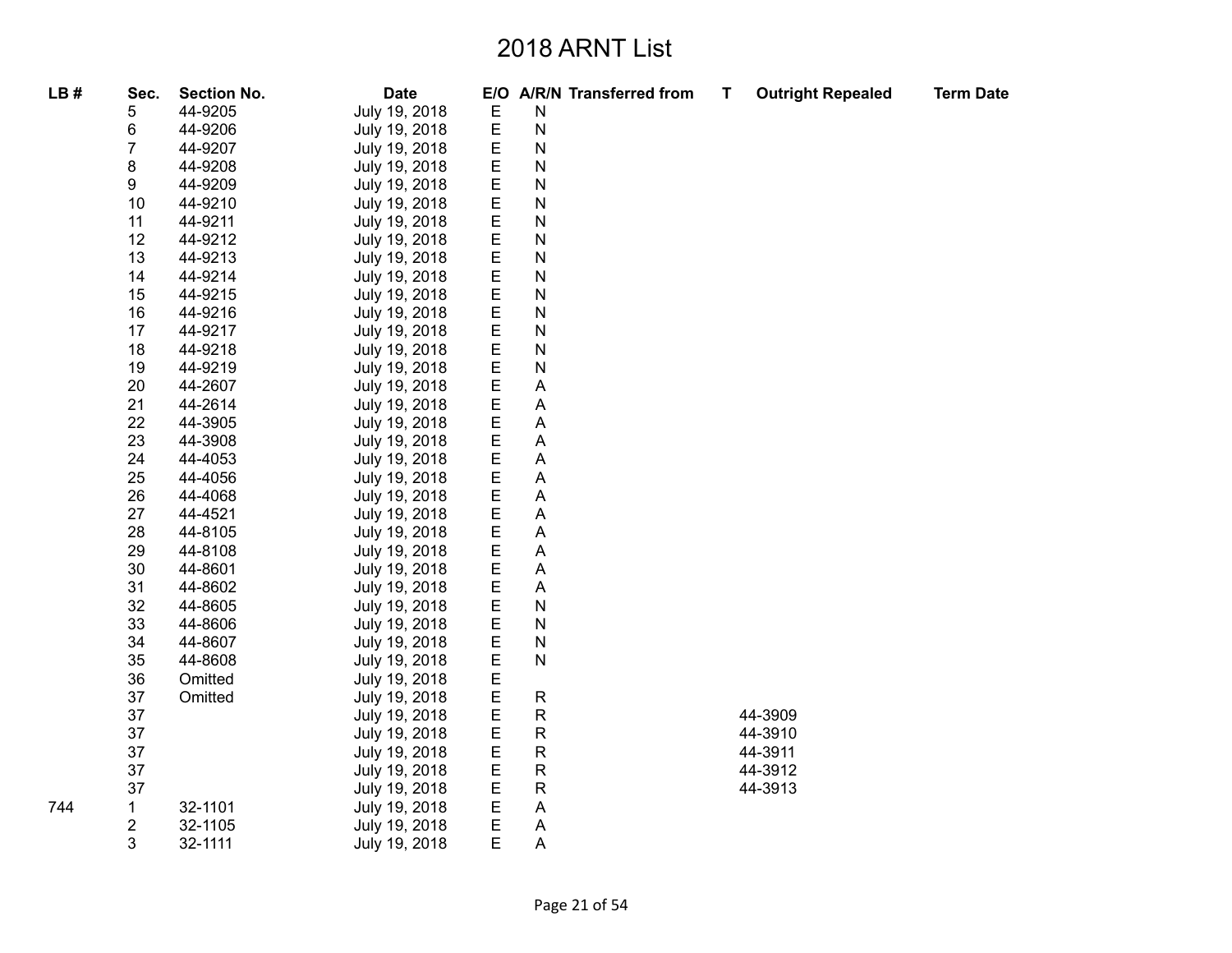# 2018 ARNT List

| LB # | Sec. | Section No. | Date | E/O | A/R/N | Transferred from | T | Outright Repealed | Term Date |
|---|---|---|---|---|---|---|---|---|---|
| | 5 | 44-9205 | July 19, 2018 | E | N | | | | |
| | 6 | 44-9206 | July 19, 2018 | E | N | | | | |
| | 7 | 44-9207 | July 19, 2018 | E | N | | | | |
| | 8 | 44-9208 | July 19, 2018 | E | N | | | | |
| | 9 | 44-9209 | July 19, 2018 | E | N | | | | |
| | 10 | 44-9210 | July 19, 2018 | E | N | | | | |
| | 11 | 44-9211 | July 19, 2018 | E | N | | | | |
| | 12 | 44-9212 | July 19, 2018 | E | N | | | | |
| | 13 | 44-9213 | July 19, 2018 | E | N | | | | |
| | 14 | 44-9214 | July 19, 2018 | E | N | | | | |
| | 15 | 44-9215 | July 19, 2018 | E | N | | | | |
| | 16 | 44-9216 | July 19, 2018 | E | N | | | | |
| | 17 | 44-9217 | July 19, 2018 | E | N | | | | |
| | 18 | 44-9218 | July 19, 2018 | E | N | | | | |
| | 19 | 44-9219 | July 19, 2018 | E | N | | | | |
| | 20 | 44-2607 | July 19, 2018 | E | A | | | | |
| | 21 | 44-2614 | July 19, 2018 | E | A | | | | |
| | 22 | 44-3905 | July 19, 2018 | E | A | | | | |
| | 23 | 44-3908 | July 19, 2018 | E | A | | | | |
| | 24 | 44-4053 | July 19, 2018 | E | A | | | | |
| | 25 | 44-4056 | July 19, 2018 | E | A | | | | |
| | 26 | 44-4068 | July 19, 2018 | E | A | | | | |
| | 27 | 44-4521 | July 19, 2018 | E | A | | | | |
| | 28 | 44-8105 | July 19, 2018 | E | A | | | | |
| | 29 | 44-8108 | July 19, 2018 | E | A | | | | |
| | 30 | 44-8601 | July 19, 2018 | E | A | | | | |
| | 31 | 44-8602 | July 19, 2018 | E | A | | | | |
| | 32 | 44-8605 | July 19, 2018 | E | N | | | | |
| | 33 | 44-8606 | July 19, 2018 | E | N | | | | |
| | 34 | 44-8607 | July 19, 2018 | E | N | | | | |
| | 35 | 44-8608 | July 19, 2018 | E | N | | | | |
| | 36 | Omitted | July 19, 2018 | E | | | | | |
| | 37 | Omitted | July 19, 2018 | E | R | | | | |
| | 37 | | July 19, 2018 | E | R | | | 44-3909 | |
| | 37 | | July 19, 2018 | E | R | | | 44-3910 | |
| | 37 | | July 19, 2018 | E | R | | | 44-3911 | |
| | 37 | | July 19, 2018 | E | R | | | 44-3912 | |
| | 37 | | July 19, 2018 | E | R | | | 44-3913 | |
| 744 | 1 | 32-1101 | July 19, 2018 | E | A | | | | |
| | 2 | 32-1105 | July 19, 2018 | E | A | | | | |
| | 3 | 32-1111 | July 19, 2018 | E | A | | | | |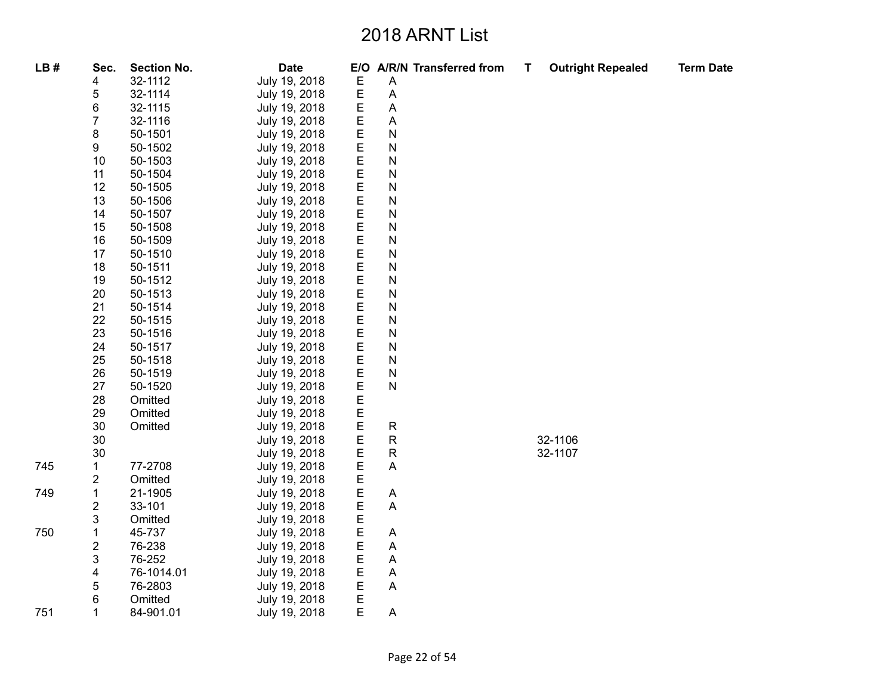# 2018 ARNT List

| LB # | Sec. | Section No. | Date | E/O | A/R/N | Transferred from | T | Outright Repealed | Term Date |
|---|---|---|---|---|---|---|---|---|---|
| | 4 | 32-1112 | July 19, 2018 | E | A | | | | |
| | 5 | 32-1114 | July 19, 2018 | E | A | | | | |
| | 6 | 32-1115 | July 19, 2018 | E | A | | | | |
| | 7 | 32-1116 | July 19, 2018 | E | A | | | | |
| | 8 | 50-1501 | July 19, 2018 | E | N | | | | |
| | 9 | 50-1502 | July 19, 2018 | E | N | | | | |
| | 10 | 50-1503 | July 19, 2018 | E | N | | | | |
| | 11 | 50-1504 | July 19, 2018 | E | N | | | | |
| | 12 | 50-1505 | July 19, 2018 | E | N | | | | |
| | 13 | 50-1506 | July 19, 2018 | E | N | | | | |
| | 14 | 50-1507 | July 19, 2018 | E | N | | | | |
| | 15 | 50-1508 | July 19, 2018 | E | N | | | | |
| | 16 | 50-1509 | July 19, 2018 | E | N | | | | |
| | 17 | 50-1510 | July 19, 2018 | E | N | | | | |
| | 18 | 50-1511 | July 19, 2018 | E | N | | | | |
| | 19 | 50-1512 | July 19, 2018 | E | N | | | | |
| | 20 | 50-1513 | July 19, 2018 | E | N | | | | |
| | 21 | 50-1514 | July 19, 2018 | E | N | | | | |
| | 22 | 50-1515 | July 19, 2018 | E | N | | | | |
| | 23 | 50-1516 | July 19, 2018 | E | N | | | | |
| | 24 | 50-1517 | July 19, 2018 | E | N | | | | |
| | 25 | 50-1518 | July 19, 2018 | E | N | | | | |
| | 26 | 50-1519 | July 19, 2018 | E | N | | | | |
| | 27 | 50-1520 | July 19, 2018 | E | N | | | | |
| | 28 | Omitted | July 19, 2018 | E | | | | | |
| | 29 | Omitted | July 19, 2018 | E | | | | | |
| | 30 | Omitted | July 19, 2018 | E | R | | | | |
| | 30 | | July 19, 2018 | E | R | | | 32-1106 | |
| | 30 | | July 19, 2018 | E | R | | | 32-1107 | |
| 745 | 1 | 77-2708 | July 19, 2018 | E | A | | | | |
| | 2 | Omitted | July 19, 2018 | E | | | | | |
| 749 | 1 | 21-1905 | July 19, 2018 | E | A | | | | |
| | 2 | 33-101 | July 19, 2018 | E | A | | | | |
| | 3 | Omitted | July 19, 2018 | E | | | | | |
| 750 | 1 | 45-737 | July 19, 2018 | E | A | | | | |
| | 2 | 76-238 | July 19, 2018 | E | A | | | | |
| | 3 | 76-252 | July 19, 2018 | E | A | | | | |
| | 4 | 76-1014.01 | July 19, 2018 | E | A | | | | |
| | 5 | 76-2803 | July 19, 2018 | E | A | | | | |
| | 6 | Omitted | July 19, 2018 | E | | | | | |
| 751 | 1 | 84-901.01 | July 19, 2018 | E | A | | | | |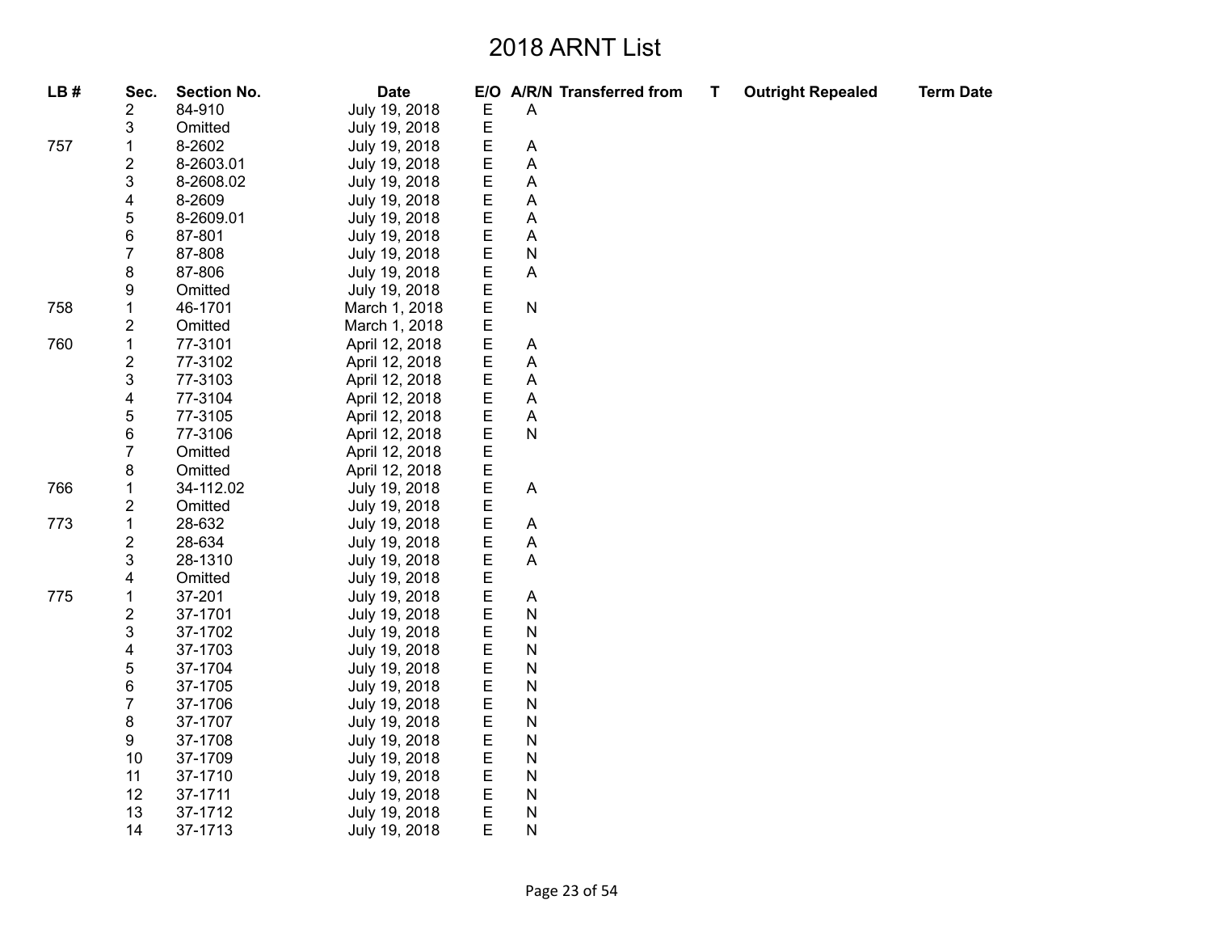# 2018 ARNT List

| LB # | Sec. | Section No. | Date | E/O | A/R/N | Transferred from | T | Outright Repealed | Term Date |
|---|---|---|---|---|---|---|---|---|---|
| | 2 | 84-910 | July 19, 2018 | E | A | | | | |
| | 3 | Omitted | July 19, 2018 | E | | | | | |
| 757 | 1 | 8-2602 | July 19, 2018 | E | A | | | | |
| | 2 | 8-2603.01 | July 19, 2018 | E | A | | | | |
| | 3 | 8-2608.02 | July 19, 2018 | E | A | | | | |
| | 4 | 8-2609 | July 19, 2018 | E | A | | | | |
| | 5 | 8-2609.01 | July 19, 2018 | E | A | | | | |
| | 6 | 87-801 | July 19, 2018 | E | A | | | | |
| | 7 | 87-808 | July 19, 2018 | E | N | | | | |
| | 8 | 87-806 | July 19, 2018 | E | A | | | | |
| | 9 | Omitted | July 19, 2018 | E | | | | | |
| 758 | 1 | 46-1701 | March 1, 2018 | E | N | | | | |
| | 2 | Omitted | March 1, 2018 | E | | | | | |
| 760 | 1 | 77-3101 | April 12, 2018 | E | A | | | | |
| | 2 | 77-3102 | April 12, 2018 | E | A | | | | |
| | 3 | 77-3103 | April 12, 2018 | E | A | | | | |
| | 4 | 77-3104 | April 12, 2018 | E | A | | | | |
| | 5 | 77-3105 | April 12, 2018 | E | A | | | | |
| | 6 | 77-3106 | April 12, 2018 | E | N | | | | |
| | 7 | Omitted | April 12, 2018 | E | | | | | |
| | 8 | Omitted | April 12, 2018 | E | | | | | |
| 766 | 1 | 34-112.02 | July 19, 2018 | E | A | | | | |
| | 2 | Omitted | July 19, 2018 | E | | | | | |
| 773 | 1 | 28-632 | July 19, 2018 | E | A | | | | |
| | 2 | 28-634 | July 19, 2018 | E | A | | | | |
| | 3 | 28-1310 | July 19, 2018 | E | A | | | | |
| | 4 | Omitted | July 19, 2018 | E | | | | | |
| 775 | 1 | 37-201 | July 19, 2018 | E | A | | | | |
| | 2 | 37-1701 | July 19, 2018 | E | N | | | | |
| | 3 | 37-1702 | July 19, 2018 | E | N | | | | |
| | 4 | 37-1703 | July 19, 2018 | E | N | | | | |
| | 5 | 37-1704 | July 19, 2018 | E | N | | | | |
| | 6 | 37-1705 | July 19, 2018 | E | N | | | | |
| | 7 | 37-1706 | July 19, 2018 | E | N | | | | |
| | 8 | 37-1707 | July 19, 2018 | E | N | | | | |
| | 9 | 37-1708 | July 19, 2018 | E | N | | | | |
| | 10 | 37-1709 | July 19, 2018 | E | N | | | | |
| | 11 | 37-1710 | July 19, 2018 | E | N | | | | |
| | 12 | 37-1711 | July 19, 2018 | E | N | | | | |
| | 13 | 37-1712 | July 19, 2018 | E | N | | | | |
| | 14 | 37-1713 | July 19, 2018 | E | N | | | | |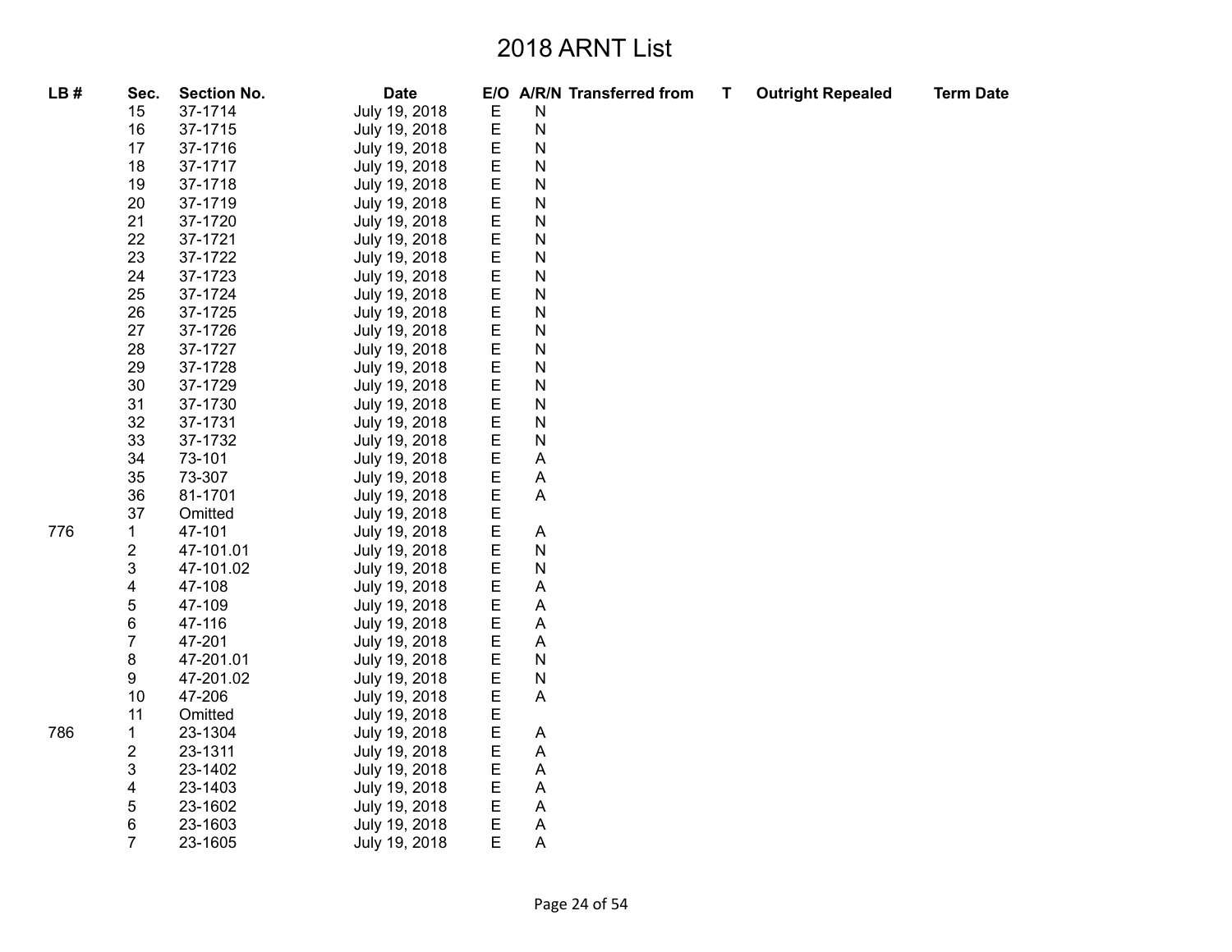# 2018 ARNT List

| LB # | Sec. | Section No. | Date | E/O | A/R/N | Transferred from | T | Outright Repealed | Term Date |
|---|---|---|---|---|---|---|---|---|---|
| | 15 | 37-1714 | July 19, 2018 | E | N | | | | |
| | 16 | 37-1715 | July 19, 2018 | E | N | | | | |
| | 17 | 37-1716 | July 19, 2018 | E | N | | | | |
| | 18 | 37-1717 | July 19, 2018 | E | N | | | | |
| | 19 | 37-1718 | July 19, 2018 | E | N | | | | |
| | 20 | 37-1719 | July 19, 2018 | E | N | | | | |
| | 21 | 37-1720 | July 19, 2018 | E | N | | | | |
| | 22 | 37-1721 | July 19, 2018 | E | N | | | | |
| | 23 | 37-1722 | July 19, 2018 | E | N | | | | |
| | 24 | 37-1723 | July 19, 2018 | E | N | | | | |
| | 25 | 37-1724 | July 19, 2018 | E | N | | | | |
| | 26 | 37-1725 | July 19, 2018 | E | N | | | | |
| | 27 | 37-1726 | July 19, 2018 | E | N | | | | |
| | 28 | 37-1727 | July 19, 2018 | E | N | | | | |
| | 29 | 37-1728 | July 19, 2018 | E | N | | | | |
| | 30 | 37-1729 | July 19, 2018 | E | N | | | | |
| | 31 | 37-1730 | July 19, 2018 | E | N | | | | |
| | 32 | 37-1731 | July 19, 2018 | E | N | | | | |
| | 33 | 37-1732 | July 19, 2018 | E | N | | | | |
| | 34 | 73-101 | July 19, 2018 | E | A | | | | |
| | 35 | 73-307 | July 19, 2018 | E | A | | | | |
| | 36 | 81-1701 | July 19, 2018 | E | A | | | | |
| | 37 | Omitted | July 19, 2018 | E | | | | | |
| 776 | 1 | 47-101 | July 19, 2018 | E | A | | | | |
| | 2 | 47-101.01 | July 19, 2018 | E | N | | | | |
| | 3 | 47-101.02 | July 19, 2018 | E | N | | | | |
| | 4 | 47-108 | July 19, 2018 | E | A | | | | |
| | 5 | 47-109 | July 19, 2018 | E | A | | | | |
| | 6 | 47-116 | July 19, 2018 | E | A | | | | |
| | 7 | 47-201 | July 19, 2018 | E | A | | | | |
| | 8 | 47-201.01 | July 19, 2018 | E | N | | | | |
| | 9 | 47-201.02 | July 19, 2018 | E | N | | | | |
| | 10 | 47-206 | July 19, 2018 | E | A | | | | |
| | 11 | Omitted | July 19, 2018 | E | | | | | |
| 786 | 1 | 23-1304 | July 19, 2018 | E | A | | | | |
| | 2 | 23-1311 | July 19, 2018 | E | A | | | | |
| | 3 | 23-1402 | July 19, 2018 | E | A | | | | |
| | 4 | 23-1403 | July 19, 2018 | E | A | | | | |
| | 5 | 23-1602 | July 19, 2018 | E | A | | | | |
| | 6 | 23-1603 | July 19, 2018 | E | A | | | | |
| | 7 | 23-1605 | July 19, 2018 | E | A | | | | |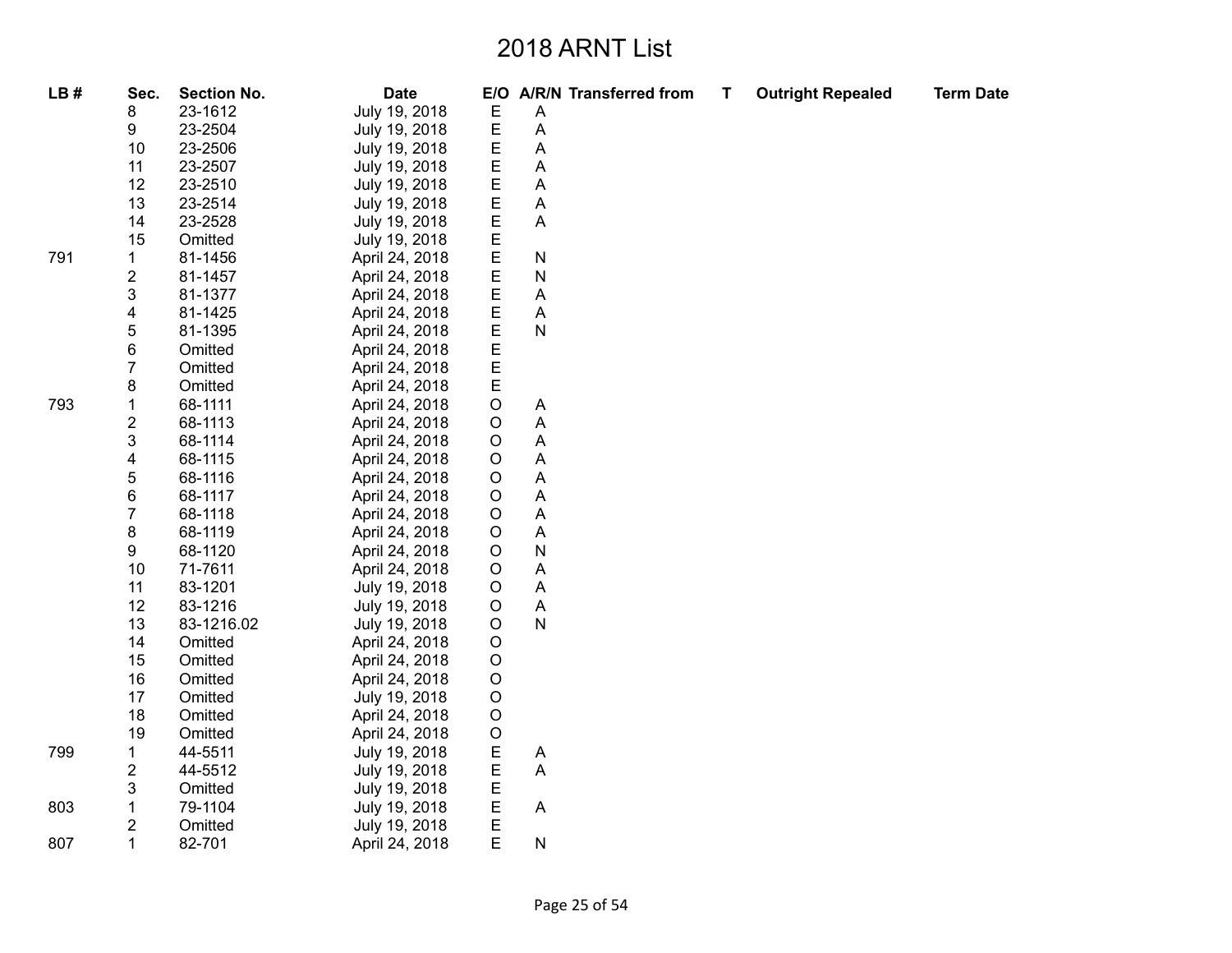# 2018 ARNT List

| LB # | Sec. | Section No. | Date | E/O | A/R/N | Transferred from | T | Outright Repealed | Term Date |
|---|---|---|---|---|---|---|---|---|---|
| | 8 | 23-1612 | July 19, 2018 | E | A | | | | |
| | 9 | 23-2504 | July 19, 2018 | E | A | | | | |
| | 10 | 23-2506 | July 19, 2018 | E | A | | | | |
| | 11 | 23-2507 | July 19, 2018 | E | A | | | | |
| | 12 | 23-2510 | July 19, 2018 | E | A | | | | |
| | 13 | 23-2514 | July 19, 2018 | E | A | | | | |
| | 14 | 23-2528 | July 19, 2018 | E | A | | | | |
| | 15 | Omitted | July 19, 2018 | E | | | | | |
| 791 | 1 | 81-1456 | April 24, 2018 | E | N | | | | |
| | 2 | 81-1457 | April 24, 2018 | E | N | | | | |
| | 3 | 81-1377 | April 24, 2018 | E | A | | | | |
| | 4 | 81-1425 | April 24, 2018 | E | A | | | | |
| | 5 | 81-1395 | April 24, 2018 | E | N | | | | |
| | 6 | Omitted | April 24, 2018 | E | | | | | |
| | 7 | Omitted | April 24, 2018 | E | | | | | |
| | 8 | Omitted | April 24, 2018 | E | | | | | |
| 793 | 1 | 68-1111 | April 24, 2018 | O | A | | | | |
| | 2 | 68-1113 | April 24, 2018 | O | A | | | | |
| | 3 | 68-1114 | April 24, 2018 | O | A | | | | |
| | 4 | 68-1115 | April 24, 2018 | O | A | | | | |
| | 5 | 68-1116 | April 24, 2018 | O | A | | | | |
| | 6 | 68-1117 | April 24, 2018 | O | A | | | | |
| | 7 | 68-1118 | April 24, 2018 | O | A | | | | |
| | 8 | 68-1119 | April 24, 2018 | O | A | | | | |
| | 9 | 68-1120 | April 24, 2018 | O | N | | | | |
| | 10 | 71-7611 | April 24, 2018 | O | A | | | | |
| | 11 | 83-1201 | July 19, 2018 | O | A | | | | |
| | 12 | 83-1216 | July 19, 2018 | O | A | | | | |
| | 13 | 83-1216.02 | July 19, 2018 | O | N | | | | |
| | 14 | Omitted | April 24, 2018 | O | | | | | |
| | 15 | Omitted | April 24, 2018 | O | | | | | |
| | 16 | Omitted | April 24, 2018 | O | | | | | |
| | 17 | Omitted | July 19, 2018 | O | | | | | |
| | 18 | Omitted | April 24, 2018 | O | | | | | |
| | 19 | Omitted | April 24, 2018 | O | | | | | |
| 799 | 1 | 44-5511 | July 19, 2018 | E | A | | | | |
| | 2 | 44-5512 | July 19, 2018 | E | A | | | | |
| | 3 | Omitted | July 19, 2018 | E | | | | | |
| 803 | 1 | 79-1104 | July 19, 2018 | E | A | | | | |
| | 2 | Omitted | July 19, 2018 | E | | | | | |
| 807 | 1 | 82-701 | April 24, 2018 | E | N | | | | |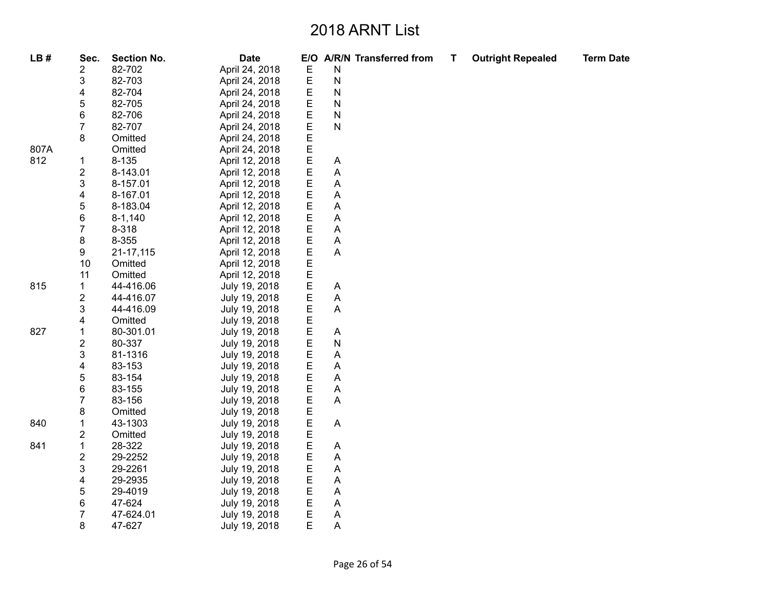# 2018 ARNT List

| LB # | Sec. | Section No. | Date | E/O | A/R/N | Transferred from | T | Outright Repealed | Term Date |
|---|---|---|---|---|---|---|---|---|---|
| | 2 | 82-702 | April 24, 2018 | E | N | | | | |
| | 3 | 82-703 | April 24, 2018 | E | N | | | | |
| | 4 | 82-704 | April 24, 2018 | E | N | | | | |
| | 5 | 82-705 | April 24, 2018 | E | N | | | | |
| | 6 | 82-706 | April 24, 2018 | E | N | | | | |
| | 7 | 82-707 | April 24, 2018 | E | N | | | | |
| | 8 | Omitted | April 24, 2018 | E | | | | | |
| 807A | | Omitted | April 24, 2018 | E | | | | | |
| 812 | 1 | 8-135 | April 12, 2018 | E | A | | | | |
| | 2 | 8-143.01 | April 12, 2018 | E | A | | | | |
| | 3 | 8-157.01 | April 12, 2018 | E | A | | | | |
| | 4 | 8-167.01 | April 12, 2018 | E | A | | | | |
| | 5 | 8-183.04 | April 12, 2018 | E | A | | | | |
| | 6 | 8-1,140 | April 12, 2018 | E | A | | | | |
| | 7 | 8-318 | April 12, 2018 | E | A | | | | |
| | 8 | 8-355 | April 12, 2018 | E | A | | | | |
| | 9 | 21-17,115 | April 12, 2018 | E | A | | | | |
| | 10 | Omitted | April 12, 2018 | E | | | | | |
| | 11 | Omitted | April 12, 2018 | E | | | | | |
| 815 | 1 | 44-416.06 | July 19, 2018 | E | A | | | | |
| | 2 | 44-416.07 | July 19, 2018 | E | A | | | | |
| | 3 | 44-416.09 | July 19, 2018 | E | A | | | | |
| | 4 | Omitted | July 19, 2018 | E | | | | | |
| 827 | 1 | 80-301.01 | July 19, 2018 | E | A | | | | |
| | 2 | 80-337 | July 19, 2018 | E | N | | | | |
| | 3 | 81-1316 | July 19, 2018 | E | A | | | | |
| | 4 | 83-153 | July 19, 2018 | E | A | | | | |
| | 5 | 83-154 | July 19, 2018 | E | A | | | | |
| | 6 | 83-155 | July 19, 2018 | E | A | | | | |
| | 7 | 83-156 | July 19, 2018 | E | A | | | | |
| | 8 | Omitted | July 19, 2018 | E | | | | | |
| 840 | 1 | 43-1303 | July 19, 2018 | E | A | | | | |
| | 2 | Omitted | July 19, 2018 | E | | | | | |
| 841 | 1 | 28-322 | July 19, 2018 | E | A | | | | |
| | 2 | 29-2252 | July 19, 2018 | E | A | | | | |
| | 3 | 29-2261 | July 19, 2018 | E | A | | | | |
| | 4 | 29-2935 | July 19, 2018 | E | A | | | | |
| | 5 | 29-4019 | July 19, 2018 | E | A | | | | |
| | 6 | 47-624 | July 19, 2018 | E | A | | | | |
| | 7 | 47-624.01 | July 19, 2018 | E | A | | | | |
| | 8 | 47-627 | July 19, 2018 | E | A | | | | |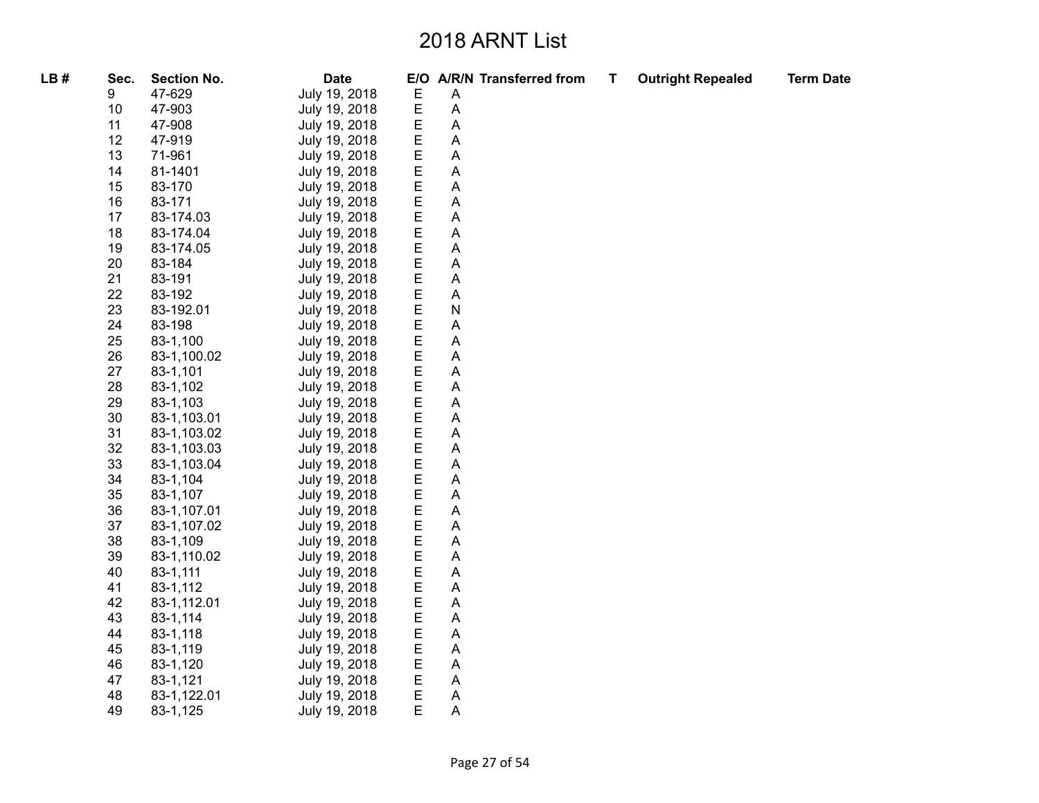# 2018 ARNT List

| LB # | Sec. | Section No. | Date | E/O | A/R/N | Transferred from | T | Outright Repealed | Term Date |
|---|---|---|---|---|---|---|---|---|---|
| | 9 | 47-629 | July 19, 2018 | E | A | | | | |
| | 10 | 47-903 | July 19, 2018 | E | A | | | | |
| | 11 | 47-908 | July 19, 2018 | E | A | | | | |
| | 12 | 47-919 | July 19, 2018 | E | A | | | | |
| | 13 | 71-961 | July 19, 2018 | E | A | | | | |
| | 14 | 81-1401 | July 19, 2018 | E | A | | | | |
| | 15 | 83-170 | July 19, 2018 | E | A | | | | |
| | 16 | 83-171 | July 19, 2018 | E | A | | | | |
| | 17 | 83-174.03 | July 19, 2018 | E | A | | | | |
| | 18 | 83-174.04 | July 19, 2018 | E | A | | | | |
| | 19 | 83-174.05 | July 19, 2018 | E | A | | | | |
| | 20 | 83-184 | July 19, 2018 | E | A | | | | |
| | 21 | 83-191 | July 19, 2018 | E | A | | | | |
| | 22 | 83-192 | July 19, 2018 | E | A | | | | |
| | 23 | 83-192.01 | July 19, 2018 | E | N | | | | |
| | 24 | 83-198 | July 19, 2018 | E | A | | | | |
| | 25 | 83-1,100 | July 19, 2018 | E | A | | | | |
| | 26 | 83-1,100.02 | July 19, 2018 | E | A | | | | |
| | 27 | 83-1,101 | July 19, 2018 | E | A | | | | |
| | 28 | 83-1,102 | July 19, 2018 | E | A | | | | |
| | 29 | 83-1,103 | July 19, 2018 | E | A | | | | |
| | 30 | 83-1,103.01 | July 19, 2018 | E | A | | | | |
| | 31 | 83-1,103.02 | July 19, 2018 | E | A | | | | |
| | 32 | 83-1,103.03 | July 19, 2018 | E | A | | | | |
| | 33 | 83-1,103.04 | July 19, 2018 | E | A | | | | |
| | 34 | 83-1,104 | July 19, 2018 | E | A | | | | |
| | 35 | 83-1,107 | July 19, 2018 | E | A | | | | |
| | 36 | 83-1,107.01 | July 19, 2018 | E | A | | | | |
| | 37 | 83-1,107.02 | July 19, 2018 | E | A | | | | |
| | 38 | 83-1,109 | July 19, 2018 | E | A | | | | |
| | 39 | 83-1,110.02 | July 19, 2018 | E | A | | | | |
| | 40 | 83-1,111 | July 19, 2018 | E | A | | | | |
| | 41 | 83-1,112 | July 19, 2018 | E | A | | | | |
| | 42 | 83-1,112.01 | July 19, 2018 | E | A | | | | |
| | 43 | 83-1,114 | July 19, 2018 | E | A | | | | |
| | 44 | 83-1,118 | July 19, 2018 | E | A | | | | |
| | 45 | 83-1,119 | July 19, 2018 | E | A | | | | |
| | 46 | 83-1,120 | July 19, 2018 | E | A | | | | |
| | 47 | 83-1,121 | July 19, 2018 | E | A | | | | |
| | 48 | 83-1,122.01 | July 19, 2018 | E | A | | | | |
| | 49 | 83-1,125 | July 19, 2018 | E | A | | | | |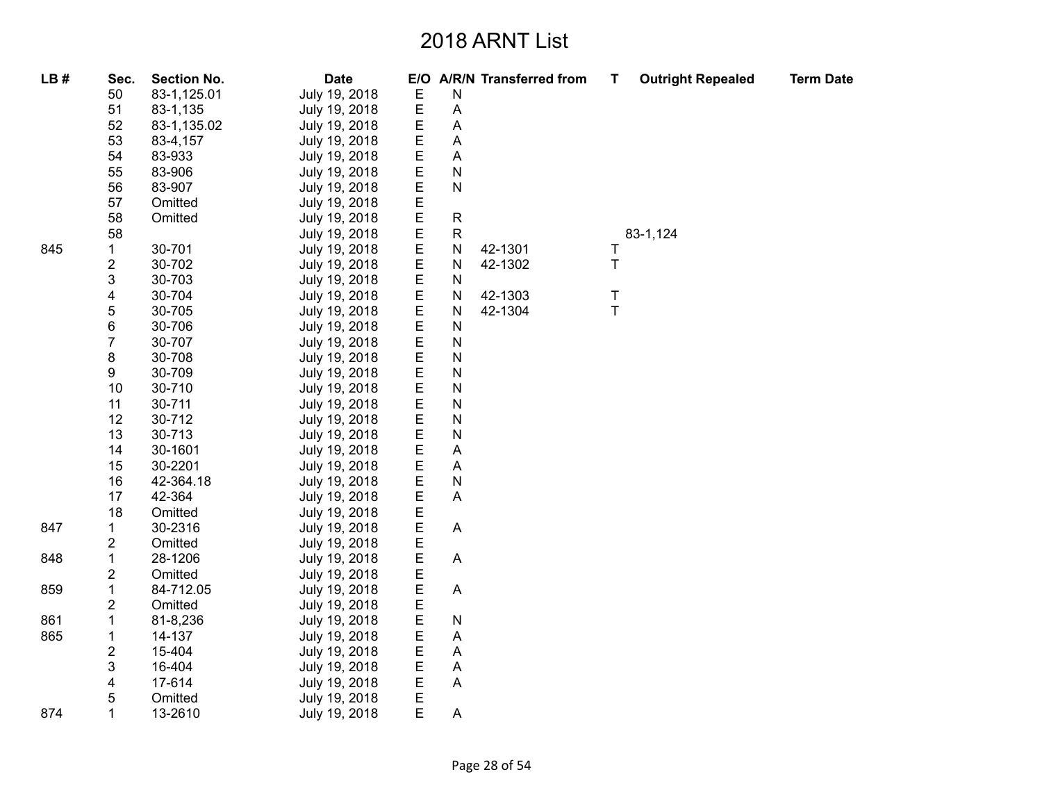# 2018 ARNT List

| LB # | Sec. | Section No. | Date | E/O | A/R/N | Transferred from | T | Outright Repealed | Term Date |
|---|---|---|---|---|---|---|---|---|---|
| | 50 | 83-1,125.01 | July 19, 2018 | E | N | | | | |
| | 51 | 83-1,135 | July 19, 2018 | E | A | | | | |
| | 52 | 83-1,135.02 | July 19, 2018 | E | A | | | | |
| | 53 | 83-4,157 | July 19, 2018 | E | A | | | | |
| | 54 | 83-933 | July 19, 2018 | E | A | | | | |
| | 55 | 83-906 | July 19, 2018 | E | N | | | | |
| | 56 | 83-907 | July 19, 2018 | E | N | | | | |
| | 57 | Omitted | July 19, 2018 | E | | | | | |
| | 58 | Omitted | July 19, 2018 | E | R | | | | |
| | 58 | | July 19, 2018 | E | R | | | 83-1,124 | |
| 845 | 1 | 30-701 | July 19, 2018 | E | N | 42-1301 | T | | |
| | 2 | 30-702 | July 19, 2018 | E | N | 42-1302 | T | | |
| | 3 | 30-703 | July 19, 2018 | E | N | | | | |
| | 4 | 30-704 | July 19, 2018 | E | N | 42-1303 | T | | |
| | 5 | 30-705 | July 19, 2018 | E | N | 42-1304 | T | | |
| | 6 | 30-706 | July 19, 2018 | E | N | | | | |
| | 7 | 30-707 | July 19, 2018 | E | N | | | | |
| | 8 | 30-708 | July 19, 2018 | E | N | | | | |
| | 9 | 30-709 | July 19, 2018 | E | N | | | | |
| | 10 | 30-710 | July 19, 2018 | E | N | | | | |
| | 11 | 30-711 | July 19, 2018 | E | N | | | | |
| | 12 | 30-712 | July 19, 2018 | E | N | | | | |
| | 13 | 30-713 | July 19, 2018 | E | N | | | | |
| | 14 | 30-1601 | July 19, 2018 | E | A | | | | |
| | 15 | 30-2201 | July 19, 2018 | E | A | | | | |
| | 16 | 42-364.18 | July 19, 2018 | E | N | | | | |
| | 17 | 42-364 | July 19, 2018 | E | A | | | | |
| | 18 | Omitted | July 19, 2018 | E | | | | | |
| 847 | 1 | 30-2316 | July 19, 2018 | E | A | | | | |
| | 2 | Omitted | July 19, 2018 | E | | | | | |
| 848 | 1 | 28-1206 | July 19, 2018 | E | A | | | | |
| | 2 | Omitted | July 19, 2018 | E | | | | | |
| 859 | 1 | 84-712.05 | July 19, 2018 | E | A | | | | |
| | 2 | Omitted | July 19, 2018 | E | | | | | |
| 861 | 1 | 81-8,236 | July 19, 2018 | E | N | | | | |
| 865 | 1 | 14-137 | July 19, 2018 | E | A | | | | |
| | 2 | 15-404 | July 19, 2018 | E | A | | | | |
| | 3 | 16-404 | July 19, 2018 | E | A | | | | |
| | 4 | 17-614 | July 19, 2018 | E | A | | | | |
| | 5 | Omitted | July 19, 2018 | E | | | | | |
| 874 | 1 | 13-2610 | July 19, 2018 | E | A | | | | |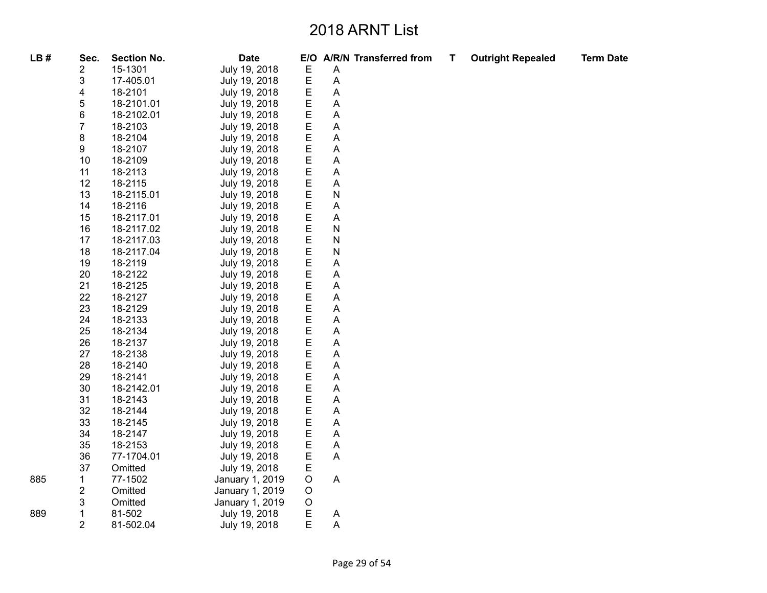# 2018 ARNT List

| LB # | Sec. | Section No. | Date | E/O | A/R/N | Transferred from | T | Outright Repealed | Term Date |
|---|---|---|---|---|---|---|---|---|---|
| | 2 | 15-1301 | July 19, 2018 | E | A | | | | |
| | 3 | 17-405.01 | July 19, 2018 | E | A | | | | |
| | 4 | 18-2101 | July 19, 2018 | E | A | | | | |
| | 5 | 18-2101.01 | July 19, 2018 | E | A | | | | |
| | 6 | 18-2102.01 | July 19, 2018 | E | A | | | | |
| | 7 | 18-2103 | July 19, 2018 | E | A | | | | |
| | 8 | 18-2104 | July 19, 2018 | E | A | | | | |
| | 9 | 18-2107 | July 19, 2018 | E | A | | | | |
| | 10 | 18-2109 | July 19, 2018 | E | A | | | | |
| | 11 | 18-2113 | July 19, 2018 | E | A | | | | |
| | 12 | 18-2115 | July 19, 2018 | E | A | | | | |
| | 13 | 18-2115.01 | July 19, 2018 | E | N | | | | |
| | 14 | 18-2116 | July 19, 2018 | E | A | | | | |
| | 15 | 18-2117.01 | July 19, 2018 | E | A | | | | |
| | 16 | 18-2117.02 | July 19, 2018 | E | N | | | | |
| | 17 | 18-2117.03 | July 19, 2018 | E | N | | | | |
| | 18 | 18-2117.04 | July 19, 2018 | E | N | | | | |
| | 19 | 18-2119 | July 19, 2018 | E | A | | | | |
| | 20 | 18-2122 | July 19, 2018 | E | A | | | | |
| | 21 | 18-2125 | July 19, 2018 | E | A | | | | |
| | 22 | 18-2127 | July 19, 2018 | E | A | | | | |
| | 23 | 18-2129 | July 19, 2018 | E | A | | | | |
| | 24 | 18-2133 | July 19, 2018 | E | A | | | | |
| | 25 | 18-2134 | July 19, 2018 | E | A | | | | |
| | 26 | 18-2137 | July 19, 2018 | E | A | | | | |
| | 27 | 18-2138 | July 19, 2018 | E | A | | | | |
| | 28 | 18-2140 | July 19, 2018 | E | A | | | | |
| | 29 | 18-2141 | July 19, 2018 | E | A | | | | |
| | 30 | 18-2142.01 | July 19, 2018 | E | A | | | | |
| | 31 | 18-2143 | July 19, 2018 | E | A | | | | |
| | 32 | 18-2144 | July 19, 2018 | E | A | | | | |
| | 33 | 18-2145 | July 19, 2018 | E | A | | | | |
| | 34 | 18-2147 | July 19, 2018 | E | A | | | | |
| | 35 | 18-2153 | July 19, 2018 | E | A | | | | |
| | 36 | 77-1704.01 | July 19, 2018 | E | A | | | | |
| | 37 | Omitted | July 19, 2018 | E | | | | | |
| 885 | 1 | 77-1502 | January 1, 2019 | O | A | | | | |
| | 2 | Omitted | January 1, 2019 | O | | | | | |
| | 3 | Omitted | January 1, 2019 | O | | | | | |
| 889 | 1 | 81-502 | July 19, 2018 | E | A | | | | |
| | 2 | 81-502.04 | July 19, 2018 | E | A | | | | |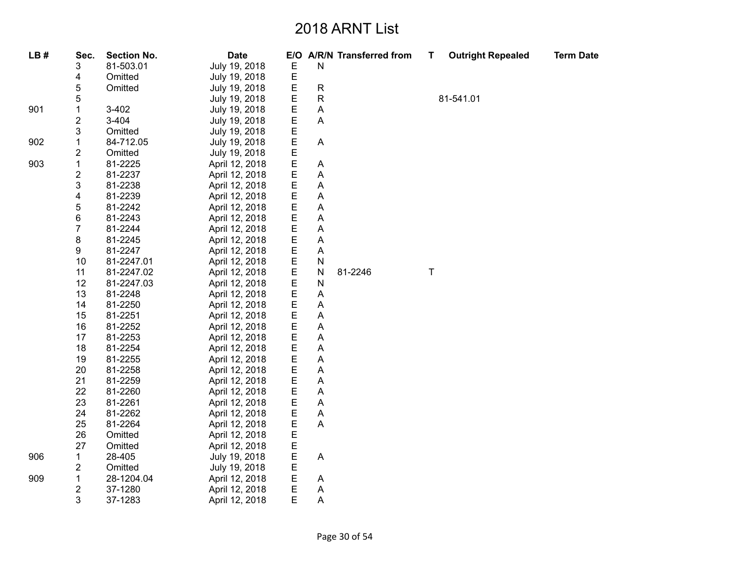# 2018 ARNT List

| LB # | Sec. | Section No. | Date | E/O | A/R/N | Transferred from | T | Outright Repealed | Term Date |
|---|---|---|---|---|---|---|---|---|---|
| | 3 | 81-503.01 | July 19, 2018 | E | N | | | | |
| | 4 | Omitted | July 19, 2018 | E | | | | | |
| | 5 | Omitted | July 19, 2018 | E | R | | | | |
| | 5 | | July 19, 2018 | E | R | | | 81-541.01 | |
| 901 | 1 | 3-402 | July 19, 2018 | E | A | | | | |
| | 2 | 3-404 | July 19, 2018 | E | A | | | | |
| | 3 | Omitted | July 19, 2018 | E | | | | | |
| 902 | 1 | 84-712.05 | July 19, 2018 | E | A | | | | |
| | 2 | Omitted | July 19, 2018 | E | | | | | |
| 903 | 1 | 81-2225 | April 12, 2018 | E | A | | | | |
| | 2 | 81-2237 | April 12, 2018 | E | A | | | | |
| | 3 | 81-2238 | April 12, 2018 | E | A | | | | |
| | 4 | 81-2239 | April 12, 2018 | E | A | | | | |
| | 5 | 81-2242 | April 12, 2018 | E | A | | | | |
| | 6 | 81-2243 | April 12, 2018 | E | A | | | | |
| | 7 | 81-2244 | April 12, 2018 | E | A | | | | |
| | 8 | 81-2245 | April 12, 2018 | E | A | | | | |
| | 9 | 81-2247 | April 12, 2018 | E | A | | | | |
| | 10 | 81-2247.01 | April 12, 2018 | E | N | | | | |
| | 11 | 81-2247.02 | April 12, 2018 | E | N | 81-2246 | T | | |
| | 12 | 81-2247.03 | April 12, 2018 | E | N | | | | |
| | 13 | 81-2248 | April 12, 2018 | E | A | | | | |
| | 14 | 81-2250 | April 12, 2018 | E | A | | | | |
| | 15 | 81-2251 | April 12, 2018 | E | A | | | | |
| | 16 | 81-2252 | April 12, 2018 | E | A | | | | |
| | 17 | 81-2253 | April 12, 2018 | E | A | | | | |
| | 18 | 81-2254 | April 12, 2018 | E | A | | | | |
| | 19 | 81-2255 | April 12, 2018 | E | A | | | | |
| | 20 | 81-2258 | April 12, 2018 | E | A | | | | |
| | 21 | 81-2259 | April 12, 2018 | E | A | | | | |
| | 22 | 81-2260 | April 12, 2018 | E | A | | | | |
| | 23 | 81-2261 | April 12, 2018 | E | A | | | | |
| | 24 | 81-2262 | April 12, 2018 | E | A | | | | |
| | 25 | 81-2264 | April 12, 2018 | E | A | | | | |
| | 26 | Omitted | April 12, 2018 | E | | | | | |
| | 27 | Omitted | April 12, 2018 | E | | | | | |
| 906 | 1 | 28-405 | July 19, 2018 | E | A | | | | |
| | 2 | Omitted | July 19, 2018 | E | | | | | |
| 909 | 1 | 28-1204.04 | April 12, 2018 | E | A | | | | |
| | 2 | 37-1280 | April 12, 2018 | E | A | | | | |
| | 3 | 37-1283 | April 12, 2018 | E | A | | | | |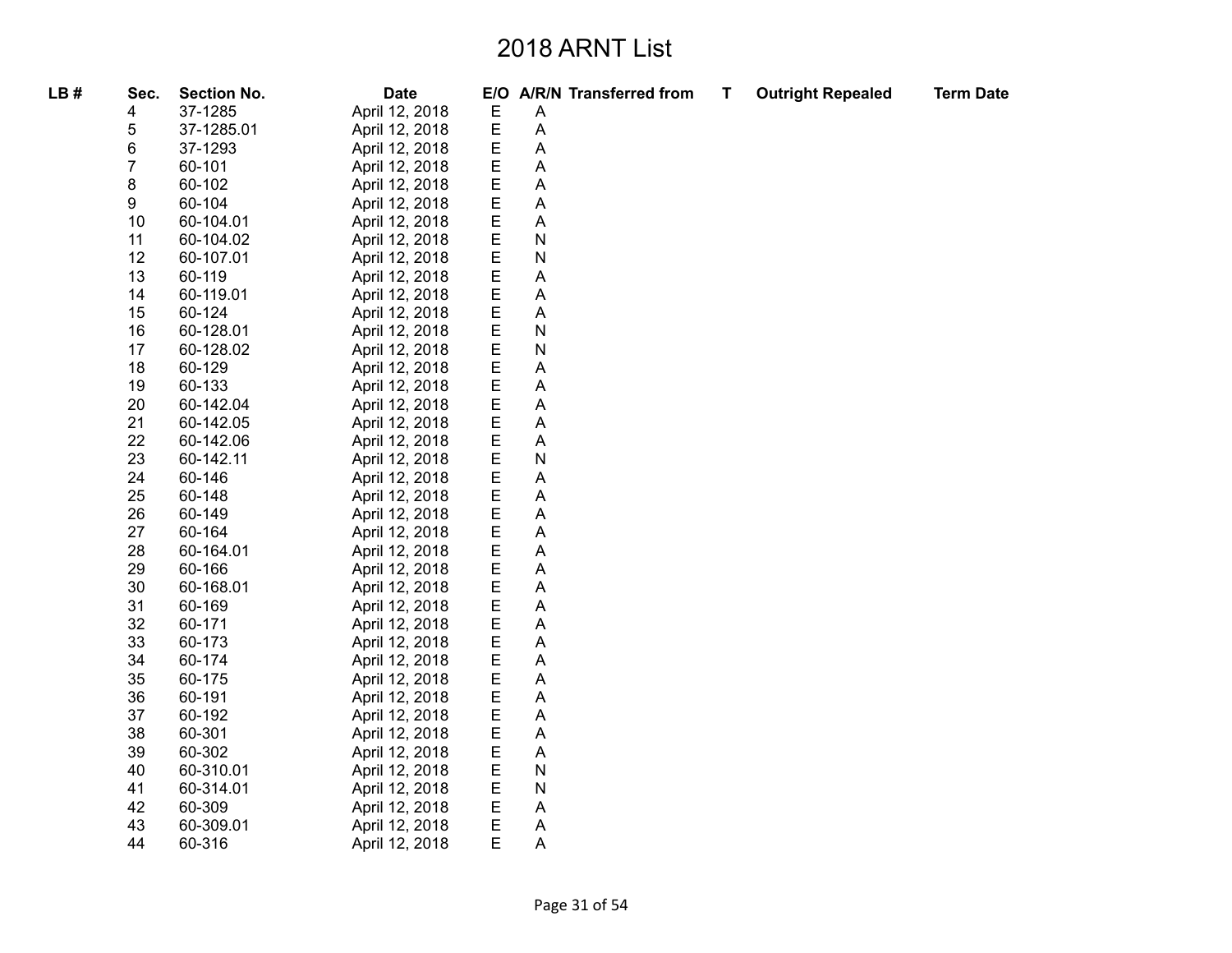# 2018 ARNT List

| LB # | Sec. | Section No. | Date | E/O | A/R/N | Transferred from | T | Outright Repealed | Term Date |
|---|---|---|---|---|---|---|---|---|---|
| | 4 | 37-1285 | April 12, 2018 | E | A | | | | |
| | 5 | 37-1285.01 | April 12, 2018 | E | A | | | | |
| | 6 | 37-1293 | April 12, 2018 | E | A | | | | |
| | 7 | 60-101 | April 12, 2018 | E | A | | | | |
| | 8 | 60-102 | April 12, 2018 | E | A | | | | |
| | 9 | 60-104 | April 12, 2018 | E | A | | | | |
| | 10 | 60-104.01 | April 12, 2018 | E | A | | | | |
| | 11 | 60-104.02 | April 12, 2018 | E | N | | | | |
| | 12 | 60-107.01 | April 12, 2018 | E | N | | | | |
| | 13 | 60-119 | April 12, 2018 | E | A | | | | |
| | 14 | 60-119.01 | April 12, 2018 | E | A | | | | |
| | 15 | 60-124 | April 12, 2018 | E | A | | | | |
| | 16 | 60-128.01 | April 12, 2018 | E | N | | | | |
| | 17 | 60-128.02 | April 12, 2018 | E | N | | | | |
| | 18 | 60-129 | April 12, 2018 | E | A | | | | |
| | 19 | 60-133 | April 12, 2018 | E | A | | | | |
| | 20 | 60-142.04 | April 12, 2018 | E | A | | | | |
| | 21 | 60-142.05 | April 12, 2018 | E | A | | | | |
| | 22 | 60-142.06 | April 12, 2018 | E | A | | | | |
| | 23 | 60-142.11 | April 12, 2018 | E | N | | | | |
| | 24 | 60-146 | April 12, 2018 | E | A | | | | |
| | 25 | 60-148 | April 12, 2018 | E | A | | | | |
| | 26 | 60-149 | April 12, 2018 | E | A | | | | |
| | 27 | 60-164 | April 12, 2018 | E | A | | | | |
| | 28 | 60-164.01 | April 12, 2018 | E | A | | | | |
| | 29 | 60-166 | April 12, 2018 | E | A | | | | |
| | 30 | 60-168.01 | April 12, 2018 | E | A | | | | |
| | 31 | 60-169 | April 12, 2018 | E | A | | | | |
| | 32 | 60-171 | April 12, 2018 | E | A | | | | |
| | 33 | 60-173 | April 12, 2018 | E | A | | | | |
| | 34 | 60-174 | April 12, 2018 | E | A | | | | |
| | 35 | 60-175 | April 12, 2018 | E | A | | | | |
| | 36 | 60-191 | April 12, 2018 | E | A | | | | |
| | 37 | 60-192 | April 12, 2018 | E | A | | | | |
| | 38 | 60-301 | April 12, 2018 | E | A | | | | |
| | 39 | 60-302 | April 12, 2018 | E | A | | | | |
| | 40 | 60-310.01 | April 12, 2018 | E | N | | | | |
| | 41 | 60-314.01 | April 12, 2018 | E | N | | | | |
| | 42 | 60-309 | April 12, 2018 | E | A | | | | |
| | 43 | 60-309.01 | April 12, 2018 | E | A | | | | |
| | 44 | 60-316 | April 12, 2018 | E | A | | | | |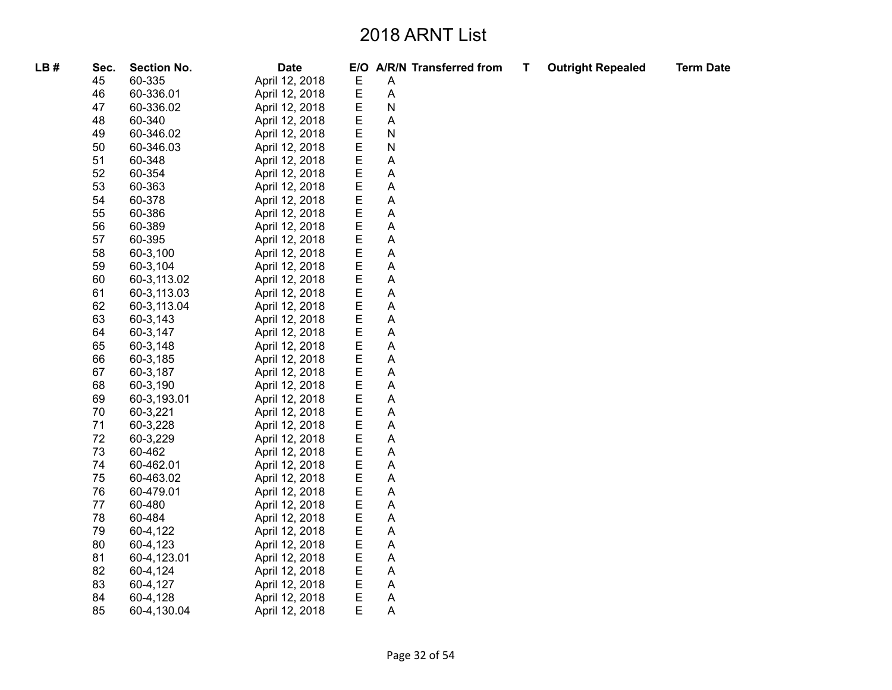# 2018 ARNT List

| LB # | Sec. | Section No. | Date | E/O | A/R/N | Transferred from | T | Outright Repealed | Term Date |
|---|---|---|---|---|---|---|---|---|---|
| | 45 | 60-335 | April 12, 2018 | E | A | | | | |
| | 46 | 60-336.01 | April 12, 2018 | E | A | | | | |
| | 47 | 60-336.02 | April 12, 2018 | E | N | | | | |
| | 48 | 60-340 | April 12, 2018 | E | A | | | | |
| | 49 | 60-346.02 | April 12, 2018 | E | N | | | | |
| | 50 | 60-346.03 | April 12, 2018 | E | N | | | | |
| | 51 | 60-348 | April 12, 2018 | E | A | | | | |
| | 52 | 60-354 | April 12, 2018 | E | A | | | | |
| | 53 | 60-363 | April 12, 2018 | E | A | | | | |
| | 54 | 60-378 | April 12, 2018 | E | A | | | | |
| | 55 | 60-386 | April 12, 2018 | E | A | | | | |
| | 56 | 60-389 | April 12, 2018 | E | A | | | | |
| | 57 | 60-395 | April 12, 2018 | E | A | | | | |
| | 58 | 60-3,100 | April 12, 2018 | E | A | | | | |
| | 59 | 60-3,104 | April 12, 2018 | E | A | | | | |
| | 60 | 60-3,113.02 | April 12, 2018 | E | A | | | | |
| | 61 | 60-3,113.03 | April 12, 2018 | E | A | | | | |
| | 62 | 60-3,113.04 | April 12, 2018 | E | A | | | | |
| | 63 | 60-3,143 | April 12, 2018 | E | A | | | | |
| | 64 | 60-3,147 | April 12, 2018 | E | A | | | | |
| | 65 | 60-3,148 | April 12, 2018 | E | A | | | | |
| | 66 | 60-3,185 | April 12, 2018 | E | A | | | | |
| | 67 | 60-3,187 | April 12, 2018 | E | A | | | | |
| | 68 | 60-3,190 | April 12, 2018 | E | A | | | | |
| | 69 | 60-3,193.01 | April 12, 2018 | E | A | | | | |
| | 70 | 60-3,221 | April 12, 2018 | E | A | | | | |
| | 71 | 60-3,228 | April 12, 2018 | E | A | | | | |
| | 72 | 60-3,229 | April 12, 2018 | E | A | | | | |
| | 73 | 60-462 | April 12, 2018 | E | A | | | | |
| | 74 | 60-462.01 | April 12, 2018 | E | A | | | | |
| | 75 | 60-463.02 | April 12, 2018 | E | A | | | | |
| | 76 | 60-479.01 | April 12, 2018 | E | A | | | | |
| | 77 | 60-480 | April 12, 2018 | E | A | | | | |
| | 78 | 60-484 | April 12, 2018 | E | A | | | | |
| | 79 | 60-4,122 | April 12, 2018 | E | A | | | | |
| | 80 | 60-4,123 | April 12, 2018 | E | A | | | | |
| | 81 | 60-4,123.01 | April 12, 2018 | E | A | | | | |
| | 82 | 60-4,124 | April 12, 2018 | E | A | | | | |
| | 83 | 60-4,127 | April 12, 2018 | E | A | | | | |
| | 84 | 60-4,128 | April 12, 2018 | E | A | | | | |
| | 85 | 60-4,130.04 | April 12, 2018 | E | A | | | | |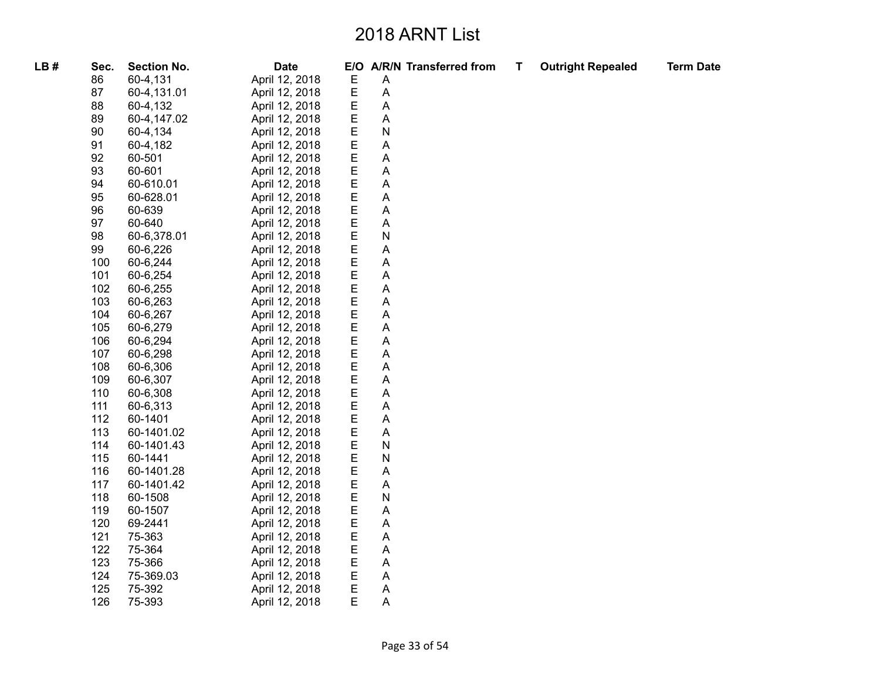# 2018 ARNT List

| LB # | Sec. | Section No. | Date | E/O | A/R/N | Transferred from | T | Outright Repealed | Term Date |
|---|---|---|---|---|---|---|---|---|---|
| | 86 | 60-4,131 | April 12, 2018 | E | A | | | | |
| | 87 | 60-4,131.01 | April 12, 2018 | E | A | | | | |
| | 88 | 60-4,132 | April 12, 2018 | E | A | | | | |
| | 89 | 60-4,147.02 | April 12, 2018 | E | A | | | | |
| | 90 | 60-4,134 | April 12, 2018 | E | N | | | | |
| | 91 | 60-4,182 | April 12, 2018 | E | A | | | | |
| | 92 | 60-501 | April 12, 2018 | E | A | | | | |
| | 93 | 60-601 | April 12, 2018 | E | A | | | | |
| | 94 | 60-610.01 | April 12, 2018 | E | A | | | | |
| | 95 | 60-628.01 | April 12, 2018 | E | A | | | | |
| | 96 | 60-639 | April 12, 2018 | E | A | | | | |
| | 97 | 60-640 | April 12, 2018 | E | A | | | | |
| | 98 | 60-6,378.01 | April 12, 2018 | E | N | | | | |
| | 99 | 60-6,226 | April 12, 2018 | E | A | | | | |
| | 100 | 60-6,244 | April 12, 2018 | E | A | | | | |
| | 101 | 60-6,254 | April 12, 2018 | E | A | | | | |
| | 102 | 60-6,255 | April 12, 2018 | E | A | | | | |
| | 103 | 60-6,263 | April 12, 2018 | E | A | | | | |
| | 104 | 60-6,267 | April 12, 2018 | E | A | | | | |
| | 105 | 60-6,279 | April 12, 2018 | E | A | | | | |
| | 106 | 60-6,294 | April 12, 2018 | E | A | | | | |
| | 107 | 60-6,298 | April 12, 2018 | E | A | | | | |
| | 108 | 60-6,306 | April 12, 2018 | E | A | | | | |
| | 109 | 60-6,307 | April 12, 2018 | E | A | | | | |
| | 110 | 60-6,308 | April 12, 2018 | E | A | | | | |
| | 111 | 60-6,313 | April 12, 2018 | E | A | | | | |
| | 112 | 60-1401 | April 12, 2018 | E | A | | | | |
| | 113 | 60-1401.02 | April 12, 2018 | E | A | | | | |
| | 114 | 60-1401.43 | April 12, 2018 | E | N | | | | |
| | 115 | 60-1441 | April 12, 2018 | E | N | | | | |
| | 116 | 60-1401.28 | April 12, 2018 | E | A | | | | |
| | 117 | 60-1401.42 | April 12, 2018 | E | A | | | | |
| | 118 | 60-1508 | April 12, 2018 | E | N | | | | |
| | 119 | 60-1507 | April 12, 2018 | E | A | | | | |
| | 120 | 69-2441 | April 12, 2018 | E | A | | | | |
| | 121 | 75-363 | April 12, 2018 | E | A | | | | |
| | 122 | 75-364 | April 12, 2018 | E | A | | | | |
| | 123 | 75-366 | April 12, 2018 | E | A | | | | |
| | 124 | 75-369.03 | April 12, 2018 | E | A | | | | |
| | 125 | 75-392 | April 12, 2018 | E | A | | | | |
| | 126 | 75-393 | April 12, 2018 | E | A | | | | |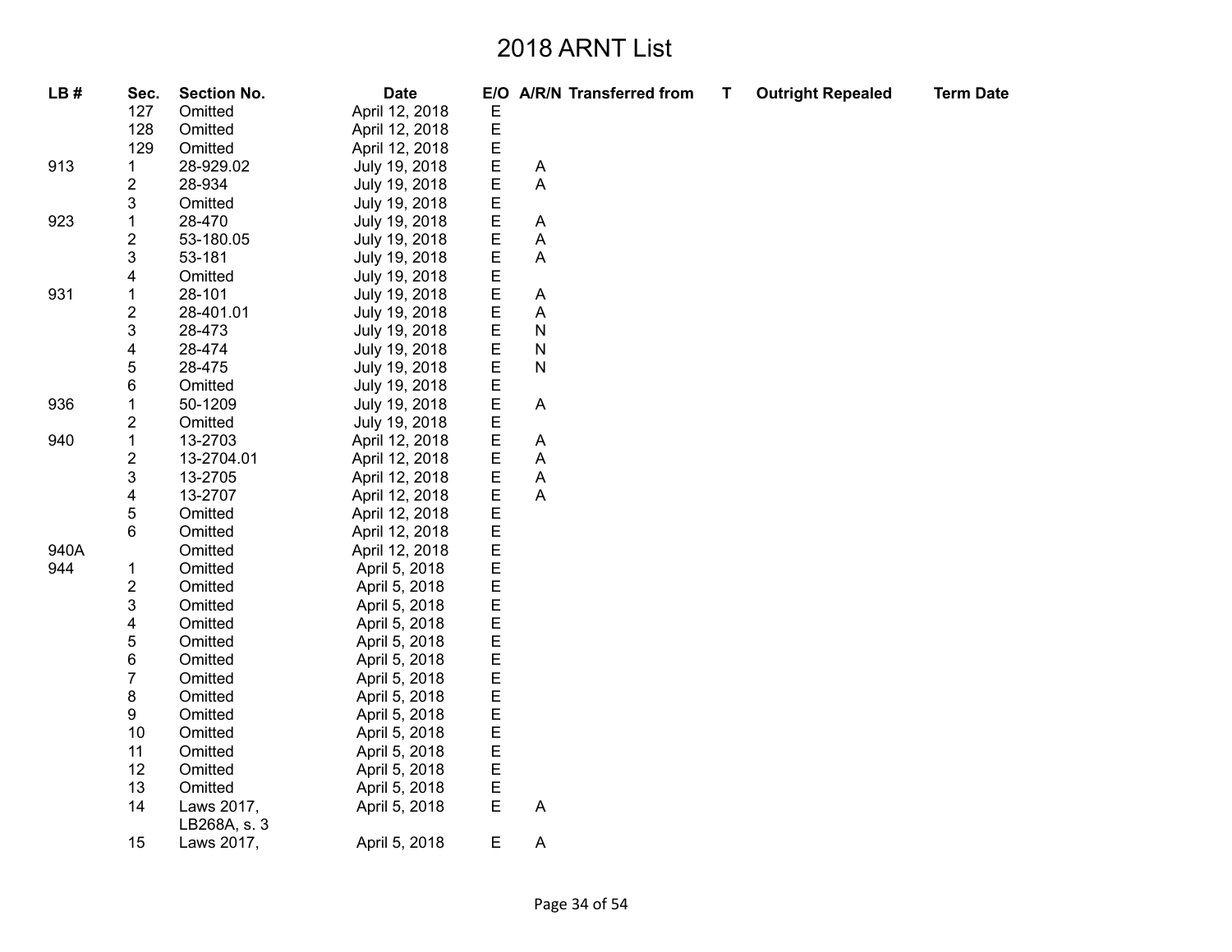# 2018 ARNT List

| LB # | Sec. | Section No. | Date | E/O | A/R/N | Transferred from | T | Outright Repealed | Term Date |
|---|---|---|---|---|---|---|---|---|---|
| | 127 | Omitted | April 12, 2018 | E | | | | | |
| | 128 | Omitted | April 12, 2018 | E | | | | | |
| | 129 | Omitted | April 12, 2018 | E | | | | | |
| 913 | 1 | 28-929.02 | July 19, 2018 | E | A | | | | |
| | 2 | 28-934 | July 19, 2018 | E | A | | | | |
| | 3 | Omitted | July 19, 2018 | E | | | | | |
| 923 | 1 | 28-470 | July 19, 2018 | E | A | | | | |
| | 2 | 53-180.05 | July 19, 2018 | E | A | | | | |
| | 3 | 53-181 | July 19, 2018 | E | A | | | | |
| | 4 | Omitted | July 19, 2018 | E | | | | | |
| 931 | 1 | 28-101 | July 19, 2018 | E | A | | | | |
| | 2 | 28-401.01 | July 19, 2018 | E | A | | | | |
| | 3 | 28-473 | July 19, 2018 | E | N | | | | |
| | 4 | 28-474 | July 19, 2018 | E | N | | | | |
| | 5 | 28-475 | July 19, 2018 | E | N | | | | |
| | 6 | Omitted | July 19, 2018 | E | | | | | |
| 936 | 1 | 50-1209 | July 19, 2018 | E | A | | | | |
| | 2 | Omitted | July 19, 2018 | E | | | | | |
| 940 | 1 | 13-2703 | April 12, 2018 | E | A | | | | |
| | 2 | 13-2704.01 | April 12, 2018 | E | A | | | | |
| | 3 | 13-2705 | April 12, 2018 | E | A | | | | |
| | 4 | 13-2707 | April 12, 2018 | E | A | | | | |
| | 5 | Omitted | April 12, 2018 | E | | | | | |
| | 6 | Omitted | April 12, 2018 | E | | | | | |
| 940A | | Omitted | April 12, 2018 | E | | | | | |
| 944 | 1 | Omitted | April 5, 2018 | E | | | | | |
| | 2 | Omitted | April 5, 2018 | E | | | | | |
| | 3 | Omitted | April 5, 2018 | E | | | | | |
| | 4 | Omitted | April 5, 2018 | E | | | | | |
| | 5 | Omitted | April 5, 2018 | E | | | | | |
| | 6 | Omitted | April 5, 2018 | E | | | | | |
| | 7 | Omitted | April 5, 2018 | E | | | | | |
| | 8 | Omitted | April 5, 2018 | E | | | | | |
| | 9 | Omitted | April 5, 2018 | E | | | | | |
| | 10 | Omitted | April 5, 2018 | E | | | | | |
| | 11 | Omitted | April 5, 2018 | E | | | | | |
| | 12 | Omitted | April 5, 2018 | E | | | | | |
| | 13 | Omitted | April 5, 2018 | E | | | | | |
| | 14 | Laws 2017, LB268A, s. 3 | April 5, 2018 | E | A | | | | |
| | 15 | Laws 2017, | April 5, 2018 | E | A | | | | |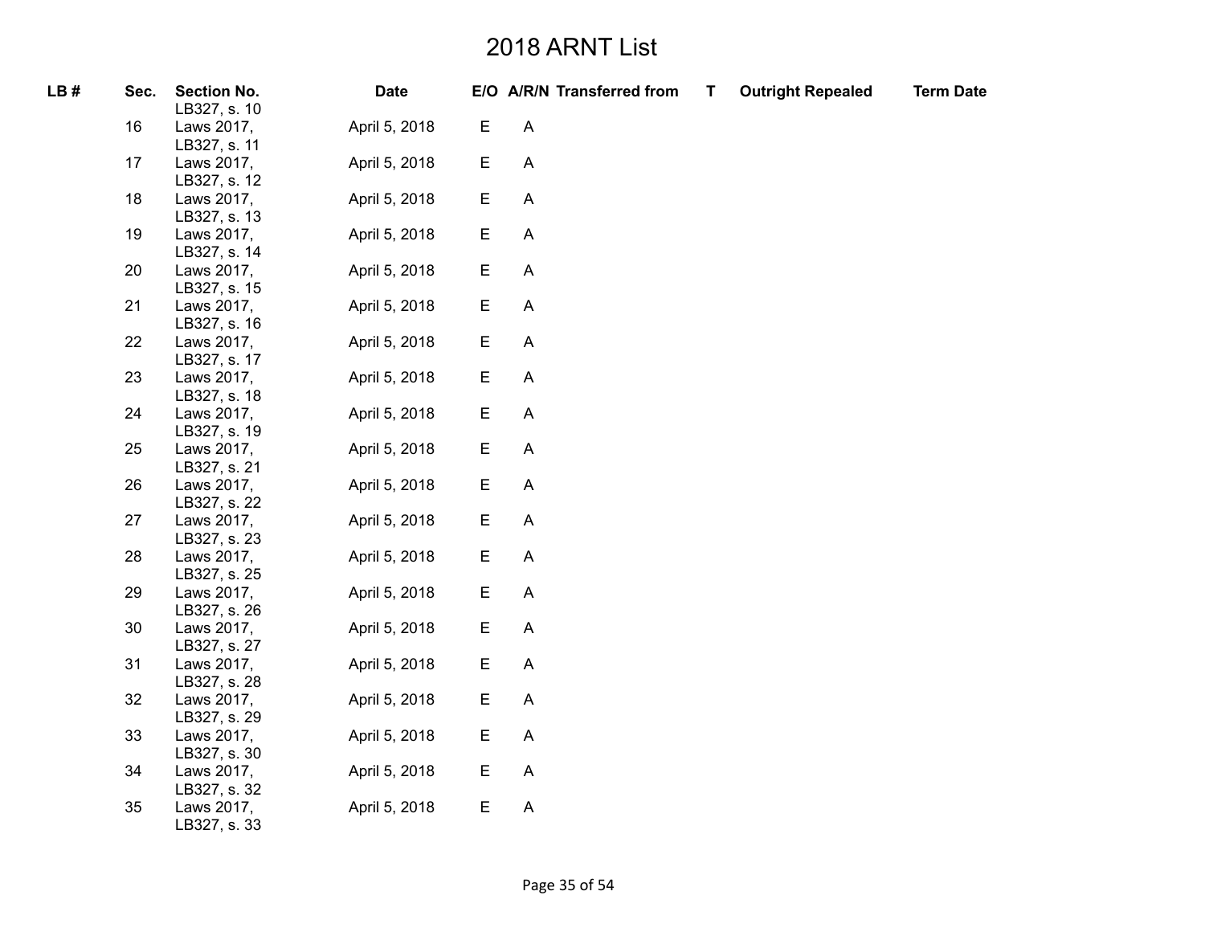# 2018 ARNT List

| LB # | Sec. | Section No. | Date | E/O | A/R/N | Transferred from | T | Outright Repealed | Term Date |
|---|---|---|---|---|---|---|---|---|---|
| | | LB327, s. 10 | | | | | | | |
| | 16 | Laws 2017, LB327, s. 11 | April 5, 2018 | E | A | | | | |
| | 17 | Laws 2017, LB327, s. 12 | April 5, 2018 | E | A | | | | |
| | 18 | Laws 2017, LB327, s. 13 | April 5, 2018 | E | A | | | | |
| | 19 | Laws 2017, LB327, s. 14 | April 5, 2018 | E | A | | | | |
| | 20 | Laws 2017, LB327, s. 15 | April 5, 2018 | E | A | | | | |
| | 21 | Laws 2017, LB327, s. 16 | April 5, 2018 | E | A | | | | |
| | 22 | Laws 2017, LB327, s. 17 | April 5, 2018 | E | A | | | | |
| | 23 | Laws 2017, LB327, s. 18 | April 5, 2018 | E | A | | | | |
| | 24 | Laws 2017, LB327, s. 19 | April 5, 2018 | E | A | | | | |
| | 25 | Laws 2017, LB327, s. 21 | April 5, 2018 | E | A | | | | |
| | 26 | Laws 2017, LB327, s. 22 | April 5, 2018 | E | A | | | | |
| | 27 | Laws 2017, LB327, s. 23 | April 5, 2018 | E | A | | | | |
| | 28 | Laws 2017, LB327, s. 25 | April 5, 2018 | E | A | | | | |
| | 29 | Laws 2017, LB327, s. 26 | April 5, 2018 | E | A | | | | |
| | 30 | Laws 2017, LB327, s. 27 | April 5, 2018 | E | A | | | | |
| | 31 | Laws 2017, LB327, s. 28 | April 5, 2018 | E | A | | | | |
| | 32 | Laws 2017, LB327, s. 29 | April 5, 2018 | E | A | | | | |
| | 33 | Laws 2017, LB327, s. 30 | April 5, 2018 | E | A | | | | |
| | 34 | Laws 2017, LB327, s. 32 | April 5, 2018 | E | A | | | | |
| | 35 | Laws 2017, LB327, s. 33 | April 5, 2018 | E | A | | | | |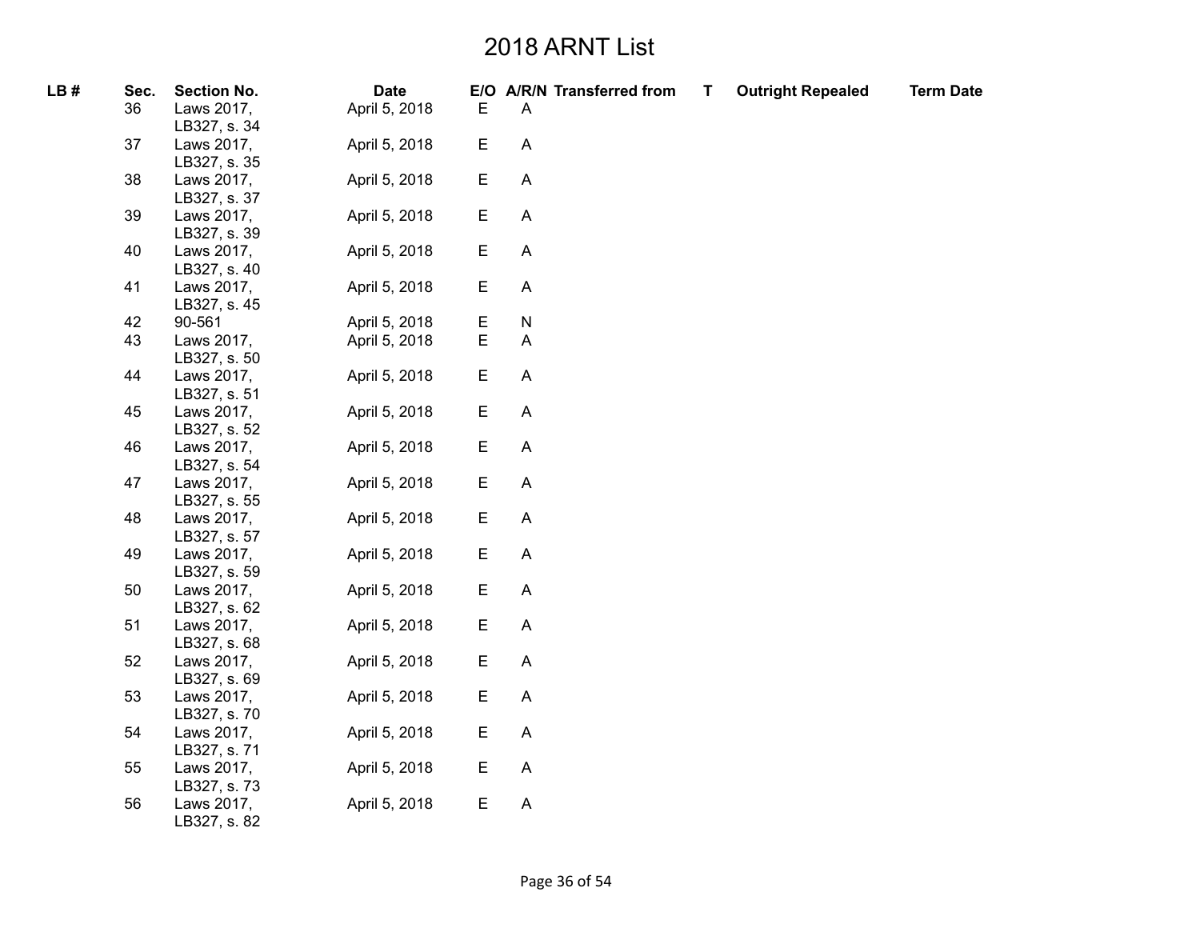# 2018 ARNT List

| LB # | Sec. | Section No. | Date | E/O | A/R/N | Transferred from | T | Outright Repealed | Term Date |
|---|---|---|---|---|---|---|---|---|---|
| | 36 | Laws 2017, LB327, s. 34 | April 5, 2018 | E | A | | | | |
| | 37 | Laws 2017, LB327, s. 35 | April 5, 2018 | E | A | | | | |
| | 38 | Laws 2017, LB327, s. 37 | April 5, 2018 | E | A | | | | |
| | 39 | Laws 2017, LB327, s. 39 | April 5, 2018 | E | A | | | | |
| | 40 | Laws 2017, LB327, s. 40 | April 5, 2018 | E | A | | | | |
| | 41 | Laws 2017, LB327, s. 45 | April 5, 2018 | E | A | | | | |
| | 42 | 90-561 | April 5, 2018 | E | N | | | | |
| | 43 | Laws 2017, LB327, s. 50 | April 5, 2018 | E | A | | | | |
| | 44 | Laws 2017, LB327, s. 51 | April 5, 2018 | E | A | | | | |
| | 45 | Laws 2017, LB327, s. 52 | April 5, 2018 | E | A | | | | |
| | 46 | Laws 2017, LB327, s. 54 | April 5, 2018 | E | A | | | | |
| | 47 | Laws 2017, LB327, s. 55 | April 5, 2018 | E | A | | | | |
| | 48 | Laws 2017, LB327, s. 57 | April 5, 2018 | E | A | | | | |
| | 49 | Laws 2017, LB327, s. 59 | April 5, 2018 | E | A | | | | |
| | 50 | Laws 2017, LB327, s. 62 | April 5, 2018 | E | A | | | | |
| | 51 | Laws 2017, LB327, s. 68 | April 5, 2018 | E | A | | | | |
| | 52 | Laws 2017, LB327, s. 69 | April 5, 2018 | E | A | | | | |
| | 53 | Laws 2017, LB327, s. 70 | April 5, 2018 | E | A | | | | |
| | 54 | Laws 2017, LB327, s. 71 | April 5, 2018 | E | A | | | | |
| | 55 | Laws 2017, LB327, s. 73 | April 5, 2018 | E | A | | | | |
| | 56 | Laws 2017, LB327, s. 82 | April 5, 2018 | E | A | | | | |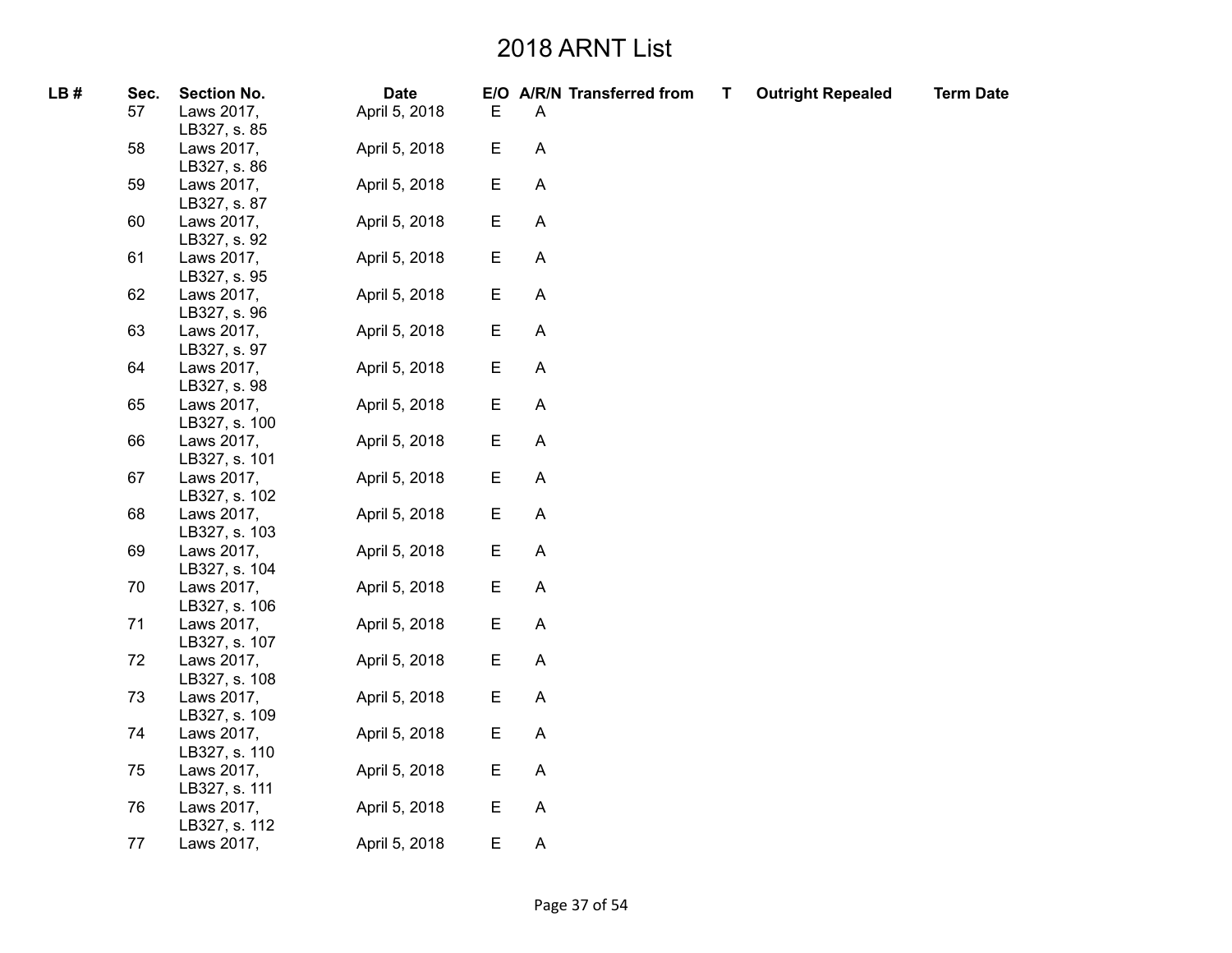# 2018 ARNT List

| LB # | Sec. | Section No. | Date | E/O | A/R/N | Transferred from | T | Outright Repealed | Term Date |
|---|---|---|---|---|---|---|---|---|---|
| | 57 | Laws 2017, LB327, s. 85 | April 5, 2018 | E | A | | | | |
| | 58 | Laws 2017, LB327, s. 86 | April 5, 2018 | E | A | | | | |
| | 59 | Laws 2017, LB327, s. 87 | April 5, 2018 | E | A | | | | |
| | 60 | Laws 2017, LB327, s. 92 | April 5, 2018 | E | A | | | | |
| | 61 | Laws 2017, LB327, s. 95 | April 5, 2018 | E | A | | | | |
| | 62 | Laws 2017, LB327, s. 96 | April 5, 2018 | E | A | | | | |
| | 63 | Laws 2017, LB327, s. 97 | April 5, 2018 | E | A | | | | |
| | 64 | Laws 2017, LB327, s. 98 | April 5, 2018 | E | A | | | | |
| | 65 | Laws 2017, LB327, s. 100 | April 5, 2018 | E | A | | | | |
| | 66 | Laws 2017, LB327, s. 101 | April 5, 2018 | E | A | | | | |
| | 67 | Laws 2017, LB327, s. 102 | April 5, 2018 | E | A | | | | |
| | 68 | Laws 2017, LB327, s. 103 | April 5, 2018 | E | A | | | | |
| | 69 | Laws 2017, LB327, s. 104 | April 5, 2018 | E | A | | | | |
| | 70 | Laws 2017, LB327, s. 106 | April 5, 2018 | E | A | | | | |
| | 71 | Laws 2017, LB327, s. 107 | April 5, 2018 | E | A | | | | |
| | 72 | Laws 2017, LB327, s. 108 | April 5, 2018 | E | A | | | | |
| | 73 | Laws 2017, LB327, s. 109 | April 5, 2018 | E | A | | | | |
| | 74 | Laws 2017, LB327, s. 110 | April 5, 2018 | E | A | | | | |
| | 75 | Laws 2017, LB327, s. 111 | April 5, 2018 | E | A | | | | |
| | 76 | Laws 2017, LB327, s. 112 | April 5, 2018 | E | A | | | | |
| | 77 | Laws 2017, | April 5, 2018 | E | A | | | | |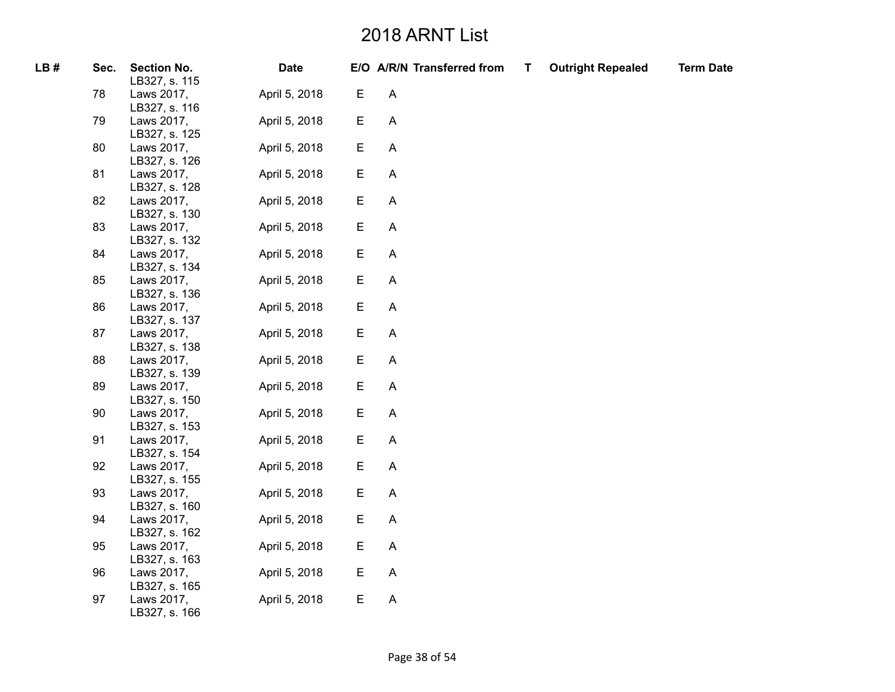# 2018 ARNT List

| LB # | Sec. | Section No. | Date | E/O | A/R/N | Transferred from | T | Outright Repealed | Term Date |
|---|---|---|---|---|---|---|---|---|---|
| | | LB327, s. 115 | | | | | | | |
| | 78 | Laws 2017, LB327, s. 116 | April 5, 2018 | E | A | | | | |
| | 79 | Laws 2017, LB327, s. 125 | April 5, 2018 | E | A | | | | |
| | 80 | Laws 2017, LB327, s. 126 | April 5, 2018 | E | A | | | | |
| | 81 | Laws 2017, LB327, s. 128 | April 5, 2018 | E | A | | | | |
| | 82 | Laws 2017, LB327, s. 130 | April 5, 2018 | E | A | | | | |
| | 83 | Laws 2017, LB327, s. 132 | April 5, 2018 | E | A | | | | |
| | 84 | Laws 2017, LB327, s. 134 | April 5, 2018 | E | A | | | | |
| | 85 | Laws 2017, LB327, s. 136 | April 5, 2018 | E | A | | | | |
| | 86 | Laws 2017, LB327, s. 137 | April 5, 2018 | E | A | | | | |
| | 87 | Laws 2017, LB327, s. 138 | April 5, 2018 | E | A | | | | |
| | 88 | Laws 2017, LB327, s. 139 | April 5, 2018 | E | A | | | | |
| | 89 | Laws 2017, LB327, s. 150 | April 5, 2018 | E | A | | | | |
| | 90 | Laws 2017, LB327, s. 153 | April 5, 2018 | E | A | | | | |
| | 91 | Laws 2017, LB327, s. 154 | April 5, 2018 | E | A | | | | |
| | 92 | Laws 2017, LB327, s. 155 | April 5, 2018 | E | A | | | | |
| | 93 | Laws 2017, LB327, s. 160 | April 5, 2018 | E | A | | | | |
| | 94 | Laws 2017, LB327, s. 162 | April 5, 2018 | E | A | | | | |
| | 95 | Laws 2017, LB327, s. 163 | April 5, 2018 | E | A | | | | |
| | 96 | Laws 2017, LB327, s. 165 | April 5, 2018 | E | A | | | | |
| | 97 | Laws 2017, LB327, s. 166 | April 5, 2018 | E | A | | | | |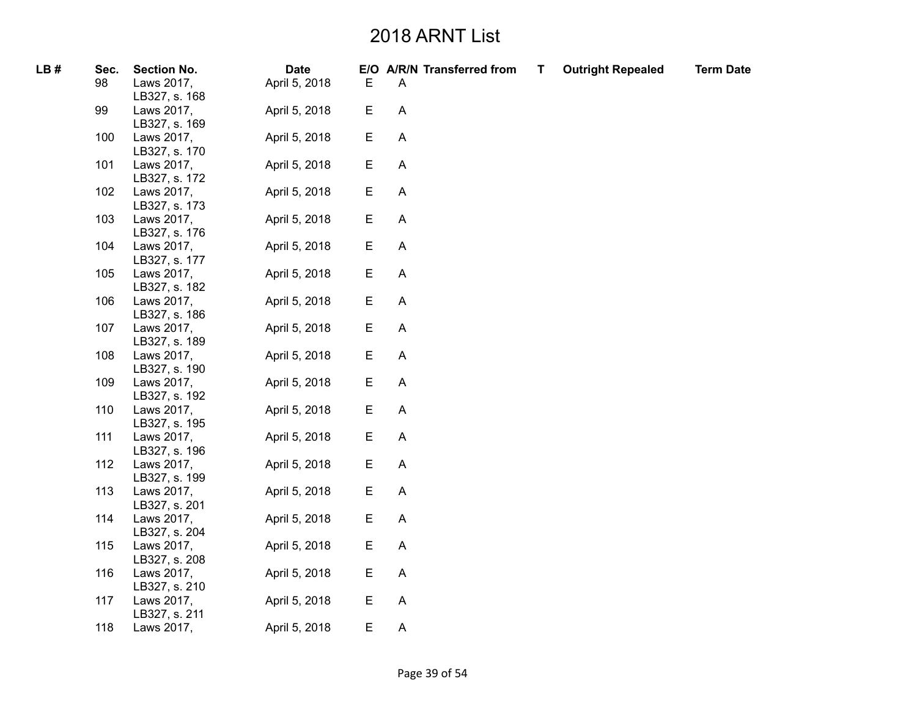# 2018 ARNT List

| LB # | Sec. | Section No. | Date | E/O | A/R/N | Transferred from | T | Outright Repealed | Term Date |
|---|---|---|---|---|---|---|---|---|---|
| | 98 | Laws 2017, LB327, s. 168 | April 5, 2018 | E | A | | | | |
| | 99 | Laws 2017, LB327, s. 169 | April 5, 2018 | E | A | | | | |
| | 100 | Laws 2017, LB327, s. 170 | April 5, 2018 | E | A | | | | |
| | 101 | Laws 2017, LB327, s. 172 | April 5, 2018 | E | A | | | | |
| | 102 | Laws 2017, LB327, s. 173 | April 5, 2018 | E | A | | | | |
| | 103 | Laws 2017, LB327, s. 176 | April 5, 2018 | E | A | | | | |
| | 104 | Laws 2017, LB327, s. 177 | April 5, 2018 | E | A | | | | |
| | 105 | Laws 2017, LB327, s. 182 | April 5, 2018 | E | A | | | | |
| | 106 | Laws 2017, LB327, s. 186 | April 5, 2018 | E | A | | | | |
| | 107 | Laws 2017, LB327, s. 189 | April 5, 2018 | E | A | | | | |
| | 108 | Laws 2017, LB327, s. 190 | April 5, 2018 | E | A | | | | |
| | 109 | Laws 2017, LB327, s. 192 | April 5, 2018 | E | A | | | | |
| | 110 | Laws 2017, LB327, s. 195 | April 5, 2018 | E | A | | | | |
| | 111 | Laws 2017, LB327, s. 196 | April 5, 2018 | E | A | | | | |
| | 112 | Laws 2017, LB327, s. 199 | April 5, 2018 | E | A | | | | |
| | 113 | Laws 2017, LB327, s. 201 | April 5, 2018 | E | A | | | | |
| | 114 | Laws 2017, LB327, s. 204 | April 5, 2018 | E | A | | | | |
| | 115 | Laws 2017, LB327, s. 208 | April 5, 2018 | E | A | | | | |
| | 116 | Laws 2017, LB327, s. 210 | April 5, 2018 | E | A | | | | |
| | 117 | Laws 2017, LB327, s. 211 | April 5, 2018 | E | A | | | | |
| | 118 | Laws 2017, | April 5, 2018 | E | A | | | | |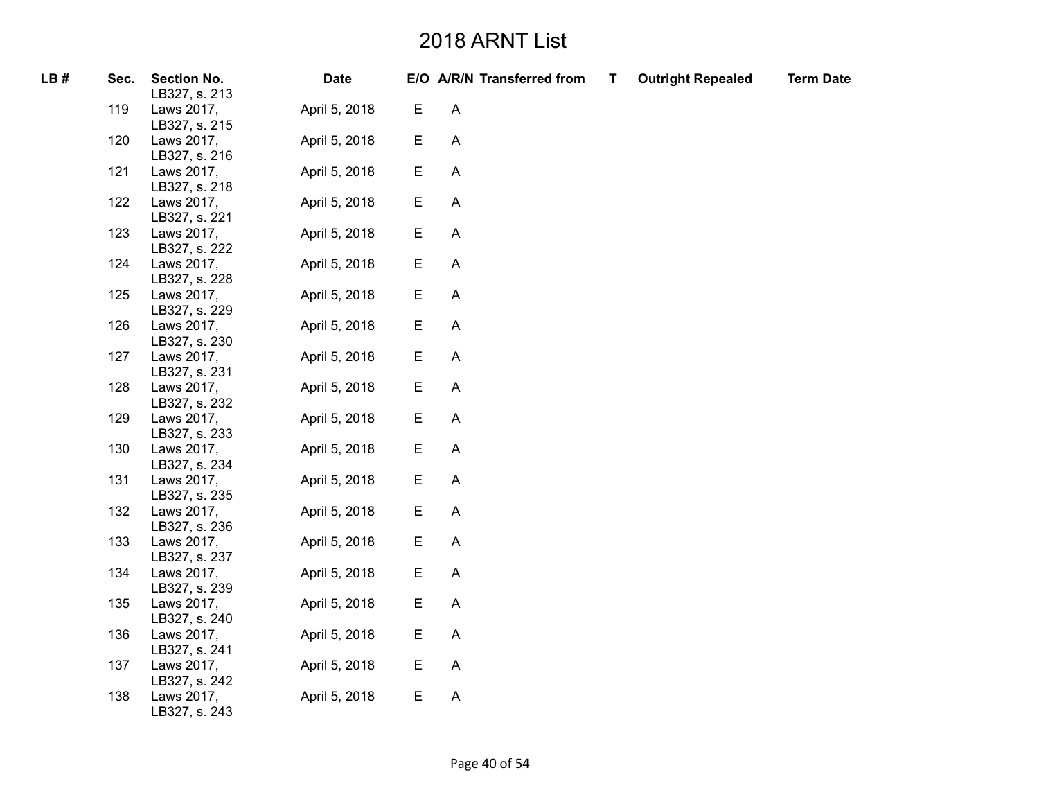# 2018 ARNT List

| LB # | Sec. | Section No. | Date | E/O | A/R/N | Transferred from | T | Outright Repealed | Term Date |
|---|---|---|---|---|---|---|---|---|---|
| | | LB327, s. 213 | | | | | | | |
| | 119 | Laws 2017, LB327, s. 215 | April 5, 2018 | E | A | | | | |
| | 120 | Laws 2017, LB327, s. 216 | April 5, 2018 | E | A | | | | |
| | 121 | Laws 2017, LB327, s. 218 | April 5, 2018 | E | A | | | | |
| | 122 | Laws 2017, LB327, s. 221 | April 5, 2018 | E | A | | | | |
| | 123 | Laws 2017, LB327, s. 222 | April 5, 2018 | E | A | | | | |
| | 124 | Laws 2017, LB327, s. 228 | April 5, 2018 | E | A | | | | |
| | 125 | Laws 2017, LB327, s. 229 | April 5, 2018 | E | A | | | | |
| | 126 | Laws 2017, LB327, s. 230 | April 5, 2018 | E | A | | | | |
| | 127 | Laws 2017, LB327, s. 231 | April 5, 2018 | E | A | | | | |
| | 128 | Laws 2017, LB327, s. 232 | April 5, 2018 | E | A | | | | |
| | 129 | Laws 2017, LB327, s. 233 | April 5, 2018 | E | A | | | | |
| | 130 | Laws 2017, LB327, s. 234 | April 5, 2018 | E | A | | | | |
| | 131 | Laws 2017, LB327, s. 235 | April 5, 2018 | E | A | | | | |
| | 132 | Laws 2017, LB327, s. 236 | April 5, 2018 | E | A | | | | |
| | 133 | Laws 2017, LB327, s. 237 | April 5, 2018 | E | A | | | | |
| | 134 | Laws 2017, LB327, s. 239 | April 5, 2018 | E | A | | | | |
| | 135 | Laws 2017, LB327, s. 240 | April 5, 2018 | E | A | | | | |
| | 136 | Laws 2017, LB327, s. 241 | April 5, 2018 | E | A | | | | |
| | 137 | Laws 2017, LB327, s. 242 | April 5, 2018 | E | A | | | | |
| | 138 | Laws 2017, LB327, s. 243 | April 5, 2018 | E | A | | | | |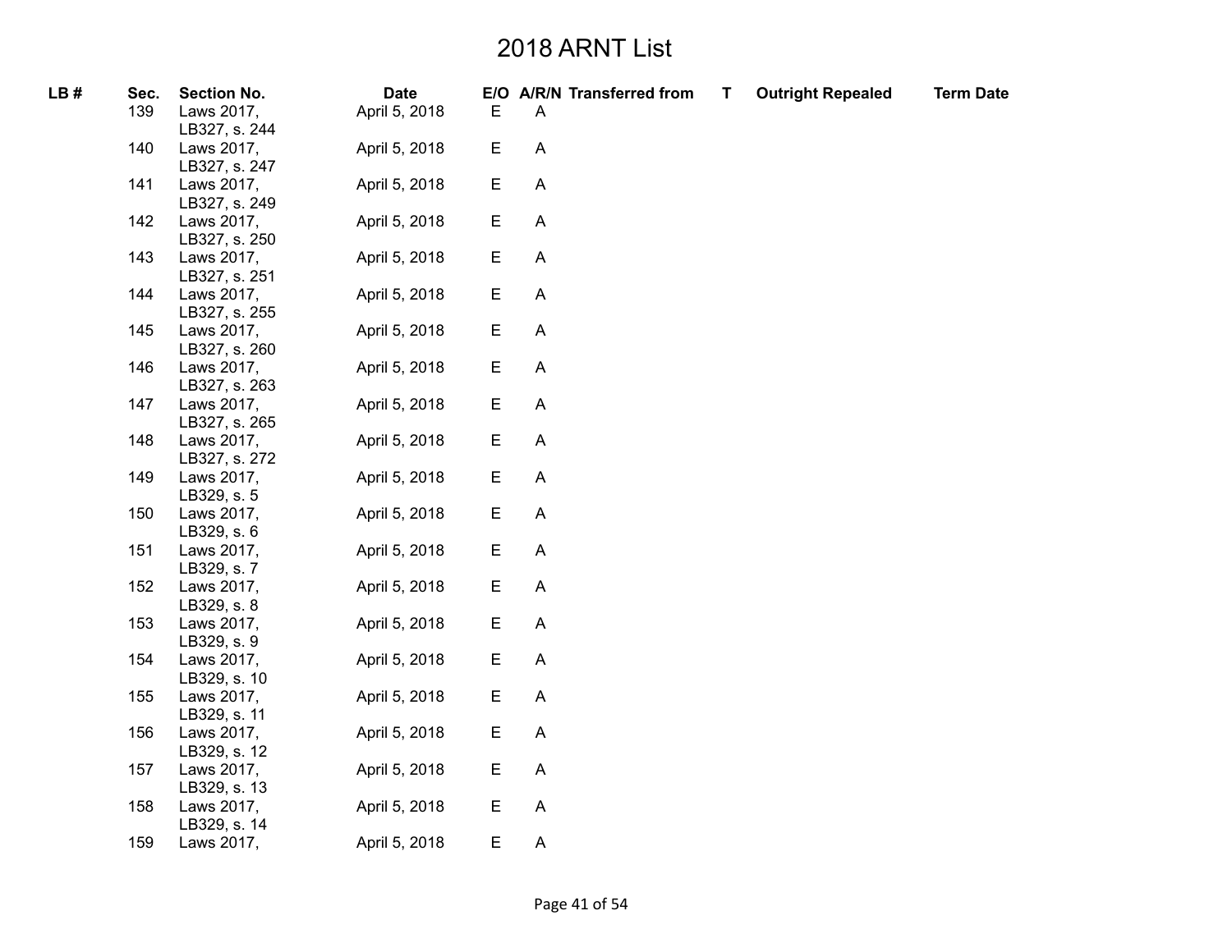# 2018 ARNT List

| LB # | Sec. | Section No. | Date | E/O | A/R/N | Transferred from | T | Outright Repealed | Term Date |
|---|---|---|---|---|---|---|---|---|---|
| | 139 | Laws 2017, LB327, s. 244 | April 5, 2018 | E | A | | | | |
| | 140 | Laws 2017, LB327, s. 247 | April 5, 2018 | E | A | | | | |
| | 141 | Laws 2017, LB327, s. 249 | April 5, 2018 | E | A | | | | |
| | 142 | Laws 2017, LB327, s. 250 | April 5, 2018 | E | A | | | | |
| | 143 | Laws 2017, LB327, s. 251 | April 5, 2018 | E | A | | | | |
| | 144 | Laws 2017, LB327, s. 255 | April 5, 2018 | E | A | | | | |
| | 145 | Laws 2017, LB327, s. 260 | April 5, 2018 | E | A | | | | |
| | 146 | Laws 2017, LB327, s. 263 | April 5, 2018 | E | A | | | | |
| | 147 | Laws 2017, LB327, s. 265 | April 5, 2018 | E | A | | | | |
| | 148 | Laws 2017, LB327, s. 272 | April 5, 2018 | E | A | | | | |
| | 149 | Laws 2017, LB329, s. 5 | April 5, 2018 | E | A | | | | |
| | 150 | Laws 2017, LB329, s. 6 | April 5, 2018 | E | A | | | | |
| | 151 | Laws 2017, LB329, s. 7 | April 5, 2018 | E | A | | | | |
| | 152 | Laws 2017, LB329, s. 8 | April 5, 2018 | E | A | | | | |
| | 153 | Laws 2017, LB329, s. 9 | April 5, 2018 | E | A | | | | |
| | 154 | Laws 2017, LB329, s. 10 | April 5, 2018 | E | A | | | | |
| | 155 | Laws 2017, LB329, s. 11 | April 5, 2018 | E | A | | | | |
| | 156 | Laws 2017, LB329, s. 12 | April 5, 2018 | E | A | | | | |
| | 157 | Laws 2017, LB329, s. 13 | April 5, 2018 | E | A | | | | |
| | 158 | Laws 2017, LB329, s. 14 | April 5, 2018 | E | A | | | | |
| | 159 | Laws 2017, | April 5, 2018 | E | A | | | | |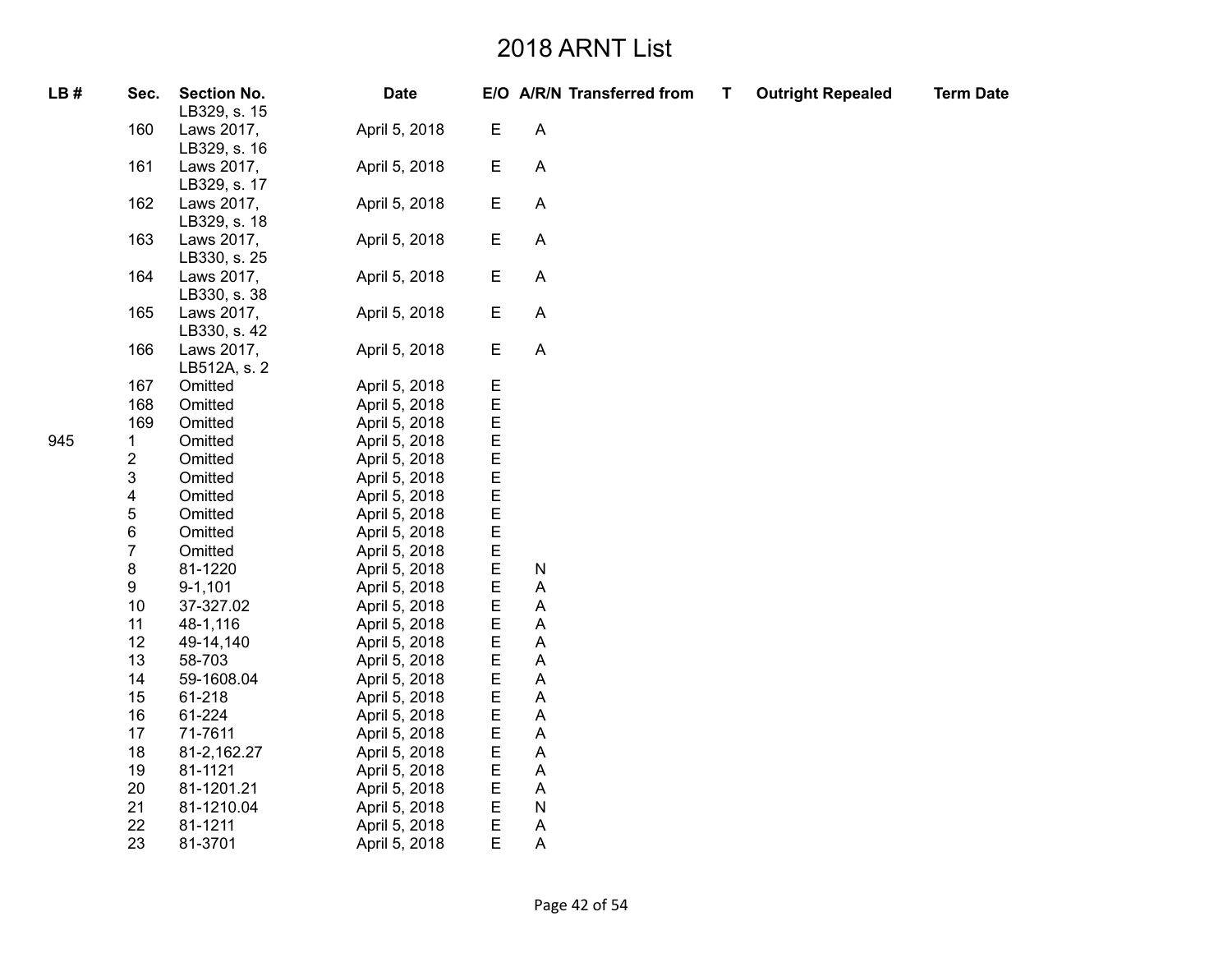# 2018 ARNT List

| LB # | Sec. | Section No. | Date | E/O | A/R/N | Transferred from | T | Outright Repealed | Term Date |
|---|---|---|---|---|---|---|---|---|---|
| | | LB329, s. 15 | | | | | | | |
| | 160 | Laws 2017, LB329, s. 16 | April 5, 2018 | E | A | | | | |
| | 161 | Laws 2017, LB329, s. 17 | April 5, 2018 | E | A | | | | |
| | 162 | Laws 2017, LB329, s. 18 | April 5, 2018 | E | A | | | | |
| | 163 | Laws 2017, LB330, s. 25 | April 5, 2018 | E | A | | | | |
| | 164 | Laws 2017, LB330, s. 38 | April 5, 2018 | E | A | | | | |
| | 165 | Laws 2017, LB330, s. 42 | April 5, 2018 | E | A | | | | |
| | 166 | Laws 2017, LB512A, s. 2 | April 5, 2018 | E | A | | | | |
| | 167 | Omitted | April 5, 2018 | E | | | | | |
| | 168 | Omitted | April 5, 2018 | E | | | | | |
| | 169 | Omitted | April 5, 2018 | E | | | | | |
| 945 | 1 | Omitted | April 5, 2018 | E | | | | | |
| | 2 | Omitted | April 5, 2018 | E | | | | | |
| | 3 | Omitted | April 5, 2018 | E | | | | | |
| | 4 | Omitted | April 5, 2018 | E | | | | | |
| | 5 | Omitted | April 5, 2018 | E | | | | | |
| | 6 | Omitted | April 5, 2018 | E | | | | | |
| | 7 | Omitted | April 5, 2018 | E | | | | | |
| | 8 | 81-1220 | April 5, 2018 | E | N | | | | |
| | 9 | 9-1,101 | April 5, 2018 | E | A | | | | |
| | 10 | 37-327.02 | April 5, 2018 | E | A | | | | |
| | 11 | 48-1,116 | April 5, 2018 | E | A | | | | |
| | 12 | 49-14,140 | April 5, 2018 | E | A | | | | |
| | 13 | 58-703 | April 5, 2018 | E | A | | | | |
| | 14 | 59-1608.04 | April 5, 2018 | E | A | | | | |
| | 15 | 61-218 | April 5, 2018 | E | A | | | | |
| | 16 | 61-224 | April 5, 2018 | E | A | | | | |
| | 17 | 71-7611 | April 5, 2018 | E | A | | | | |
| | 18 | 81-2,162.27 | April 5, 2018 | E | A | | | | |
| | 19 | 81-1121 | April 5, 2018 | E | A | | | | |
| | 20 | 81-1201.21 | April 5, 2018 | E | A | | | | |
| | 21 | 81-1210.04 | April 5, 2018 | E | N | | | | |
| | 22 | 81-1211 | April 5, 2018 | E | A | | | | |
| | 23 | 81-3701 | April 5, 2018 | E | A | | | | |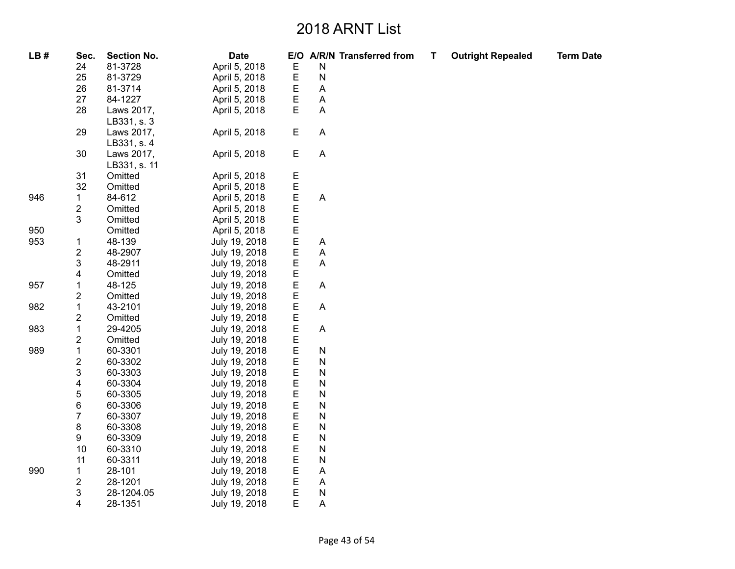# 2018 ARNT List

| LB # | Sec. | Section No. | Date | E/O | A/R/N | Transferred from | T | Outright Repealed | Term Date |
|---|---|---|---|---|---|---|---|---|---|
| | 24 | 81-3728 | April 5, 2018 | E | N | | | | |
| | 25 | 81-3729 | April 5, 2018 | E | N | | | | |
| | 26 | 81-3714 | April 5, 2018 | E | A | | | | |
| | 27 | 84-1227 | April 5, 2018 | E | A | | | | |
| | 28 | Laws 2017, LB331, s. 3 | April 5, 2018 | E | A | | | | |
| | 29 | Laws 2017, LB331, s. 4 | April 5, 2018 | E | A | | | | |
| | 30 | Laws 2017, LB331, s. 11 | April 5, 2018 | E | A | | | | |
| | 31 | Omitted | April 5, 2018 | E | | | | | |
| | 32 | Omitted | April 5, 2018 | E | | | | | |
| 946 | 1 | 84-612 | April 5, 2018 | E | A | | | | |
| | 2 | Omitted | April 5, 2018 | E | | | | | |
| | 3 | Omitted | April 5, 2018 | E | | | | | |
| 950 | | Omitted | April 5, 2018 | E | | | | | |
| 953 | 1 | 48-139 | July 19, 2018 | E | A | | | | |
| | 2 | 48-2907 | July 19, 2018 | E | A | | | | |
| | 3 | 48-2911 | July 19, 2018 | E | A | | | | |
| | 4 | Omitted | July 19, 2018 | E | | | | | |
| 957 | 1 | 48-125 | July 19, 2018 | E | A | | | | |
| | 2 | Omitted | July 19, 2018 | E | | | | | |
| 982 | 1 | 43-2101 | July 19, 2018 | E | A | | | | |
| | 2 | Omitted | July 19, 2018 | E | | | | | |
| 983 | 1 | 29-4205 | July 19, 2018 | E | A | | | | |
| | 2 | Omitted | July 19, 2018 | E | | | | | |
| 989 | 1 | 60-3301 | July 19, 2018 | E | N | | | | |
| | 2 | 60-3302 | July 19, 2018 | E | N | | | | |
| | 3 | 60-3303 | July 19, 2018 | E | N | | | | |
| | 4 | 60-3304 | July 19, 2018 | E | N | | | | |
| | 5 | 60-3305 | July 19, 2018 | E | N | | | | |
| | 6 | 60-3306 | July 19, 2018 | E | N | | | | |
| | 7 | 60-3307 | July 19, 2018 | E | N | | | | |
| | 8 | 60-3308 | July 19, 2018 | E | N | | | | |
| | 9 | 60-3309 | July 19, 2018 | E | N | | | | |
| | 10 | 60-3310 | July 19, 2018 | E | N | | | | |
| | 11 | 60-3311 | July 19, 2018 | E | N | | | | |
| 990 | 1 | 28-101 | July 19, 2018 | E | A | | | | |
| | 2 | 28-1201 | July 19, 2018 | E | A | | | | |
| | 3 | 28-1204.05 | July 19, 2018 | E | N | | | | |
| | 4 | 28-1351 | July 19, 2018 | E | A | | | | |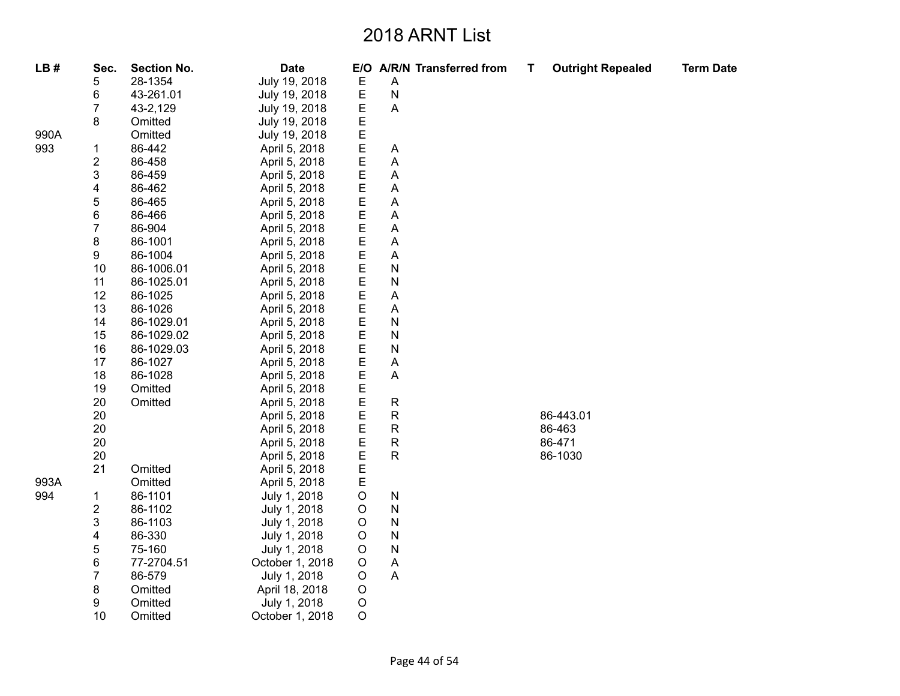# 2018 ARNT List

| LB # | Sec. | Section No. | Date | E/O | A/R/N | Transferred from | T | Outright Repealed | Term Date |
|---|---|---|---|---|---|---|---|---|---|
| | 5 | 28-1354 | July 19, 2018 | E | A | | | | |
| | 6 | 43-261.01 | July 19, 2018 | E | N | | | | |
| | 7 | 43-2,129 | July 19, 2018 | E | A | | | | |
| | 8 | Omitted | July 19, 2018 | E | | | | | |
| 990A | | Omitted | July 19, 2018 | E | | | | | |
| 993 | 1 | 86-442 | April 5, 2018 | E | A | | | | |
| | 2 | 86-458 | April 5, 2018 | E | A | | | | |
| | 3 | 86-459 | April 5, 2018 | E | A | | | | |
| | 4 | 86-462 | April 5, 2018 | E | A | | | | |
| | 5 | 86-465 | April 5, 2018 | E | A | | | | |
| | 6 | 86-466 | April 5, 2018 | E | A | | | | |
| | 7 | 86-904 | April 5, 2018 | E | A | | | | |
| | 8 | 86-1001 | April 5, 2018 | E | A | | | | |
| | 9 | 86-1004 | April 5, 2018 | E | A | | | | |
| | 10 | 86-1006.01 | April 5, 2018 | E | N | | | | |
| | 11 | 86-1025.01 | April 5, 2018 | E | N | | | | |
| | 12 | 86-1025 | April 5, 2018 | E | A | | | | |
| | 13 | 86-1026 | April 5, 2018 | E | A | | | | |
| | 14 | 86-1029.01 | April 5, 2018 | E | N | | | | |
| | 15 | 86-1029.02 | April 5, 2018 | E | N | | | | |
| | 16 | 86-1029.03 | April 5, 2018 | E | N | | | | |
| | 17 | 86-1027 | April 5, 2018 | E | A | | | | |
| | 18 | 86-1028 | April 5, 2018 | E | A | | | | |
| | 19 | Omitted | April 5, 2018 | E | | | | | |
| | 20 | Omitted | April 5, 2018 | E | R | | | | |
| | 20 | | April 5, 2018 | E | R | | | 86-443.01 | |
| | 20 | | April 5, 2018 | E | R | | | 86-463 | |
| | 20 | | April 5, 2018 | E | R | | | 86-471 | |
| | 20 | | April 5, 2018 | E | R | | | 86-1030 | |
| | 21 | Omitted | April 5, 2018 | E | | | | | |
| 993A | | Omitted | April 5, 2018 | E | | | | | |
| 994 | 1 | 86-1101 | July 1, 2018 | O | N | | | | |
| | 2 | 86-1102 | July 1, 2018 | O | N | | | | |
| | 3 | 86-1103 | July 1, 2018 | O | N | | | | |
| | 4 | 86-330 | July 1, 2018 | O | N | | | | |
| | 5 | 75-160 | July 1, 2018 | O | N | | | | |
| | 6 | 77-2704.51 | October 1, 2018 | O | A | | | | |
| | 7 | 86-579 | July 1, 2018 | O | A | | | | |
| | 8 | Omitted | April 18, 2018 | O | | | | | |
| | 9 | Omitted | July 1, 2018 | O | | | | | |
| | 10 | Omitted | October 1, 2018 | O | | | | | |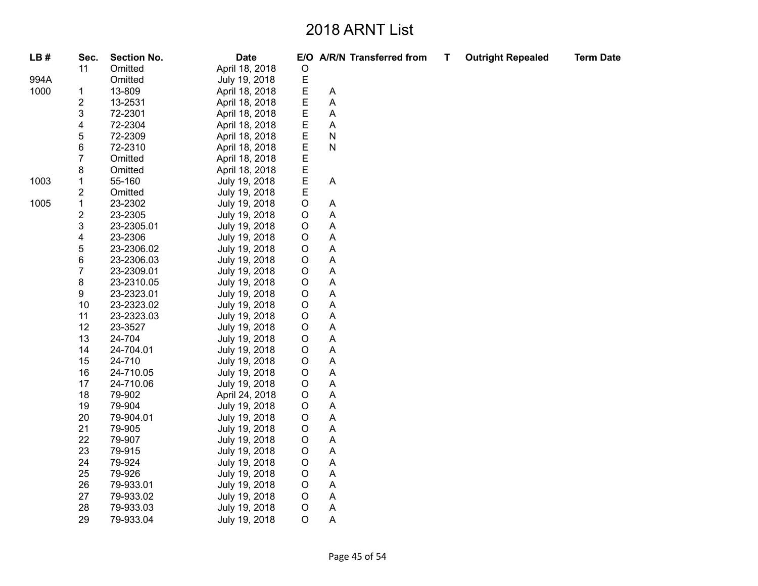# 2018 ARNT List

| LB # | Sec. | Section No. | Date | E/O | A/R/N | Transferred from | T | Outright Repealed | Term Date |
|---|---|---|---|---|---|---|---|---|---|
| | 11 | Omitted | April 18, 2018 | O | | | | | |
| 994A | | Omitted | July 19, 2018 | E | | | | | |
| 1000 | 1 | 13-809 | April 18, 2018 | E | A | | | | |
| | 2 | 13-2531 | April 18, 2018 | E | A | | | | |
| | 3 | 72-2301 | April 18, 2018 | E | A | | | | |
| | 4 | 72-2304 | April 18, 2018 | E | A | | | | |
| | 5 | 72-2309 | April 18, 2018 | E | N | | | | |
| | 6 | 72-2310 | April 18, 2018 | E | N | | | | |
| | 7 | Omitted | April 18, 2018 | E | | | | | |
| | 8 | Omitted | April 18, 2018 | E | | | | | |
| 1003 | 1 | 55-160 | July 19, 2018 | E | A | | | | |
| | 2 | Omitted | July 19, 2018 | E | | | | | |
| 1005 | 1 | 23-2302 | July 19, 2018 | O | A | | | | |
| | 2 | 23-2305 | July 19, 2018 | O | A | | | | |
| | 3 | 23-2305.01 | July 19, 2018 | O | A | | | | |
| | 4 | 23-2306 | July 19, 2018 | O | A | | | | |
| | 5 | 23-2306.02 | July 19, 2018 | O | A | | | | |
| | 6 | 23-2306.03 | July 19, 2018 | O | A | | | | |
| | 7 | 23-2309.01 | July 19, 2018 | O | A | | | | |
| | 8 | 23-2310.05 | July 19, 2018 | O | A | | | | |
| | 9 | 23-2323.01 | July 19, 2018 | O | A | | | | |
| | 10 | 23-2323.02 | July 19, 2018 | O | A | | | | |
| | 11 | 23-2323.03 | July 19, 2018 | O | A | | | | |
| | 12 | 23-3527 | July 19, 2018 | O | A | | | | |
| | 13 | 24-704 | July 19, 2018 | O | A | | | | |
| | 14 | 24-704.01 | July 19, 2018 | O | A | | | | |
| | 15 | 24-710 | July 19, 2018 | O | A | | | | |
| | 16 | 24-710.05 | July 19, 2018 | O | A | | | | |
| | 17 | 24-710.06 | July 19, 2018 | O | A | | | | |
| | 18 | 79-902 | April 24, 2018 | O | A | | | | |
| | 19 | 79-904 | July 19, 2018 | O | A | | | | |
| | 20 | 79-904.01 | July 19, 2018 | O | A | | | | |
| | 21 | 79-905 | July 19, 2018 | O | A | | | | |
| | 22 | 79-907 | July 19, 2018 | O | A | | | | |
| | 23 | 79-915 | July 19, 2018 | O | A | | | | |
| | 24 | 79-924 | July 19, 2018 | O | A | | | | |
| | 25 | 79-926 | July 19, 2018 | O | A | | | | |
| | 26 | 79-933.01 | July 19, 2018 | O | A | | | | |
| | 27 | 79-933.02 | July 19, 2018 | O | A | | | | |
| | 28 | 79-933.03 | July 19, 2018 | O | A | | | | |
| | 29 | 79-933.04 | July 19, 2018 | O | A | | | | |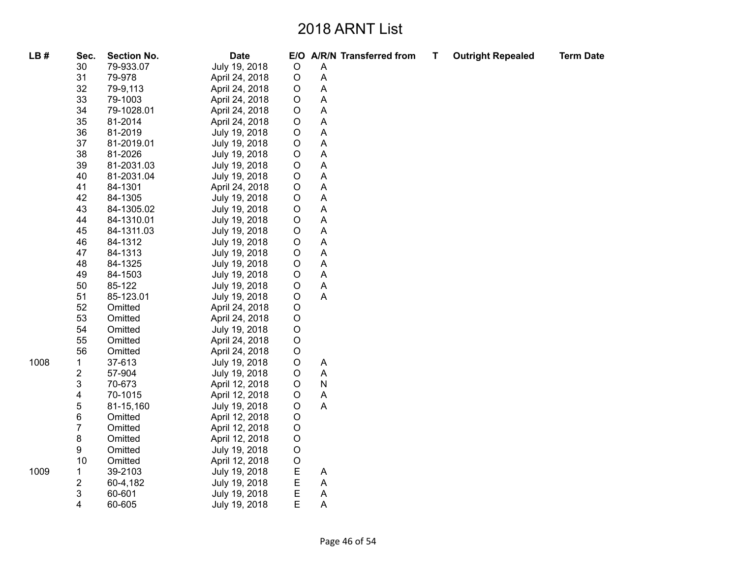# 2018 ARNT List

| LB # | Sec. | Section No. | Date | E/O | A/R/N | Transferred from | T | Outright Repealed | Term Date |
|---|---|---|---|---|---|---|---|---|---|
| | 30 | 79-933.07 | July 19, 2018 | O | A | | | | |
| | 31 | 79-978 | April 24, 2018 | O | A | | | | |
| | 32 | 79-9,113 | April 24, 2018 | O | A | | | | |
| | 33 | 79-1003 | April 24, 2018 | O | A | | | | |
| | 34 | 79-1028.01 | April 24, 2018 | O | A | | | | |
| | 35 | 81-2014 | April 24, 2018 | O | A | | | | |
| | 36 | 81-2019 | July 19, 2018 | O | A | | | | |
| | 37 | 81-2019.01 | July 19, 2018 | O | A | | | | |
| | 38 | 81-2026 | July 19, 2018 | O | A | | | | |
| | 39 | 81-2031.03 | July 19, 2018 | O | A | | | | |
| | 40 | 81-2031.04 | July 19, 2018 | O | A | | | | |
| | 41 | 84-1301 | April 24, 2018 | O | A | | | | |
| | 42 | 84-1305 | July 19, 2018 | O | A | | | | |
| | 43 | 84-1305.02 | July 19, 2018 | O | A | | | | |
| | 44 | 84-1310.01 | July 19, 2018 | O | A | | | | |
| | 45 | 84-1311.03 | July 19, 2018 | O | A | | | | |
| | 46 | 84-1312 | July 19, 2018 | O | A | | | | |
| | 47 | 84-1313 | July 19, 2018 | O | A | | | | |
| | 48 | 84-1325 | July 19, 2018 | O | A | | | | |
| | 49 | 84-1503 | July 19, 2018 | O | A | | | | |
| | 50 | 85-122 | July 19, 2018 | O | A | | | | |
| | 51 | 85-123.01 | July 19, 2018 | O | A | | | | |
| | 52 | Omitted | April 24, 2018 | O | | | | | |
| | 53 | Omitted | April 24, 2018 | O | | | | | |
| | 54 | Omitted | July 19, 2018 | O | | | | | |
| | 55 | Omitted | April 24, 2018 | O | | | | | |
| | 56 | Omitted | April 24, 2018 | O | | | | | |
| 1008 | 1 | 37-613 | July 19, 2018 | O | A | | | | |
| | 2 | 57-904 | July 19, 2018 | O | A | | | | |
| | 3 | 70-673 | April 12, 2018 | O | N | | | | |
| | 4 | 70-1015 | April 12, 2018 | O | A | | | | |
| | 5 | 81-15,160 | July 19, 2018 | O | A | | | | |
| | 6 | Omitted | April 12, 2018 | O | | | | | |
| | 7 | Omitted | April 12, 2018 | O | | | | | |
| | 8 | Omitted | April 12, 2018 | O | | | | | |
| | 9 | Omitted | July 19, 2018 | O | | | | | |
| | 10 | Omitted | April 12, 2018 | O | | | | | |
| 1009 | 1 | 39-2103 | July 19, 2018 | E | A | | | | |
| | 2 | 60-4,182 | July 19, 2018 | E | A | | | | |
| | 3 | 60-601 | July 19, 2018 | E | A | | | | |
| | 4 | 60-605 | July 19, 2018 | E | A | | | | |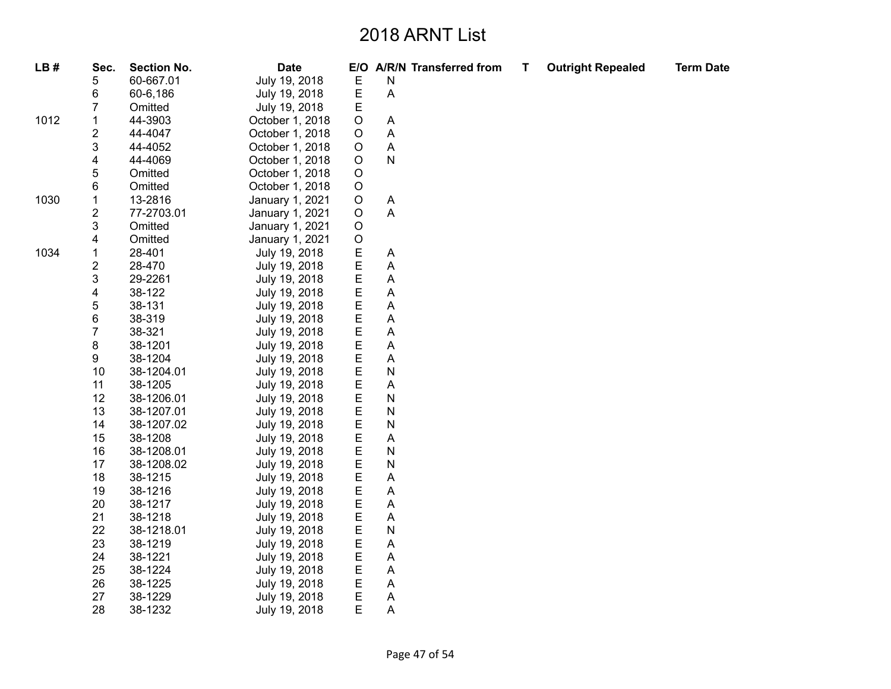# 2018 ARNT List

| LB # | Sec. | Section No. | Date | E/O | A/R/N | Transferred from | T | Outright Repealed | Term Date |
|---|---|---|---|---|---|---|---|---|---|
| | 5 | 60-667.01 | July 19, 2018 | E | N | | | | |
| | 6 | 60-6,186 | July 19, 2018 | E | A | | | | |
| | 7 | Omitted | July 19, 2018 | E | | | | | |
| 1012 | 1 | 44-3903 | October 1, 2018 | O | A | | | | |
| | 2 | 44-4047 | October 1, 2018 | O | A | | | | |
| | 3 | 44-4052 | October 1, 2018 | O | A | | | | |
| | 4 | 44-4069 | October 1, 2018 | O | N | | | | |
| | 5 | Omitted | October 1, 2018 | O | | | | | |
| | 6 | Omitted | October 1, 2018 | O | | | | | |
| 1030 | 1 | 13-2816 | January 1, 2021 | O | A | | | | |
| | 2 | 77-2703.01 | January 1, 2021 | O | A | | | | |
| | 3 | Omitted | January 1, 2021 | O | | | | | |
| | 4 | Omitted | January 1, 2021 | O | | | | | |
| 1034 | 1 | 28-401 | July 19, 2018 | E | A | | | | |
| | 2 | 28-470 | July 19, 2018 | E | A | | | | |
| | 3 | 29-2261 | July 19, 2018 | E | A | | | | |
| | 4 | 38-122 | July 19, 2018 | E | A | | | | |
| | 5 | 38-131 | July 19, 2018 | E | A | | | | |
| | 6 | 38-319 | July 19, 2018 | E | A | | | | |
| | 7 | 38-321 | July 19, 2018 | E | A | | | | |
| | 8 | 38-1201 | July 19, 2018 | E | A | | | | |
| | 9 | 38-1204 | July 19, 2018 | E | A | | | | |
| | 10 | 38-1204.01 | July 19, 2018 | E | N | | | | |
| | 11 | 38-1205 | July 19, 2018 | E | A | | | | |
| | 12 | 38-1206.01 | July 19, 2018 | E | N | | | | |
| | 13 | 38-1207.01 | July 19, 2018 | E | N | | | | |
| | 14 | 38-1207.02 | July 19, 2018 | E | N | | | | |
| | 15 | 38-1208 | July 19, 2018 | E | A | | | | |
| | 16 | 38-1208.01 | July 19, 2018 | E | N | | | | |
| | 17 | 38-1208.02 | July 19, 2018 | E | N | | | | |
| | 18 | 38-1215 | July 19, 2018 | E | A | | | | |
| | 19 | 38-1216 | July 19, 2018 | E | A | | | | |
| | 20 | 38-1217 | July 19, 2018 | E | A | | | | |
| | 21 | 38-1218 | July 19, 2018 | E | A | | | | |
| | 22 | 38-1218.01 | July 19, 2018 | E | N | | | | |
| | 23 | 38-1219 | July 19, 2018 | E | A | | | | |
| | 24 | 38-1221 | July 19, 2018 | E | A | | | | |
| | 25 | 38-1224 | July 19, 2018 | E | A | | | | |
| | 26 | 38-1225 | July 19, 2018 | E | A | | | | |
| | 27 | 38-1229 | July 19, 2018 | E | A | | | | |
| | 28 | 38-1232 | July 19, 2018 | E | A | | | | |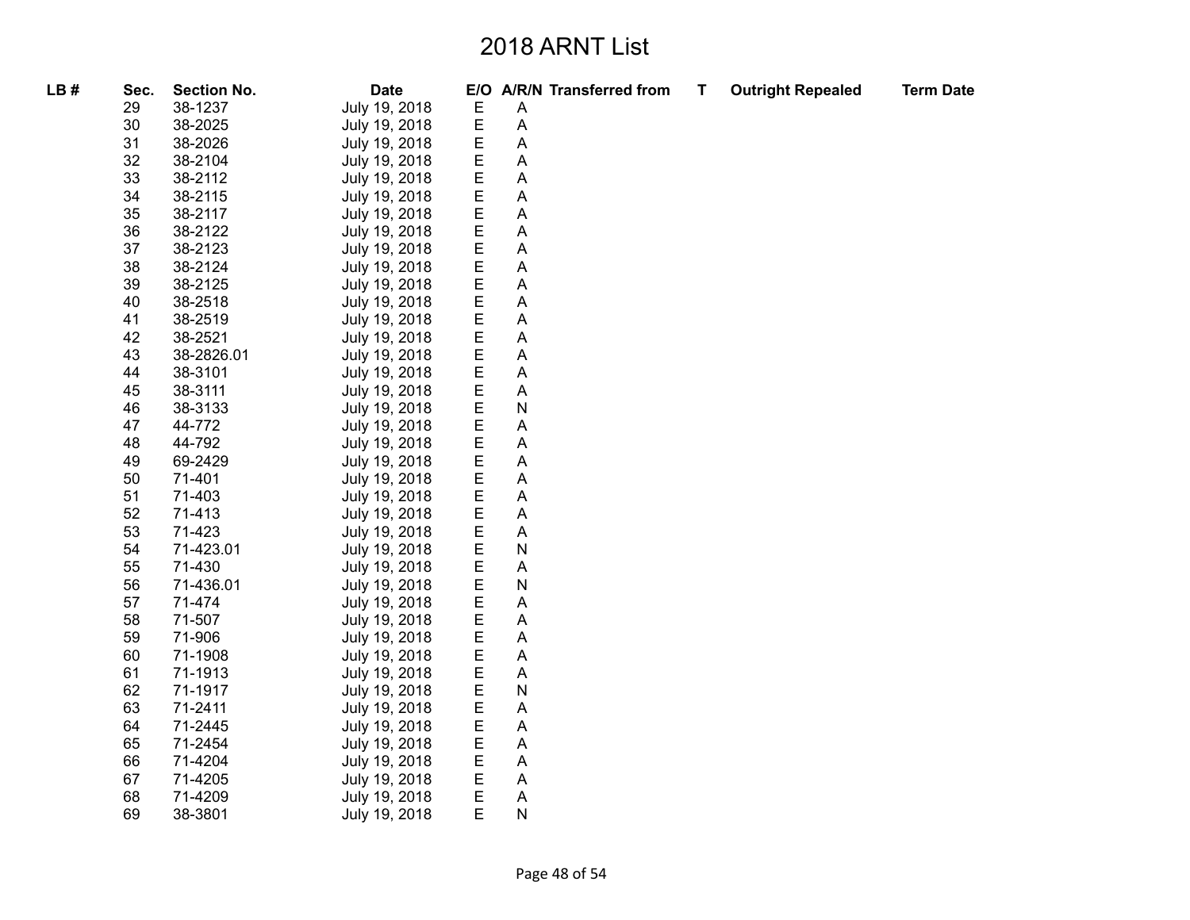# 2018 ARNT List

| LB # | Sec. | Section No. | Date | E/O | A/R/N | Transferred from | T | Outright Repealed | Term Date |
|---|---|---|---|---|---|---|---|---|---|
| | 29 | 38-1237 | July 19, 2018 | E | A | | | | |
| | 30 | 38-2025 | July 19, 2018 | E | A | | | | |
| | 31 | 38-2026 | July 19, 2018 | E | A | | | | |
| | 32 | 38-2104 | July 19, 2018 | E | A | | | | |
| | 33 | 38-2112 | July 19, 2018 | E | A | | | | |
| | 34 | 38-2115 | July 19, 2018 | E | A | | | | |
| | 35 | 38-2117 | July 19, 2018 | E | A | | | | |
| | 36 | 38-2122 | July 19, 2018 | E | A | | | | |
| | 37 | 38-2123 | July 19, 2018 | E | A | | | | |
| | 38 | 38-2124 | July 19, 2018 | E | A | | | | |
| | 39 | 38-2125 | July 19, 2018 | E | A | | | | |
| | 40 | 38-2518 | July 19, 2018 | E | A | | | | |
| | 41 | 38-2519 | July 19, 2018 | E | A | | | | |
| | 42 | 38-2521 | July 19, 2018 | E | A | | | | |
| | 43 | 38-2826.01 | July 19, 2018 | E | A | | | | |
| | 44 | 38-3101 | July 19, 2018 | E | A | | | | |
| | 45 | 38-3111 | July 19, 2018 | E | A | | | | |
| | 46 | 38-3133 | July 19, 2018 | E | N | | | | |
| | 47 | 44-772 | July 19, 2018 | E | A | | | | |
| | 48 | 44-792 | July 19, 2018 | E | A | | | | |
| | 49 | 69-2429 | July 19, 2018 | E | A | | | | |
| | 50 | 71-401 | July 19, 2018 | E | A | | | | |
| | 51 | 71-403 | July 19, 2018 | E | A | | | | |
| | 52 | 71-413 | July 19, 2018 | E | A | | | | |
| | 53 | 71-423 | July 19, 2018 | E | A | | | | |
| | 54 | 71-423.01 | July 19, 2018 | E | N | | | | |
| | 55 | 71-430 | July 19, 2018 | E | A | | | | |
| | 56 | 71-436.01 | July 19, 2018 | E | N | | | | |
| | 57 | 71-474 | July 19, 2018 | E | A | | | | |
| | 58 | 71-507 | July 19, 2018 | E | A | | | | |
| | 59 | 71-906 | July 19, 2018 | E | A | | | | |
| | 60 | 71-1908 | July 19, 2018 | E | A | | | | |
| | 61 | 71-1913 | July 19, 2018 | E | A | | | | |
| | 62 | 71-1917 | July 19, 2018 | E | N | | | | |
| | 63 | 71-2411 | July 19, 2018 | E | A | | | | |
| | 64 | 71-2445 | July 19, 2018 | E | A | | | | |
| | 65 | 71-2454 | July 19, 2018 | E | A | | | | |
| | 66 | 71-4204 | July 19, 2018 | E | A | | | | |
| | 67 | 71-4205 | July 19, 2018 | E | A | | | | |
| | 68 | 71-4209 | July 19, 2018 | E | A | | | | |
| | 69 | 38-3801 | July 19, 2018 | E | N | | | | |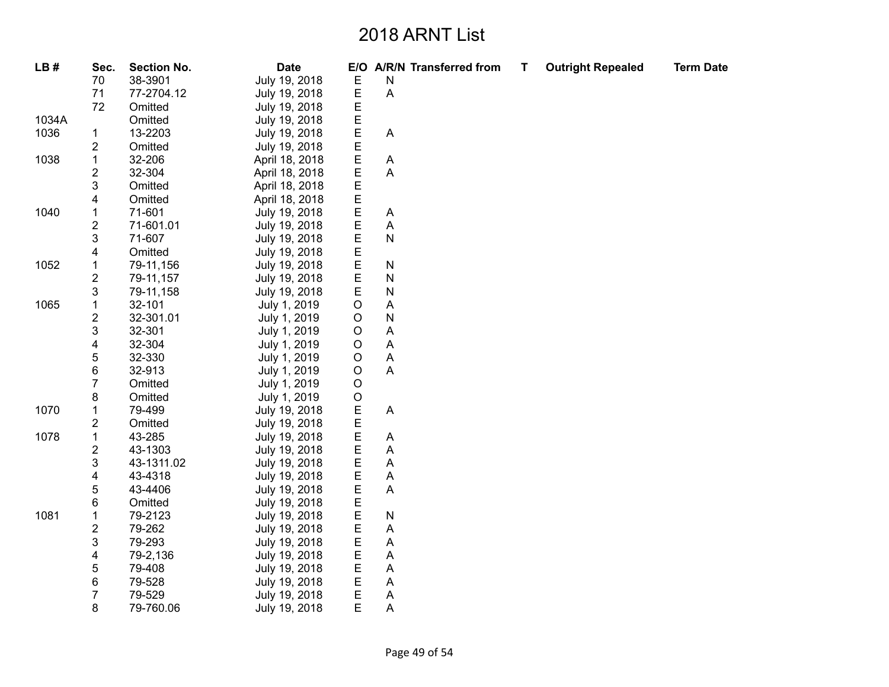# 2018 ARNT List

| LB # | Sec. | Section No. | Date | E/O | A/R/N | Transferred from | T | Outright Repealed | Term Date |
|---|---|---|---|---|---|---|---|---|---|
| | 70 | 38-3901 | July 19, 2018 | E | N | | | | |
| | 71 | 77-2704.12 | July 19, 2018 | E | A | | | | |
| | 72 | Omitted | July 19, 2018 | E | | | | | |
| 1034A | | Omitted | July 19, 2018 | E | | | | | |
| 1036 | 1 | 13-2203 | July 19, 2018 | E | A | | | | |
| | 2 | Omitted | July 19, 2018 | E | | | | | |
| 1038 | 1 | 32-206 | April 18, 2018 | E | A | | | | |
| | 2 | 32-304 | April 18, 2018 | E | A | | | | |
| | 3 | Omitted | April 18, 2018 | E | | | | | |
| | 4 | Omitted | April 18, 2018 | E | | | | | |
| 1040 | 1 | 71-601 | July 19, 2018 | E | A | | | | |
| | 2 | 71-601.01 | July 19, 2018 | E | A | | | | |
| | 3 | 71-607 | July 19, 2018 | E | N | | | | |
| | 4 | Omitted | July 19, 2018 | E | | | | | |
| 1052 | 1 | 79-11,156 | July 19, 2018 | E | N | | | | |
| | 2 | 79-11,157 | July 19, 2018 | E | N | | | | |
| | 3 | 79-11,158 | July 19, 2018 | E | N | | | | |
| 1065 | 1 | 32-101 | July 1, 2019 | O | A | | | | |
| | 2 | 32-301.01 | July 1, 2019 | O | N | | | | |
| | 3 | 32-301 | July 1, 2019 | O | A | | | | |
| | 4 | 32-304 | July 1, 2019 | O | A | | | | |
| | 5 | 32-330 | July 1, 2019 | O | A | | | | |
| | 6 | 32-913 | July 1, 2019 | O | A | | | | |
| | 7 | Omitted | July 1, 2019 | O | | | | | |
| | 8 | Omitted | July 1, 2019 | O | | | | | |
| 1070 | 1 | 79-499 | July 19, 2018 | E | A | | | | |
| | 2 | Omitted | July 19, 2018 | E | | | | | |
| 1078 | 1 | 43-285 | July 19, 2018 | E | A | | | | |
| | 2 | 43-1303 | July 19, 2018 | E | A | | | | |
| | 3 | 43-1311.02 | July 19, 2018 | E | A | | | | |
| | 4 | 43-4318 | July 19, 2018 | E | A | | | | |
| | 5 | 43-4406 | July 19, 2018 | E | A | | | | |
| | 6 | Omitted | July 19, 2018 | E | | | | | |
| 1081 | 1 | 79-2123 | July 19, 2018 | E | N | | | | |
| | 2 | 79-262 | July 19, 2018 | E | A | | | | |
| | 3 | 79-293 | July 19, 2018 | E | A | | | | |
| | 4 | 79-2,136 | July 19, 2018 | E | A | | | | |
| | 5 | 79-408 | July 19, 2018 | E | A | | | | |
| | 6 | 79-528 | July 19, 2018 | E | A | | | | |
| | 7 | 79-529 | July 19, 2018 | E | A | | | | |
| | 8 | 79-760.06 | July 19, 2018 | E | A | | | | |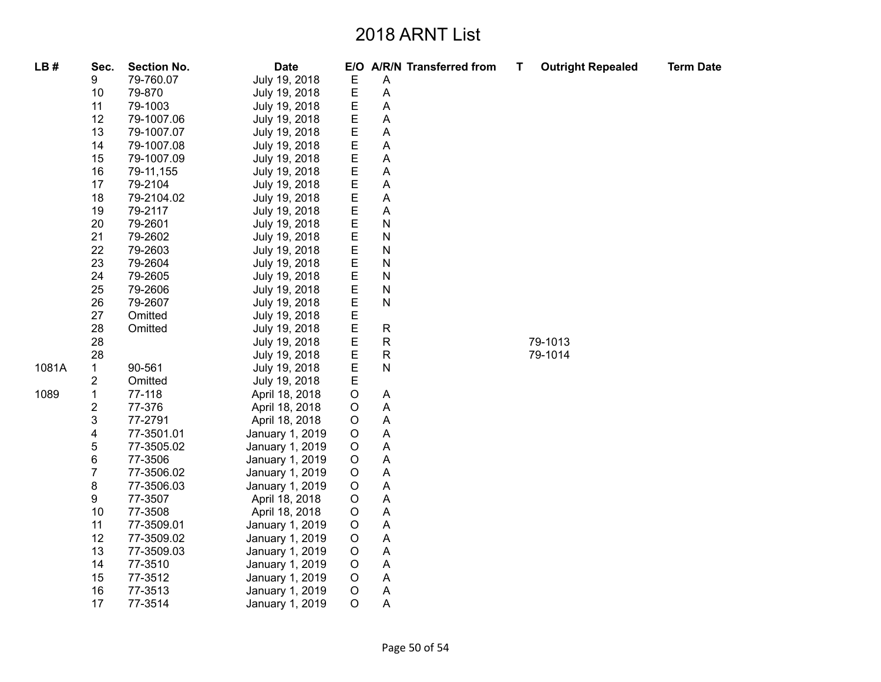# 2018 ARNT List

| LB # | Sec. | Section No. | Date | E/O | A/R/N | Transferred from | T | Outright Repealed | Term Date |
|---|---|---|---|---|---|---|---|---|---|
| | 9 | 79-760.07 | July 19, 2018 | E | A | | | | |
| | 10 | 79-870 | July 19, 2018 | E | A | | | | |
| | 11 | 79-1003 | July 19, 2018 | E | A | | | | |
| | 12 | 79-1007.06 | July 19, 2018 | E | A | | | | |
| | 13 | 79-1007.07 | July 19, 2018 | E | A | | | | |
| | 14 | 79-1007.08 | July 19, 2018 | E | A | | | | |
| | 15 | 79-1007.09 | July 19, 2018 | E | A | | | | |
| | 16 | 79-11,155 | July 19, 2018 | E | A | | | | |
| | 17 | 79-2104 | July 19, 2018 | E | A | | | | |
| | 18 | 79-2104.02 | July 19, 2018 | E | A | | | | |
| | 19 | 79-2117 | July 19, 2018 | E | A | | | | |
| | 20 | 79-2601 | July 19, 2018 | E | N | | | | |
| | 21 | 79-2602 | July 19, 2018 | E | N | | | | |
| | 22 | 79-2603 | July 19, 2018 | E | N | | | | |
| | 23 | 79-2604 | July 19, 2018 | E | N | | | | |
| | 24 | 79-2605 | July 19, 2018 | E | N | | | | |
| | 25 | 79-2606 | July 19, 2018 | E | N | | | | |
| | 26 | 79-2607 | July 19, 2018 | E | N | | | | |
| | 27 | Omitted | July 19, 2018 | E | | | | | |
| | 28 | Omitted | July 19, 2018 | E | R | | | | |
| | 28 | | July 19, 2018 | E | R | | | 79-1013 | |
| | 28 | | July 19, 2018 | E | R | | | 79-1014 | |
| 1081A | 1 | 90-561 | July 19, 2018 | E | N | | | | |
| | 2 | Omitted | July 19, 2018 | E | | | | | |
| 1089 | 1 | 77-118 | April 18, 2018 | O | A | | | | |
| | 2 | 77-376 | April 18, 2018 | O | A | | | | |
| | 3 | 77-2791 | April 18, 2018 | O | A | | | | |
| | 4 | 77-3501.01 | January 1, 2019 | O | A | | | | |
| | 5 | 77-3505.02 | January 1, 2019 | O | A | | | | |
| | 6 | 77-3506 | January 1, 2019 | O | A | | | | |
| | 7 | 77-3506.02 | January 1, 2019 | O | A | | | | |
| | 8 | 77-3506.03 | January 1, 2019 | O | A | | | | |
| | 9 | 77-3507 | April 18, 2018 | O | A | | | | |
| | 10 | 77-3508 | April 18, 2018 | O | A | | | | |
| | 11 | 77-3509.01 | January 1, 2019 | O | A | | | | |
| | 12 | 77-3509.02 | January 1, 2019 | O | A | | | | |
| | 13 | 77-3509.03 | January 1, 2019 | O | A | | | | |
| | 14 | 77-3510 | January 1, 2019 | O | A | | | | |
| | 15 | 77-3512 | January 1, 2019 | O | A | | | | |
| | 16 | 77-3513 | January 1, 2019 | O | A | | | | |
| | 17 | 77-3514 | January 1, 2019 | O | A | | | | |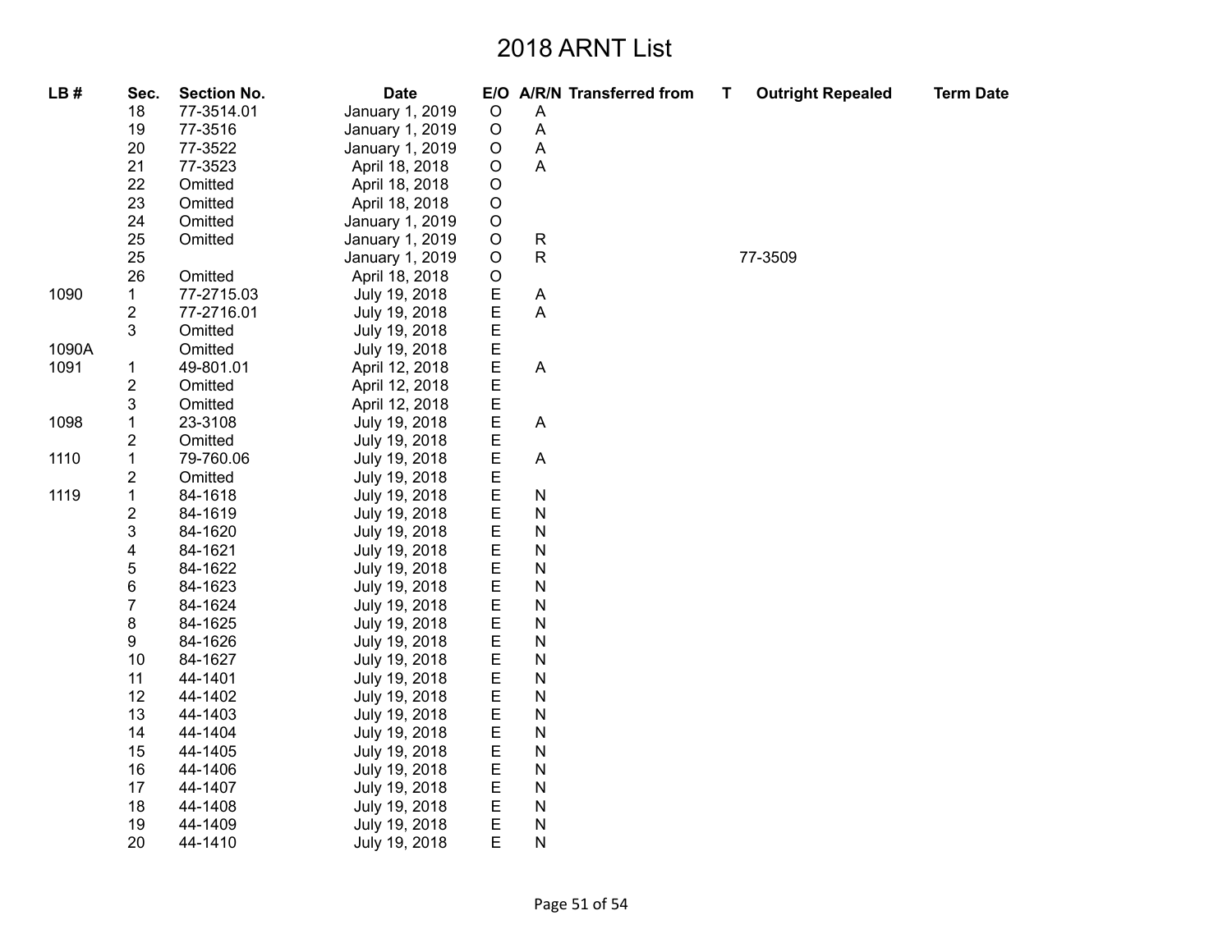# 2018 ARNT List

| LB # | Sec. | Section No. | Date | E/O | A/R/N | Transferred from | T | Outright Repealed | Term Date |
|---|---|---|---|---|---|---|---|---|---|
| | 18 | 77-3514.01 | January 1, 2019 | O | A | | | | |
| | 19 | 77-3516 | January 1, 2019 | O | A | | | | |
| | 20 | 77-3522 | January 1, 2019 | O | A | | | | |
| | 21 | 77-3523 | April 18, 2018 | O | A | | | | |
| | 22 | Omitted | April 18, 2018 | O | | | | | |
| | 23 | Omitted | April 18, 2018 | O | | | | | |
| | 24 | Omitted | January 1, 2019 | O | | | | | |
| | 25 | Omitted | January 1, 2019 | O | R | | | | |
| | 25 | | January 1, 2019 | O | R | | | 77-3509 | |
| | 26 | Omitted | April 18, 2018 | O | | | | | |
| 1090 | 1 | 77-2715.03 | July 19, 2018 | E | A | | | | |
| | 2 | 77-2716.01 | July 19, 2018 | E | A | | | | |
| | 3 | Omitted | July 19, 2018 | E | | | | | |
| 1090A | | Omitted | July 19, 2018 | E | | | | | |
| 1091 | 1 | 49-801.01 | April 12, 2018 | E | A | | | | |
| | 2 | Omitted | April 12, 2018 | E | | | | | |
| | 3 | Omitted | April 12, 2018 | E | | | | | |
| 1098 | 1 | 23-3108 | July 19, 2018 | E | A | | | | |
| | 2 | Omitted | July 19, 2018 | E | | | | | |
| 1110 | 1 | 79-760.06 | July 19, 2018 | E | A | | | | |
| | 2 | Omitted | July 19, 2018 | E | | | | | |
| 1119 | 1 | 84-1618 | July 19, 2018 | E | N | | | | |
| | 2 | 84-1619 | July 19, 2018 | E | N | | | | |
| | 3 | 84-1620 | July 19, 2018 | E | N | | | | |
| | 4 | 84-1621 | July 19, 2018 | E | N | | | | |
| | 5 | 84-1622 | July 19, 2018 | E | N | | | | |
| | 6 | 84-1623 | July 19, 2018 | E | N | | | | |
| | 7 | 84-1624 | July 19, 2018 | E | N | | | | |
| | 8 | 84-1625 | July 19, 2018 | E | N | | | | |
| | 9 | 84-1626 | July 19, 2018 | E | N | | | | |
| | 10 | 84-1627 | July 19, 2018 | E | N | | | | |
| | 11 | 44-1401 | July 19, 2018 | E | N | | | | |
| | 12 | 44-1402 | July 19, 2018 | E | N | | | | |
| | 13 | 44-1403 | July 19, 2018 | E | N | | | | |
| | 14 | 44-1404 | July 19, 2018 | E | N | | | | |
| | 15 | 44-1405 | July 19, 2018 | E | N | | | | |
| | 16 | 44-1406 | July 19, 2018 | E | N | | | | |
| | 17 | 44-1407 | July 19, 2018 | E | N | | | | |
| | 18 | 44-1408 | July 19, 2018 | E | N | | | | |
| | 19 | 44-1409 | July 19, 2018 | E | N | | | | |
| | 20 | 44-1410 | July 19, 2018 | E | N | | | | |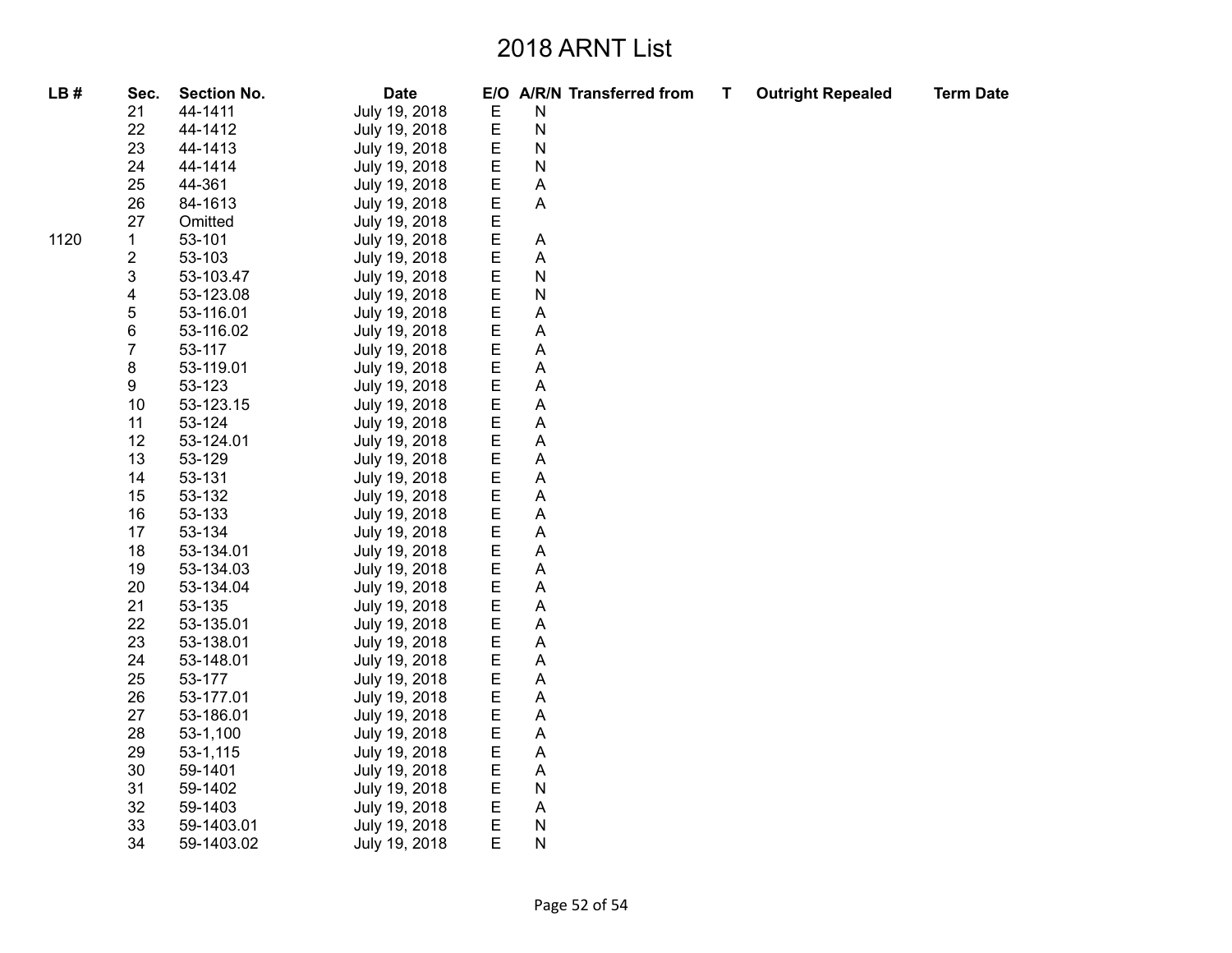# 2018 ARNT List

| LB # | Sec. | Section No. | Date | E/O | A/R/N | Transferred from | T | Outright Repealed | Term Date |
|---|---|---|---|---|---|---|---|---|---|
| | 21 | 44-1411 | July 19, 2018 | E | N | | | | |
| | 22 | 44-1412 | July 19, 2018 | E | N | | | | |
| | 23 | 44-1413 | July 19, 2018 | E | N | | | | |
| | 24 | 44-1414 | July 19, 2018 | E | N | | | | |
| | 25 | 44-361 | July 19, 2018 | E | A | | | | |
| | 26 | 84-1613 | July 19, 2018 | E | A | | | | |
| | 27 | Omitted | July 19, 2018 | E | | | | | |
| 1120 | 1 | 53-101 | July 19, 2018 | E | A | | | | |
| | 2 | 53-103 | July 19, 2018 | E | A | | | | |
| | 3 | 53-103.47 | July 19, 2018 | E | N | | | | |
| | 4 | 53-123.08 | July 19, 2018 | E | N | | | | |
| | 5 | 53-116.01 | July 19, 2018 | E | A | | | | |
| | 6 | 53-116.02 | July 19, 2018 | E | A | | | | |
| | 7 | 53-117 | July 19, 2018 | E | A | | | | |
| | 8 | 53-119.01 | July 19, 2018 | E | A | | | | |
| | 9 | 53-123 | July 19, 2018 | E | A | | | | |
| | 10 | 53-123.15 | July 19, 2018 | E | A | | | | |
| | 11 | 53-124 | July 19, 2018 | E | A | | | | |
| | 12 | 53-124.01 | July 19, 2018 | E | A | | | | |
| | 13 | 53-129 | July 19, 2018 | E | A | | | | |
| | 14 | 53-131 | July 19, 2018 | E | A | | | | |
| | 15 | 53-132 | July 19, 2018 | E | A | | | | |
| | 16 | 53-133 | July 19, 2018 | E | A | | | | |
| | 17 | 53-134 | July 19, 2018 | E | A | | | | |
| | 18 | 53-134.01 | July 19, 2018 | E | A | | | | |
| | 19 | 53-134.03 | July 19, 2018 | E | A | | | | |
| | 20 | 53-134.04 | July 19, 2018 | E | A | | | | |
| | 21 | 53-135 | July 19, 2018 | E | A | | | | |
| | 22 | 53-135.01 | July 19, 2018 | E | A | | | | |
| | 23 | 53-138.01 | July 19, 2018 | E | A | | | | |
| | 24 | 53-148.01 | July 19, 2018 | E | A | | | | |
| | 25 | 53-177 | July 19, 2018 | E | A | | | | |
| | 26 | 53-177.01 | July 19, 2018 | E | A | | | | |
| | 27 | 53-186.01 | July 19, 2018 | E | A | | | | |
| | 28 | 53-1,100 | July 19, 2018 | E | A | | | | |
| | 29 | 53-1,115 | July 19, 2018 | E | A | | | | |
| | 30 | 59-1401 | July 19, 2018 | E | A | | | | |
| | 31 | 59-1402 | July 19, 2018 | E | N | | | | |
| | 32 | 59-1403 | July 19, 2018 | E | A | | | | |
| | 33 | 59-1403.01 | July 19, 2018 | E | N | | | | |
| | 34 | 59-1403.02 | July 19, 2018 | E | N | | | | |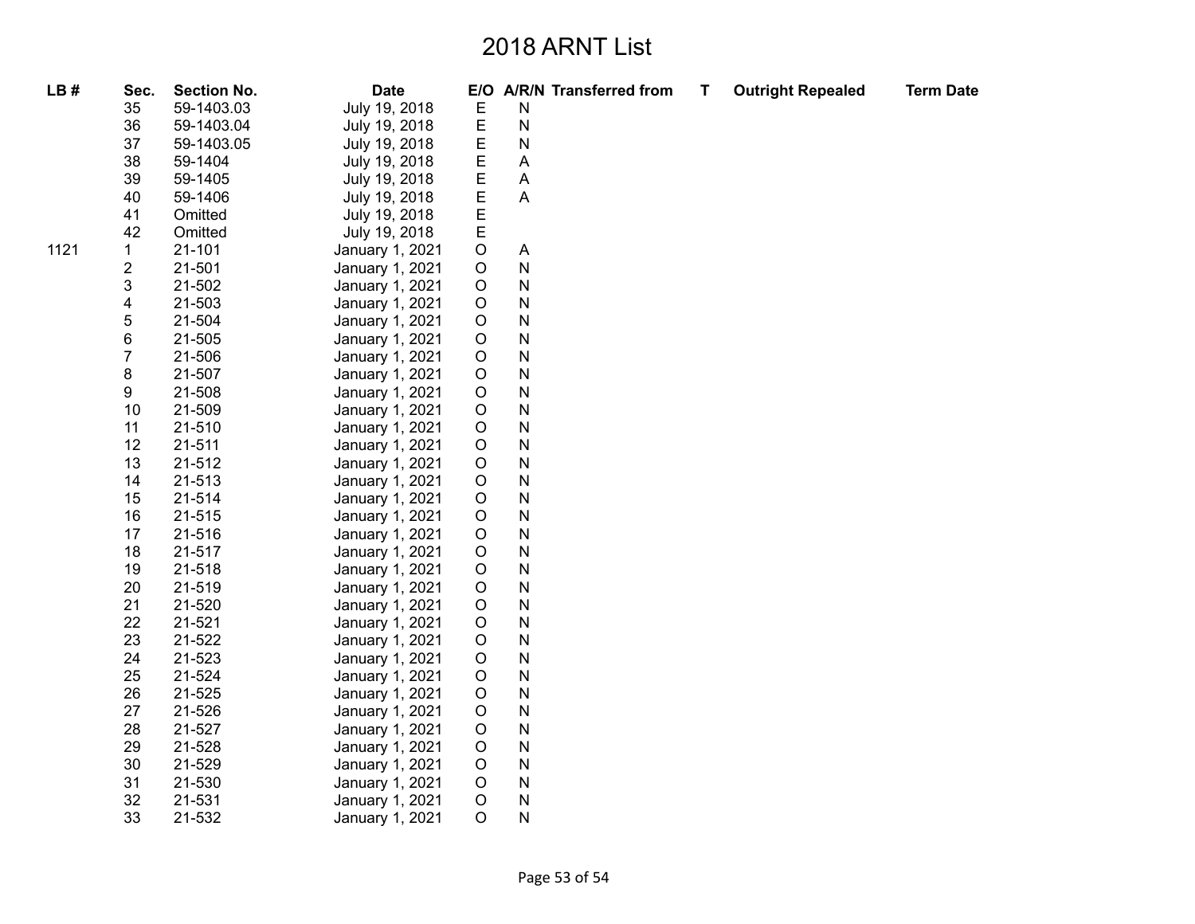# 2018 ARNT List

| LB # | Sec. | Section No. | Date | E/O | A/R/N | Transferred from | T | Outright Repealed | Term Date |
|---|---|---|---|---|---|---|---|---|---|
| | 35 | 59-1403.03 | July 19, 2018 | E | N | | | | |
| | 36 | 59-1403.04 | July 19, 2018 | E | N | | | | |
| | 37 | 59-1403.05 | July 19, 2018 | E | N | | | | |
| | 38 | 59-1404 | July 19, 2018 | E | A | | | | |
| | 39 | 59-1405 | July 19, 2018 | E | A | | | | |
| | 40 | 59-1406 | July 19, 2018 | E | A | | | | |
| | 41 | Omitted | July 19, 2018 | E | | | | | |
| | 42 | Omitted | July 19, 2018 | E | | | | | |
| 1121 | 1 | 21-101 | January 1, 2021 | O | A | | | | |
| | 2 | 21-501 | January 1, 2021 | O | N | | | | |
| | 3 | 21-502 | January 1, 2021 | O | N | | | | |
| | 4 | 21-503 | January 1, 2021 | O | N | | | | |
| | 5 | 21-504 | January 1, 2021 | O | N | | | | |
| | 6 | 21-505 | January 1, 2021 | O | N | | | | |
| | 7 | 21-506 | January 1, 2021 | O | N | | | | |
| | 8 | 21-507 | January 1, 2021 | O | N | | | | |
| | 9 | 21-508 | January 1, 2021 | O | N | | | | |
| | 10 | 21-509 | January 1, 2021 | O | N | | | | |
| | 11 | 21-510 | January 1, 2021 | O | N | | | | |
| | 12 | 21-511 | January 1, 2021 | O | N | | | | |
| | 13 | 21-512 | January 1, 2021 | O | N | | | | |
| | 14 | 21-513 | January 1, 2021 | O | N | | | | |
| | 15 | 21-514 | January 1, 2021 | O | N | | | | |
| | 16 | 21-515 | January 1, 2021 | O | N | | | | |
| | 17 | 21-516 | January 1, 2021 | O | N | | | | |
| | 18 | 21-517 | January 1, 2021 | O | N | | | | |
| | 19 | 21-518 | January 1, 2021 | O | N | | | | |
| | 20 | 21-519 | January 1, 2021 | O | N | | | | |
| | 21 | 21-520 | January 1, 2021 | O | N | | | | |
| | 22 | 21-521 | January 1, 2021 | O | N | | | | |
| | 23 | 21-522 | January 1, 2021 | O | N | | | | |
| | 24 | 21-523 | January 1, 2021 | O | N | | | | |
| | 25 | 21-524 | January 1, 2021 | O | N | | | | |
| | 26 | 21-525 | January 1, 2021 | O | N | | | | |
| | 27 | 21-526 | January 1, 2021 | O | N | | | | |
| | 28 | 21-527 | January 1, 2021 | O | N | | | | |
| | 29 | 21-528 | January 1, 2021 | O | N | | | | |
| | 30 | 21-529 | January 1, 2021 | O | N | | | | |
| | 31 | 21-530 | January 1, 2021 | O | N | | | | |
| | 32 | 21-531 | January 1, 2021 | O | N | | | | |
| | 33 | 21-532 | January 1, 2021 | O | N | | | | |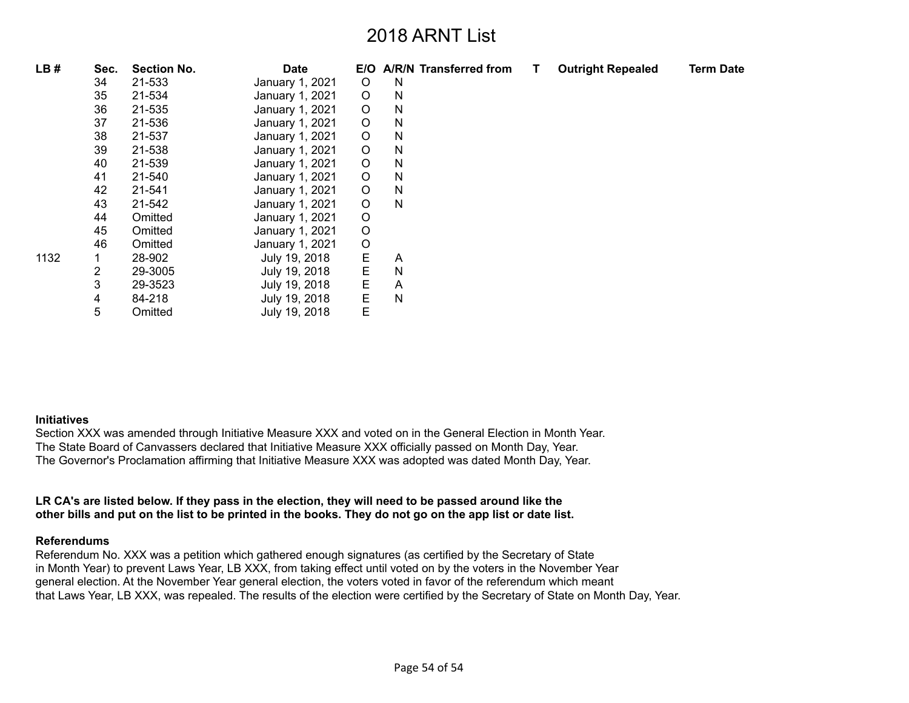# 2018 ARNT List

| LB # | Sec. | Section No. | Date | E/O | A/R/N | Transferred from | T | Outright Repealed | Term Date |
|---|---|---|---|---|---|---|---|---|---|
| | 34 | 21-533 | January 1, 2021 | O | N | | | | |
| | 35 | 21-534 | January 1, 2021 | O | N | | | | |
| | 36 | 21-535 | January 1, 2021 | O | N | | | | |
| | 37 | 21-536 | January 1, 2021 | O | N | | | | |
| | 38 | 21-537 | January 1, 2021 | O | N | | | | |
| | 39 | 21-538 | January 1, 2021 | O | N | | | | |
| | 40 | 21-539 | January 1, 2021 | O | N | | | | |
| | 41 | 21-540 | January 1, 2021 | O | N | | | | |
| | 42 | 21-541 | January 1, 2021 | O | N | | | | |
| | 43 | 21-542 | January 1, 2021 | O | N | | | | |
| | 44 | Omitted | January 1, 2021 | O | | | | | |
| | 45 | Omitted | January 1, 2021 | O | | | | | |
| | 46 | Omitted | January 1, 2021 | O | | | | | |
| 1132 | 1 | 28-902 | July 19, 2018 | E | A | | | | |
| | 2 | 29-3005 | July 19, 2018 | E | N | | | | |
| | 3 | 29-3523 | July 19, 2018 | E | A | | | | |
| | 4 | 84-218 | July 19, 2018 | E | N | | | | |
| | 5 | Omitted | July 19, 2018 | E | | | | | |

**Initiatives**

Section XXX was amended through Initiative Measure XXX and voted on in the General Election in Month Year.
The State Board of Canvassers declared that Initiative Measure XXX officially passed on Month Day, Year.
The Governor's Proclamation affirming that Initiative Measure XXX was adopted was dated Month Day, Year.

**LR CA's are listed below. If they pass in the election, they will need to be passed around like the other bills and put on the list to be printed in the books. They do not go on the app list or date list.**

**Referendums**

Referendum No. XXX was a petition which gathered enough signatures (as certified by the Secretary of State in Month Year) to prevent Laws Year, LB XXX, from taking effect until voted on by the voters in the November Year general election. At the November Year general election, the voters voted in favor of the referendum which meant that Laws Year, LB XXX, was repealed. The results of the election were certified by the Secretary of State on Month Day, Year.